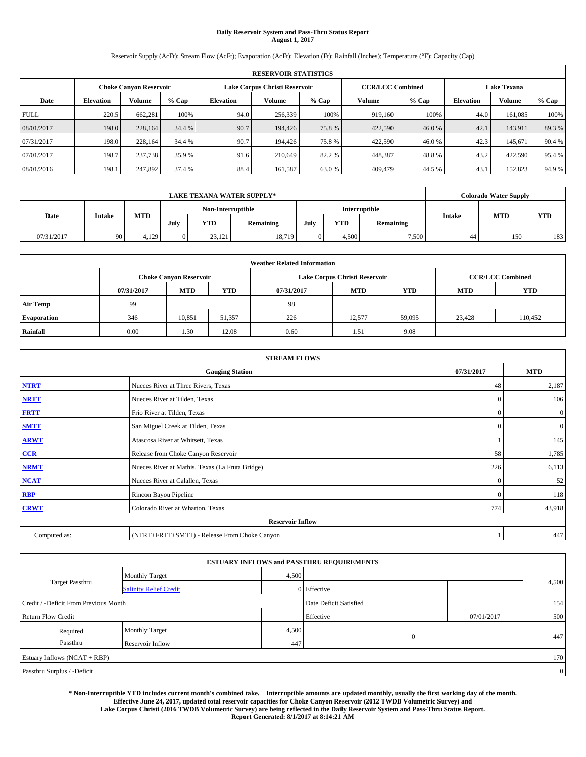**Daily Reservoir System and Pass-Thru Status Report**
**August 1, 2017**

Reservoir Supply (AcFt); Stream Flow (AcFt); Evaporation (AcFt); Elevation (Ft); Rainfall (Inches); Temperature (°F); Capacity (Cap)

| RESERVOIR STATISTICS | | | | | | | | | | | |
|---|---|---|---|---|---|---|---|---|---|---|---|
| | Choke Canyon Reservoir | | | Lake Corpus Christi Reservoir | | | CCR/LCC Combined | | Lake Texana | | |
| Date | Elevation | Volume | % Cap | Elevation | Volume | % Cap | Volume | % Cap | Elevation | Volume | % Cap |
| FULL | 220.5 | 662,281 | 100% | 94.0 | 256,339 | 100% | 919,160 | 100% | 44.0 | 161,085 | 100% |
| 08/01/2017 | 198.0 | 228,164 | 34.4 % | 90.7 | 194,426 | 75.8 % | 422,590 | 46.0 % | 42.1 | 143,911 | 89.3 % |
| 07/31/2017 | 198.0 | 228,164 | 34.4 % | 90.7 | 194,426 | 75.8 % | 422,590 | 46.0 % | 42.3 | 145,671 | 90.4 % |
| 07/01/2017 | 198.7 | 237,738 | 35.9 % | 91.6 | 210,649 | 82.2 % | 448,387 | 48.8 % | 43.2 | 422,590 | 95.4 % |
| 08/01/2016 | 198.1 | 247,892 | 37.4 % | 88.4 | 161,587 | 63.0 % | 409,479 | 44.5 % | 43.1 | 152,823 | 94.9 % |

| LAKE TEXANA WATER SUPPLY* | | | | | | | | | Colorado Water Supply | | |
|---|---|---|---|---|---|---|---|---|---|---|---|
| Date | Intake | MTD | Non-Interruptible | | | Interruptible | | | Intake | MTD | YTD |
| | | | July | YTD | Remaining | July | YTD | Remaining | | | |
| 07/31/2017 | 90 | 4,129 | 0 | 23,121 | 18,719 | 0 | 4,500 | 7,500 | 44 | 150 | 183 |

| Weather Related Information | | | | | | | | |
|---|---|---|---|---|---|---|---|---|
| | Choke Canyon Reservoir | | | Lake Corpus Christi Reservoir | | | CCR/LCC Combined | |
| | 07/31/2017 | MTD | YTD | 07/31/2017 | MTD | YTD | MTD | YTD |
| Air Temp | 99 | | | 98 | | | | |
| Evaporation | 346 | 10,851 | 51,357 | 226 | 12,577 | 59,095 | 23,428 | 110,452 |
| Rainfall | 0.00 | 1.30 | 12.08 | 0.60 | 1.51 | 9.08 | | |

| STREAM FLOWS | | | |
|---|---|---|---|
| Gauging Station | | 07/31/2017 | MTD |
| NTRT | Nueces River at Three Rivers, Texas | 48 | 2,187 |
| NRTT | Nueces River at Tilden, Texas | 0 | 106 |
| FRTT | Frio River at Tilden, Texas | 0 | 0 |
| SMTT | San Miguel Creek at Tilden, Texas | 0 | 0 |
| ARWT | Atascosa River at Whitsett, Texas | 1 | 145 |
| CCR | Release from Choke Canyon Reservoir | 58 | 1,785 |
| NRMT | Nueces River at Mathis, Texas (La Fruta Bridge) | 226 | 6,113 |
| NCAT | Nueces River at Calallen, Texas | 0 | 52 |
| RBP | Rincon Bayou Pipeline | 0 | 118 |
| CRWT | Colorado River at Wharton, Texas | 774 | 43,918 |
| Reservoir Inflow | | | |
| Computed as: | (NTRT+FRTT+SMTT) - Release From Choke Canyon | 1 | 447 |

| ESTUARY INFLOWS and PASSTHRU REQUIREMENTS | | | | | |
|---|---|---|---|---|---|
| Target Passthru | Monthly Target | 4,500 | | | 4,500 |
| | Salinity Relief Credit | 0 | Effective | | |
| Credit / -Deficit From Previous Month | | | Date Deficit Satisfied | | 154 |
| Return Flow Credit | | | Effective | 07/01/2017 | 500 |
| Required Passthru | Monthly Target | 4,500 | 0 | | 447 |
| | Reservoir Inflow | 447 | | | |
| Estuary Inflows (NCAT + RBP) | | | | | 170 |
| Passthru Surplus / -Deficit | | | | | 0 |

**\* Non-Interruptible YTD includes current month's combined take. Interruptible amounts are updated monthly, usually the first working day of the month. Effective June 24, 2017, updated total reservoir capacities for Choke Canyon Reservoir (2012 TWDB Volumetric Survey) and Lake Corpus Christi (2016 TWDB Volumetric Survey) are being reflected in the Daily Reservoir System and Pass-Thru Status Report. Report Generated: 8/1/2017 at 8:14:21 AM**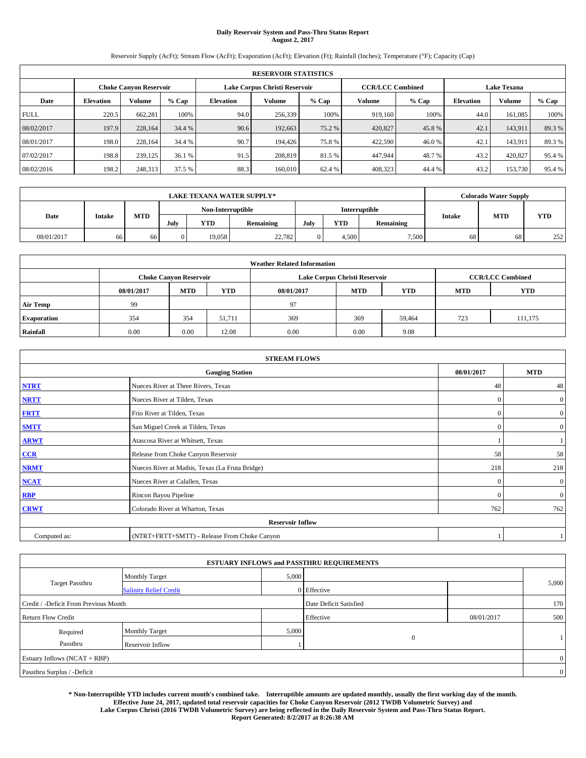**Daily Reservoir System and Pass-Thru Status Report**
**August 2, 2017**

Reservoir Supply (AcFt); Stream Flow (AcFt); Evaporation (AcFt); Elevation (Ft); Rainfall (Inches); Temperature (°F); Capacity (Cap)

| RESERVOIR STATISTICS | | | | | | | | | | | |
|---|---|---|---|---|---|---|---|---|---|---|---|
| | Choke Canyon Reservoir | | | Lake Corpus Christi Reservoir | | | CCR/LCC Combined | | Lake Texana | | |
| Date | Elevation | Volume | % Cap | Elevation | Volume | % Cap | Volume | % Cap | Elevation | Volume | % Cap |
| FULL | 220.5 | 662,281 | 100% | 94.0 | 256,339 | 100% | 919,160 | 100% | 44.0 | 161,085 | 100% |
| 08/02/2017 | 197.9 | 228,164 | 34.4 % | 90.6 | 192,663 | 75.2 % | 420,827 | 45.8 % | 42.1 | 143,911 | 89.3 % |
| 08/01/2017 | 198.0 | 228,164 | 34.4 % | 90.7 | 194,426 | 75.8 % | 422,590 | 46.0 % | 42.1 | 143,911 | 89.3 % |
| 07/02/2017 | 198.8 | 239,125 | 36.1 % | 91.5 | 208,819 | 81.5 % | 447,944 | 48.7 % | 43.2 | 420,827 | 95.4 % |
| 08/02/2016 | 198.2 | 248,313 | 37.5 % | 88.3 | 160,010 | 62.4 % | 408,323 | 44.4 % | 43.2 | 153,730 | 95.4 % |

| LAKE TEXANA WATER SUPPLY* | | | | | | | | | Colorado Water Supply | | |
|---|---|---|---|---|---|---|---|---|---|---|---|
| Date | Intake | MTD | Non-Interruptible | | | Interruptible | | | Intake | MTD | YTD |
| | | | July | YTD | Remaining | July | YTD | Remaining | | | |
| 08/01/2017 | 66 | 66 | 0 | 19,058 | 22,782 | 0 | 4,500 | 7,500 | 68 | 68 | 252 |

| Weather Related Information | | | | | | | | |
|---|---|---|---|---|---|---|---|---|
| | Choke Canyon Reservoir | | | Lake Corpus Christi Reservoir | | | CCR/LCC Combined | |
| | 08/01/2017 | MTD | YTD | 08/01/2017 | MTD | YTD | MTD | YTD |
| Air Temp | 99 | | | 97 | | | | |
| Evaporation | 354 | 354 | 51,711 | 369 | 369 | 59,464 | 723 | 111,175 |
| Rainfall | 0.00 | 0.00 | 12.08 | 0.00 | 0.00 | 9.08 | | |

| STREAM FLOWS | | | |
|---|---|---|---|
| Gauging Station | | 08/01/2017 | MTD |
| NTRT | Nueces River at Three Rivers, Texas | 48 | 48 |
| NRTT | Nueces River at Tilden, Texas | 0 | 0 |
| FRTT | Frio River at Tilden, Texas | 0 | 0 |
| SMTT | San Miguel Creek at Tilden, Texas | 0 | 0 |
| ARWT | Atascosa River at Whitsett, Texas | 1 | 1 |
| CCR | Release from Choke Canyon Reservoir | 58 | 58 |
| NRMT | Nueces River at Mathis, Texas (La Fruta Bridge) | 218 | 218 |
| NCAT | Nueces River at Calallen, Texas | 0 | 0 |
| RBP | Rincon Bayou Pipeline | 0 | 0 |
| CRWT | Colorado River at Wharton, Texas | 762 | 762 |
| Reservoir Inflow | | | |
| Computed as: | (NTRT+FRTT+SMTT) - Release From Choke Canyon | 1 | 1 |

| ESTUARY INFLOWS and PASSTHRU REQUIREMENTS | | | | | |
|---|---|---|---|---|---|
| Target Passthru | Monthly Target | 5,000 | | | 5,000 |
| | Salinity Relief Credit | 0 | Effective | | |
| Credit / -Deficit From Previous Month | | | Date Deficit Satisfied | | 170 |
| Return Flow Credit | | | Effective | 08/01/2017 | 500 |
| Required Passthru | Monthly Target | 5,000 | 0 | | 1 |
| | Reservoir Inflow | 1 | | | |
| Estuary Inflows (NCAT + RBP) | | | | | 0 |
| Passthru Surplus / -Deficit | | | | | 0 |

**\* Non-Interruptible YTD includes current month's combined take. Interruptible amounts are updated monthly, usually the first working day of the month.**
**Effective June 24, 2017, updated total reservoir capacities for Choke Canyon Reservoir (2012 TWDB Volumetric Survey) and Lake Corpus Christi (2016 TWDB Volumetric Survey) are being reflected in the Daily Reservoir System and Pass-Thru Status Report.**
**Report Generated: 8/2/2017 at 8:26:38 AM**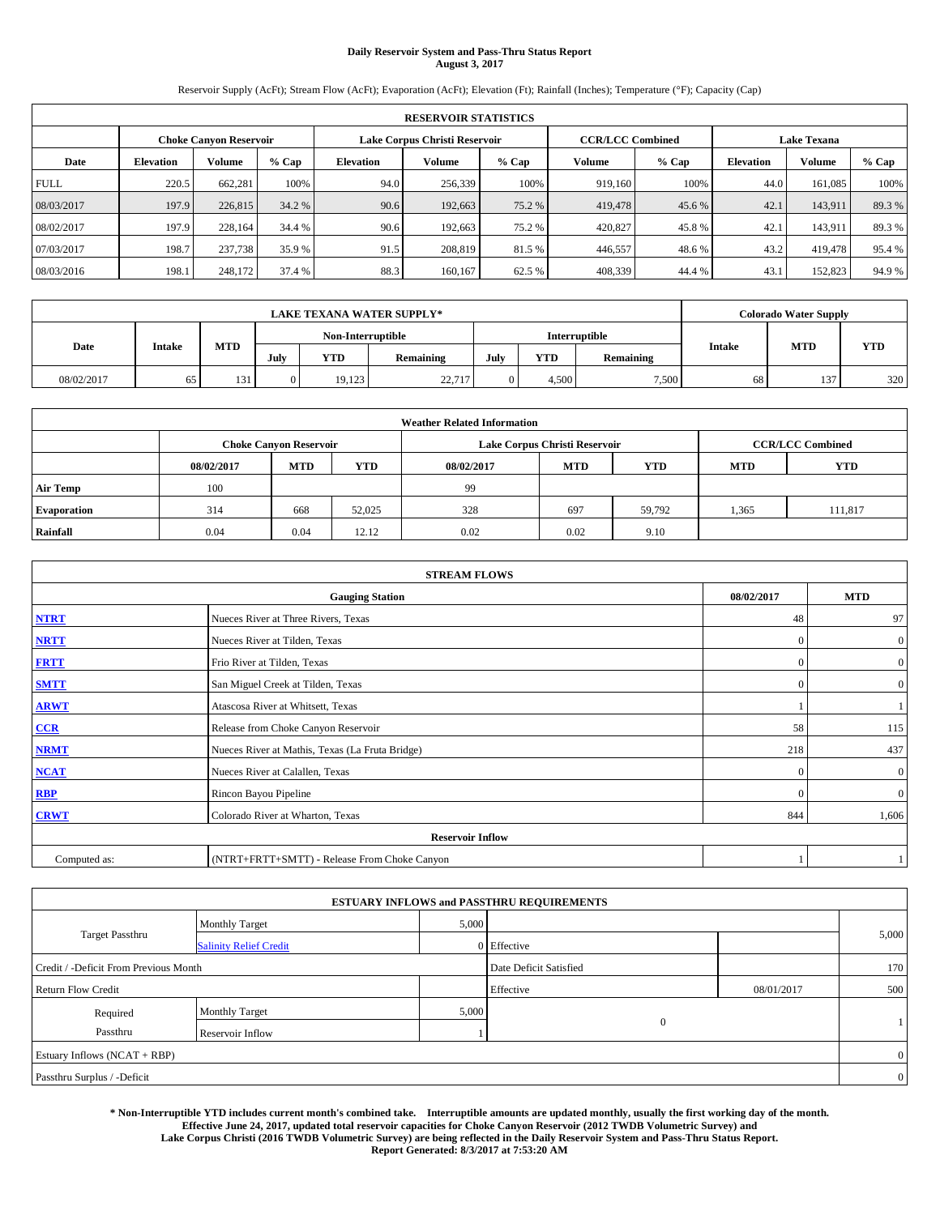# Daily Reservoir System and Pass-Thru Status Report
## August 3, 2017

Reservoir Supply (AcFt); Stream Flow (AcFt); Evaporation (AcFt); Elevation (Ft); Rainfall (Inches); Temperature (°F); Capacity (Cap)

| RESERVOIR STATISTICS | | | | | | | | | | | |
|---|---|---|---|---|---|---|---|---|---|---|---|
| | Choke Canyon Reservoir | | | Lake Corpus Christi Reservoir | | | CCR/LCC Combined | | Lake Texana | | |
| Date | Elevation | Volume | % Cap | Elevation | Volume | % Cap | Volume | % Cap | Elevation | Volume | % Cap |
| FULL | 220.5 | 662,281 | 100% | 94.0 | 256,339 | 100% | 919,160 | 100% | 44.0 | 161,085 | 100% |
| 08/03/2017 | 197.9 | 226,815 | 34.2 % | 90.6 | 192,663 | 75.2 % | 419,478 | 45.6 % | 42.1 | 143,911 | 89.3 % |
| 08/02/2017 | 197.9 | 228,164 | 34.4 % | 90.6 | 192,663 | 75.2 % | 420,827 | 45.8 % | 42.1 | 143,911 | 89.3 % |
| 07/03/2017 | 198.7 | 237,738 | 35.9 % | 91.5 | 208,819 | 81.5 % | 446,557 | 48.6 % | 43.2 | 419,478 | 95.4 % |
| 08/03/2016 | 198.1 | 248,172 | 37.4 % | 88.3 | 160,167 | 62.5 % | 408,339 | 44.4 % | 43.1 | 152,823 | 94.9 % |

| LAKE TEXANA WATER SUPPLY* | | | | | | | | | Colorado Water Supply | | |
|---|---|---|---|---|---|---|---|---|---|---|---|
| Date | Intake | MTD | Non-Interruptible | | | Interruptible | | | Intake | MTD | YTD |
| | | | July | YTD | Remaining | July | YTD | Remaining | | | |
| 08/02/2017 | 65 | 131 | 0 | 19,123 | 22,717 | 0 | 4,500 | 7,500 | 68 | 137 | 320 |

| Weather Related Information | | | | | | | | |
|---|---|---|---|---|---|---|---|---|
| | Choke Canyon Reservoir | | | Lake Corpus Christi Reservoir | | | CCR/LCC Combined | |
| | 08/02/2017 | MTD | YTD | 08/02/2017 | MTD | YTD | MTD | YTD |
| Air Temp | 100 | | | 99 | | | | |
| Evaporation | 314 | 668 | 52,025 | 328 | 697 | 59,792 | 1,365 | 111,817 |
| Rainfall | 0.04 | 0.04 | 12.12 | 0.02 | 0.02 | 9.10 | | |

| STREAM FLOWS | | | |
|---|---|---|---|
| Gauging Station | | 08/02/2017 | MTD |
| NTRT | Nueces River at Three Rivers, Texas | 48 | 97 |
| NRTT | Nueces River at Tilden, Texas | 0 | 0 |
| FRTT | Frio River at Tilden, Texas | 0 | 0 |
| SMTT | San Miguel Creek at Tilden, Texas | 0 | 0 |
| ARWT | Atascosa River at Whitsett, Texas | 1 | 1 |
| CCR | Release from Choke Canyon Reservoir | 58 | 115 |
| NRMT | Nueces River at Mathis, Texas (La Fruta Bridge) | 218 | 437 |
| NCAT | Nueces River at Calallen, Texas | 0 | 0 |
| RBP | Rincon Bayou Pipeline | 0 | 0 |
| CRWT | Colorado River at Wharton, Texas | 844 | 1,606 |
| Reservoir Inflow | | | |
| Computed as: | (NTRT+FRTT+SMTT) - Release From Choke Canyon | 1 | 1 |

| ESTUARY INFLOWS and PASSTHRU REQUIREMENTS | | | | | |
|---|---|---|---|---|---|
| Target Passthru | Monthly Target | 5,000 | | | 5,000 |
| | Salinity Relief Credit | 0 | Effective | | |
| Credit / -Deficit From Previous Month | | | Date Deficit Satisfied | | 170 |
| Return Flow Credit | | | Effective | 08/01/2017 | 500 |
| Required Passthru | Monthly Target | 5,000 | 0 | | 1 |
| | Reservoir Inflow | 1 | | | |
| Estuary Inflows (NCAT + RBP) | | | | | 0 |
| Passthru Surplus / -Deficit | | | | | 0 |

**\* Non-Interruptible YTD includes current month's combined take. Interruptible amounts are updated monthly, usually the first working day of the month. Effective June 24, 2017, updated total reservoir capacities for Choke Canyon Reservoir (2012 TWDB Volumetric Survey) and Lake Corpus Christi (2016 TWDB Volumetric Survey) are being reflected in the Daily Reservoir System and Pass-Thru Status Report. Report Generated: 8/3/2017 at 7:53:20 AM**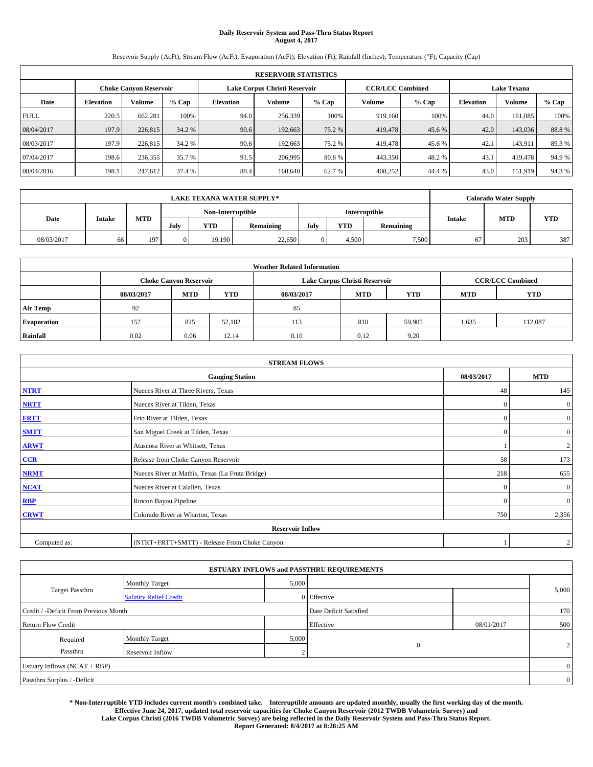# Daily Reservoir System and Pass-Thru Status Report
## August 4, 2017

Reservoir Supply (AcFt); Stream Flow (AcFt); Evaporation (AcFt); Elevation (Ft); Rainfall (Inches); Temperature (°F); Capacity (Cap)

| RESERVOIR STATISTICS | | | | | | | | | | | |
|---|---|---|---|---|---|---|---|---|---|---|---|
| | Choke Canyon Reservoir | | | Lake Corpus Christi Reservoir | | | CCR/LCC Combined | | Lake Texana | | |
| Date | Elevation | Volume | % Cap | Elevation | Volume | % Cap | Volume | % Cap | Elevation | Volume | % Cap |
| FULL | 220.5 | 662,281 | 100% | 94.0 | 256,339 | 100% | 919,160 | 100% | 44.0 | 161,085 | 100% |
| 08/04/2017 | 197.9 | 226,815 | 34.2 % | 90.6 | 192,663 | 75.2 % | 419,478 | 45.6 % | 42.0 | 143,036 | 88.8 % |
| 08/03/2017 | 197.9 | 226,815 | 34.2 % | 90.6 | 192,663 | 75.2 % | 419,478 | 45.6 % | 42.1 | 143,911 | 89.3 % |
| 07/04/2017 | 198.6 | 236,355 | 35.7 % | 91.5 | 206,995 | 80.8 % | 443,350 | 48.2 % | 43.1 | 419,478 | 94.9 % |
| 08/04/2016 | 198.1 | 247,612 | 37.4 % | 88.4 | 160,640 | 62.7 % | 408,252 | 44.4 % | 43.0 | 151,919 | 94.3 % |

| LAKE TEXANA WATER SUPPLY* | | | | | | | | | Colorado Water Supply | | |
|---|---|---|---|---|---|---|---|---|---|---|---|
| Date | Intake | MTD | Non-Interruptible | | | Interruptible | | | Intake | MTD | YTD |
| | | | July | YTD | Remaining | July | YTD | Remaining | | | |
| 08/03/2017 | 66 | 197 | 0 | 19,190 | 22,650 | 0 | 4,500 | 7,500 | 67 | 203 | 387 |

| Weather Related Information | | | | | | | | |
|---|---|---|---|---|---|---|---|---|
| | Choke Canyon Reservoir | | | Lake Corpus Christi Reservoir | | | CCR/LCC Combined | |
| | 08/03/2017 | MTD | YTD | 08/03/2017 | MTD | YTD | MTD | YTD |
| Air Temp | 92 | | | 85 | | | | |
| Evaporation | 157 | 825 | 52,182 | 113 | 810 | 59,905 | 1,635 | 112,087 |
| Rainfall | 0.02 | 0.06 | 12.14 | 0.10 | 0.12 | 9.20 | | |

| STREAM FLOWS | | | |
|---|---|---|---|
| Gauging Station | | 08/03/2017 | MTD |
| NTRT | Nueces River at Three Rivers, Texas | 48 | 145 |
| NRTT | Nueces River at Tilden, Texas | 0 | 0 |
| FRTT | Frio River at Tilden, Texas | 0 | 0 |
| SMTT | San Miguel Creek at Tilden, Texas | 0 | 0 |
| ARWT | Atascosa River at Whitsett, Texas | 1 | 2 |
| CCR | Release from Choke Canyon Reservoir | 58 | 173 |
| NRMT | Nueces River at Mathis, Texas (La Fruta Bridge) | 218 | 655 |
| NCAT | Nueces River at Calallen, Texas | 0 | 0 |
| RBP | Rincon Bayou Pipeline | 0 | 0 |
| CRWT | Colorado River at Wharton, Texas | 750 | 2,356 |
| Reservoir Inflow | | | |
| Computed as: | (NTRT+FRTT+SMTT) - Release From Choke Canyon | 1 | 2 |

| ESTUARY INFLOWS and PASSTHRU REQUIREMENTS | | | | | |
|---|---|---|---|---|---|
| Target Passthru | Monthly Target | 5,000 | | | 5,000 |
| | Salinity Relief Credit | 0 | Effective | | |
| Credit / -Deficit From Previous Month | | | Date Deficit Satisfied | | 170 |
| Return Flow Credit | | | Effective | 08/01/2017 | 500 |
| Required Passthru | Monthly Target | 5,000 | 0 | | 2 |
| | Reservoir Inflow | 2 | | | |
| Estuary Inflows (NCAT + RBP) | | | | | 0 |
| Passthru Surplus / -Deficit | | | | | 0 |

**\* Non-Interruptible YTD includes current month's combined take. Interruptible amounts are updated monthly, usually the first working day of the month. Effective June 24, 2017, updated total reservoir capacities for Choke Canyon Reservoir (2012 TWDB Volumetric Survey) and Lake Corpus Christi (2016 TWDB Volumetric Survey) are being reflected in the Daily Reservoir System and Pass-Thru Status Report. Report Generated: 8/4/2017 at 8:28:25 AM**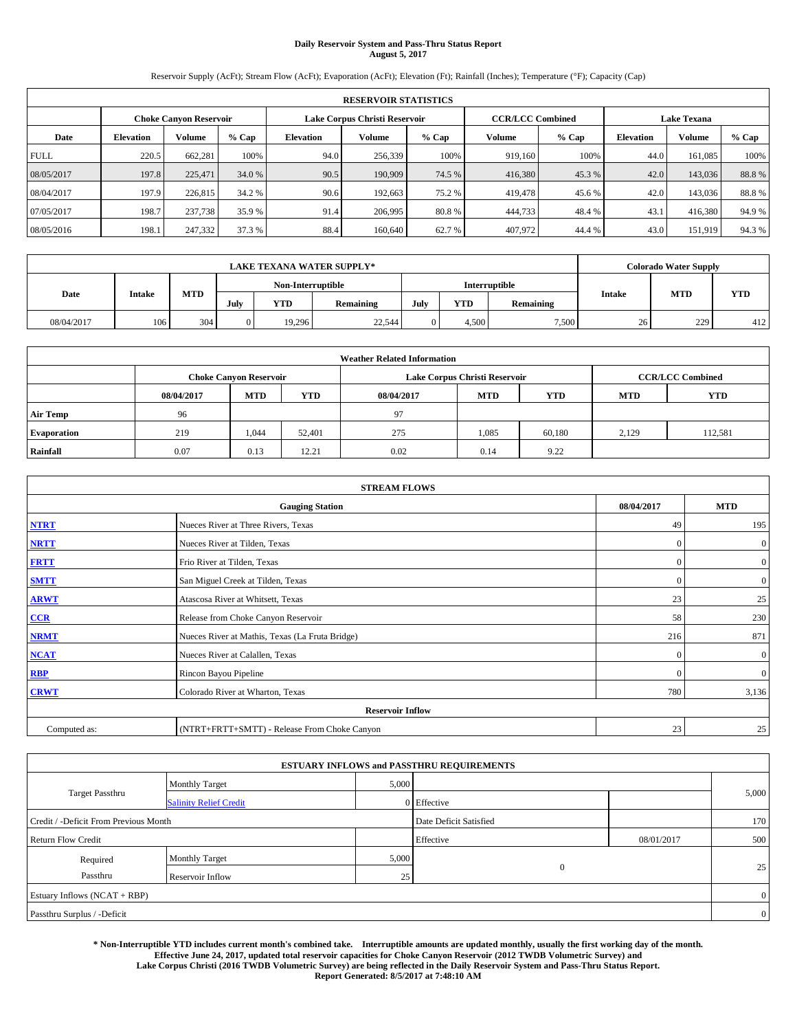# Daily Reservoir System and Pass-Thru Status Report
## August 5, 2017

Reservoir Supply (AcFt); Stream Flow (AcFt); Evaporation (AcFt); Elevation (Ft); Rainfall (Inches); Temperature (°F); Capacity (Cap)

| RESERVOIR STATISTICS | | | | | | | | | | | |
|---|---|---|---|---|---|---|---|---|---|---|---|
| | Choke Canyon Reservoir | | | Lake Corpus Christi Reservoir | | | CCR/LCC Combined | | Lake Texana | | |
| Date | Elevation | Volume | % Cap | Elevation | Volume | % Cap | Volume | % Cap | Elevation | Volume | % Cap |
| FULL | 220.5 | 662,281 | 100% | 94.0 | 256,339 | 100% | 919,160 | 100% | 44.0 | 161,085 | 100% |
| 08/05/2017 | 197.8 | 225,471 | 34.0 % | 90.5 | 190,909 | 74.5 % | 416,380 | 45.3 % | 42.0 | 143,036 | 88.8 % |
| 08/04/2017 | 197.9 | 226,815 | 34.2 % | 90.6 | 192,663 | 75.2 % | 419,478 | 45.6 % | 42.0 | 143,036 | 88.8 % |
| 07/05/2017 | 198.7 | 237,738 | 35.9 % | 91.4 | 206,995 | 80.8 % | 444,733 | 48.4 % | 43.1 | 416,380 | 94.9 % |
| 08/05/2016 | 198.1 | 247,332 | 37.3 % | 88.4 | 160,640 | 62.7 % | 407,972 | 44.4 % | 43.0 | 151,919 | 94.3 % |

| LAKE TEXANA WATER SUPPLY* | | | | | | | | | Colorado Water Supply | | |
|---|---|---|---|---|---|---|---|---|---|---|---|
| Date | Intake | MTD | Non-Interruptible | | | Interruptible | | | Intake | MTD | YTD |
| | | | July | YTD | Remaining | July | YTD | Remaining | | | |
| 08/04/2017 | 106 | 304 | 0 | 19,296 | 22,544 | 0 | 4,500 | 7,500 | 26 | 229 | 412 |

| Weather Related Information | | | | | | | | |
|---|---|---|---|---|---|---|---|---|
| | Choke Canyon Reservoir | | | Lake Corpus Christi Reservoir | | | CCR/LCC Combined | |
| | 08/04/2017 | MTD | YTD | 08/04/2017 | MTD | YTD | MTD | YTD |
| Air Temp | 96 | | | 97 | | | | |
| Evaporation | 219 | 1,044 | 52,401 | 275 | 1,085 | 60,180 | 2,129 | 112,581 |
| Rainfall | 0.07 | 0.13 | 12.21 | 0.02 | 0.14 | 9.22 | | |

| STREAM FLOWS | | | |
|---|---|---|---|
| Gauging Station | | 08/04/2017 | MTD |
| NTRT | Nueces River at Three Rivers, Texas | 49 | 195 |
| NRTT | Nueces River at Tilden, Texas | 0 | 0 |
| FRTT | Frio River at Tilden, Texas | 0 | 0 |
| SMTT | San Miguel Creek at Tilden, Texas | 0 | 0 |
| ARWT | Atascosa River at Whitsett, Texas | 23 | 25 |
| CCR | Release from Choke Canyon Reservoir | 58 | 230 |
| NRMT | Nueces River at Mathis, Texas (La Fruta Bridge) | 216 | 871 |
| NCAT | Nueces River at Calallen, Texas | 0 | 0 |
| RBP | Rincon Bayou Pipeline | 0 | 0 |
| CRWT | Colorado River at Wharton, Texas | 780 | 3,136 |
| Reservoir Inflow | | | |
| Computed as: | (NTRT+FRTT+SMTT) - Release From Choke Canyon | 23 | 25 |

| ESTUARY INFLOWS and PASSTHRU REQUIREMENTS | | | | | |
|---|---|---|---|---|---|
| Target Passthru | Monthly Target | 5,000 | | | 5,000 |
| | Salinity Relief Credit | 0 | Effective | | |
| Credit / -Deficit From Previous Month | | | Date Deficit Satisfied | | 170 |
| Return Flow Credit | | | Effective | 08/01/2017 | 500 |
| Required Passthru | Monthly Target | 5,000 | 0 | | 25 |
| | Reservoir Inflow | 25 | | | |
| Estuary Inflows (NCAT + RBP) | | | | | 0 |
| Passthru Surplus / -Deficit | | | | | 0 |

**\* Non-Interruptible YTD includes current month's combined take. Interruptible amounts are updated monthly, usually the first working day of the month. Effective June 24, 2017, updated total reservoir capacities for Choke Canyon Reservoir (2012 TWDB Volumetric Survey) and Lake Corpus Christi (2016 TWDB Volumetric Survey) are being reflected in the Daily Reservoir System and Pass-Thru Status Report. Report Generated: 8/5/2017 at 7:48:10 AM**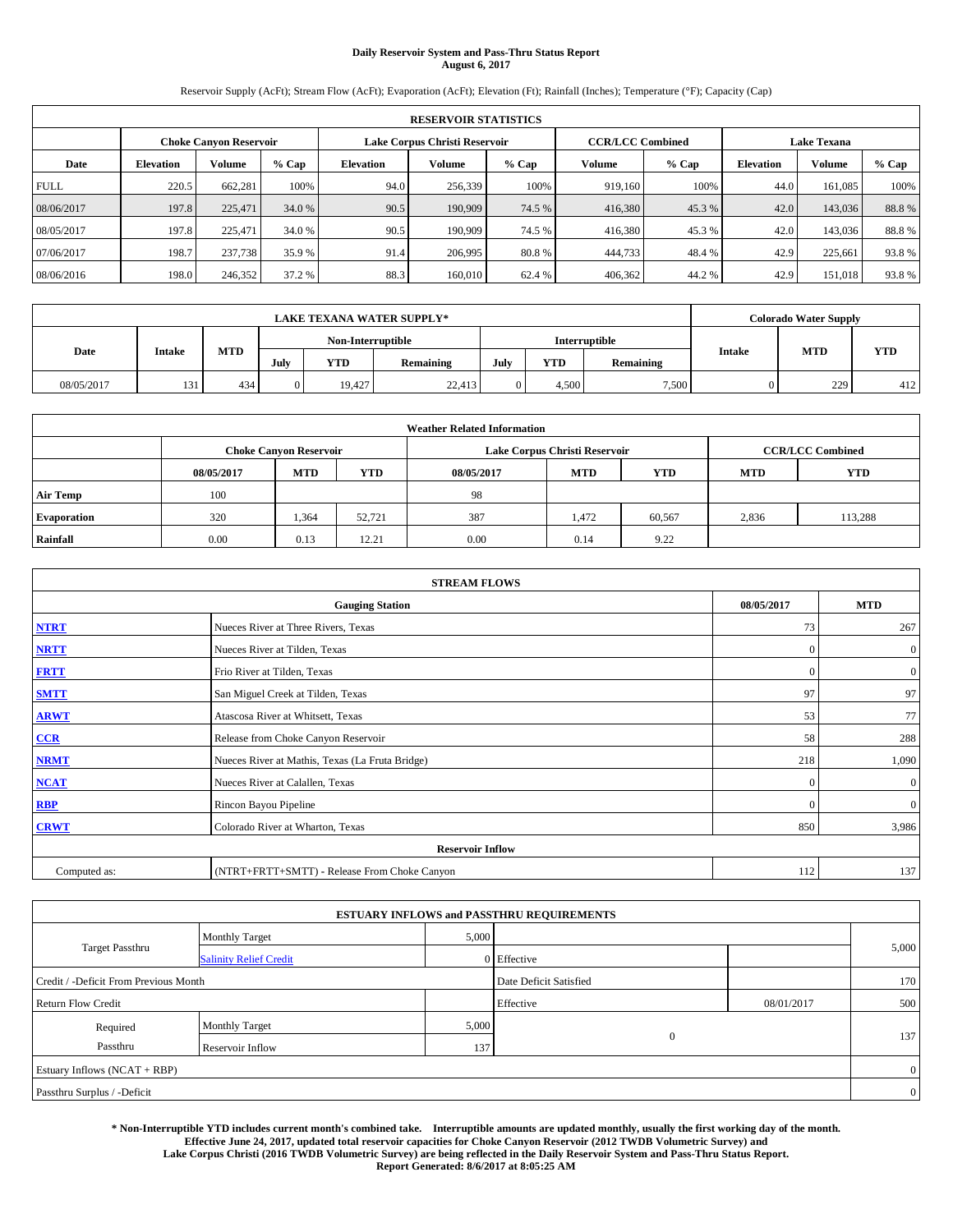# Daily Reservoir System and Pass-Thru Status Report
**August 6, 2017**

Reservoir Supply (AcFt); Stream Flow (AcFt); Evaporation (AcFt); Elevation (Ft); Rainfall (Inches); Temperature (°F); Capacity (Cap)

| RESERVOIR STATISTICS | | | | | | | | | | | |
|---|---|---|---|---|---|---|---|---|---|---|---|
| | Choke Canyon Reservoir | | | Lake Corpus Christi Reservoir | | | CCR/LCC Combined | | Lake Texana | | |
| Date | Elevation | Volume | % Cap | Elevation | Volume | % Cap | Volume | % Cap | Elevation | Volume | % Cap |
| FULL | 220.5 | 662,281 | 100% | 94.0 | 256,339 | 100% | 919,160 | 100% | 44.0 | 161,085 | 100% |
| 08/06/2017 | 197.8 | 225,471 | 34.0 % | 90.5 | 190,909 | 74.5 % | 416,380 | 45.3 % | 42.0 | 143,036 | 88.8 % |
| 08/05/2017 | 197.8 | 225,471 | 34.0 % | 90.5 | 190,909 | 74.5 % | 416,380 | 45.3 % | 42.0 | 143,036 | 88.8 % |
| 07/06/2017 | 198.7 | 237,738 | 35.9 % | 91.4 | 206,995 | 80.8 % | 444,733 | 48.4 % | 42.9 | 225,661 | 93.8 % |
| 08/06/2016 | 198.0 | 246,352 | 37.2 % | 88.3 | 160,010 | 62.4 % | 406,362 | 44.2 % | 42.9 | 151,018 | 93.8 % |

| LAKE TEXANA WATER SUPPLY* | | | | | | | | | Colorado Water Supply | | |
|---|---|---|---|---|---|---|---|---|---|---|---|
| Date | Intake | MTD | Non-Interruptible | | | Interruptible | | | Intake | MTD | YTD |
| | | | July | YTD | Remaining | July | YTD | Remaining | | | |
| 08/05/2017 | 131 | 434 | 0 | 19,427 | 22,413 | 0 | 4,500 | 7,500 | 0 | 229 | 412 |

| Weather Related Information | | | | | | | | |
|---|---|---|---|---|---|---|---|---|
| | Choke Canyon Reservoir | | | Lake Corpus Christi Reservoir | | | CCR/LCC Combined | |
| | 08/05/2017 | MTD | YTD | 08/05/2017 | MTD | YTD | MTD | YTD |
| Air Temp | 100 | | | 98 | | | | |
| Evaporation | 320 | 1,364 | 52,721 | 387 | 1,472 | 60,567 | 2,836 | 113,288 |
| Rainfall | 0.00 | 0.13 | 12.21 | 0.00 | 0.14 | 9.22 | | |

| STREAM FLOWS | | | |
|---|---|---|---|
| | Gauging Station | 08/05/2017 | MTD |
| NTRT | Nueces River at Three Rivers, Texas | 73 | 267 |
| NRTT | Nueces River at Tilden, Texas | 0 | 0 |
| FRTT | Frio River at Tilden, Texas | 0 | 0 |
| SMTT | San Miguel Creek at Tilden, Texas | 97 | 97 |
| ARWT | Atascosa River at Whitsett, Texas | 53 | 77 |
| CCR | Release from Choke Canyon Reservoir | 58 | 288 |
| NRMT | Nueces River at Mathis, Texas (La Fruta Bridge) | 218 | 1,090 |
| NCAT | Nueces River at Calallen, Texas | 0 | 0 |
| RBP | Rincon Bayou Pipeline | 0 | 0 |
| CRWT | Colorado River at Wharton, Texas | 850 | 3,986 |
| | Reservoir Inflow | | |
| Computed as: | (NTRT+FRTT+SMTT) - Release From Choke Canyon | 112 | 137 |

| ESTUARY INFLOWS and PASSTHRU REQUIREMENTS | | | | | |
|---|---|---|---|---|---|
| Target Passthru | Monthly Target | 5,000 | | | 5,000 |
| | Salinity Relief Credit | 0 | Effective | | |
| Credit / -Deficit From Previous Month | | | Date Deficit Satisfied | | 170 |
| Return Flow Credit | | | Effective | 08/01/2017 | 500 |
| Required Passthru | Monthly Target | 5,000 | 0 | | 137 |
| | Reservoir Inflow | 137 | | | |
| Estuary Inflows (NCAT + RBP) | | | | | 0 |
| Passthru Surplus / -Deficit | | | | | 0 |

**\* Non-Interruptible YTD includes current month's combined take. Interruptible amounts are updated monthly, usually the first working day of the month. Effective June 24, 2017, updated total reservoir capacities for Choke Canyon Reservoir (2012 TWDB Volumetric Survey) and Lake Corpus Christi (2016 TWDB Volumetric Survey) are being reflected in the Daily Reservoir System and Pass-Thru Status Report. Report Generated: 8/6/2017 at 8:05:25 AM**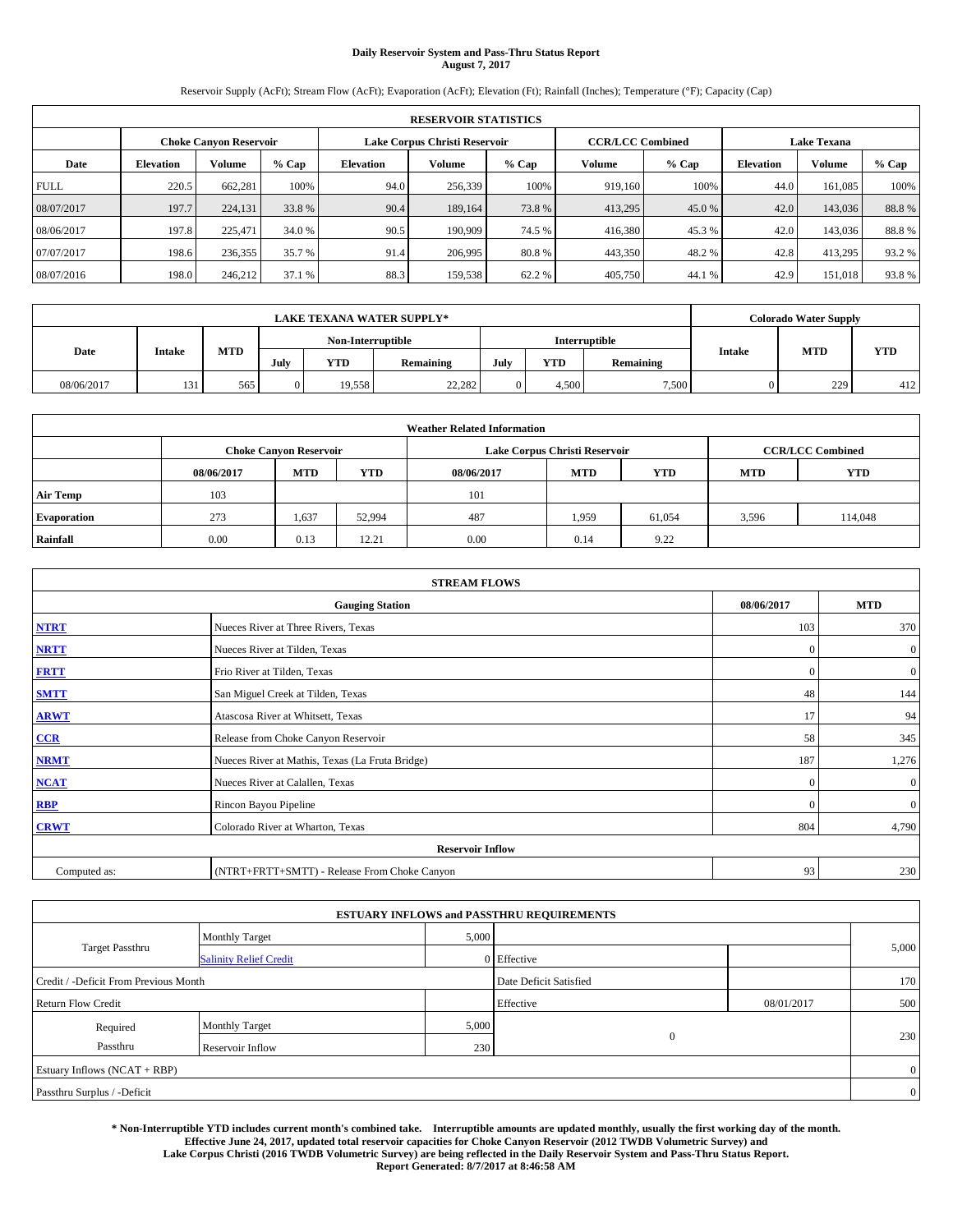**Daily Reservoir System and Pass-Thru Status Report**
**August 7, 2017**

Reservoir Supply (AcFt); Stream Flow (AcFt); Evaporation (AcFt); Elevation (Ft); Rainfall (Inches); Temperature (°F); Capacity (Cap)

| RESERVOIR STATISTICS | | | | | | | | | | | |
|---|---|---|---|---|---|---|---|---|---|---|---|
| | Choke Canyon Reservoir | | | Lake Corpus Christi Reservoir | | | CCR/LCC Combined | | Lake Texana | | |
| Date | Elevation | Volume | % Cap | Elevation | Volume | % Cap | Volume | % Cap | Elevation | Volume | % Cap |
| FULL | 220.5 | 662,281 | 100% | 94.0 | 256,339 | 100% | 919,160 | 100% | 44.0 | 161,085 | 100% |
| 08/07/2017 | 197.7 | 224,131 | 33.8 % | 90.4 | 189,164 | 73.8 % | 413,295 | 45.0 % | 42.0 | 143,036 | 88.8 % |
| 08/06/2017 | 197.8 | 225,471 | 34.0 % | 90.5 | 190,909 | 74.5 % | 416,380 | 45.3 % | 42.0 | 143,036 | 88.8 % |
| 07/07/2017 | 198.6 | 236,355 | 35.7 % | 91.4 | 206,995 | 80.8 % | 443,350 | 48.2 % | 42.8 | 413,295 | 93.2 % |
| 08/07/2016 | 198.0 | 246,212 | 37.1 % | 88.3 | 159,538 | 62.2 % | 405,750 | 44.1 % | 42.9 | 151,018 | 93.8 % |

| LAKE TEXANA WATER SUPPLY* | | | | | | | | | Colorado Water Supply | | |
|---|---|---|---|---|---|---|---|---|---|---|---|
| Date | Intake | MTD | Non-Interruptible | | | Interruptible | | | Intake | MTD | YTD |
| | | | July | YTD | Remaining | July | YTD | Remaining | | | |
| 08/06/2017 | 131 | 565 | 0 | 19,558 | 22,282 | 0 | 4,500 | 7,500 | 0 | 229 | 412 |

| Weather Related Information | | | | | | | | |
|---|---|---|---|---|---|---|---|---|
| | Choke Canyon Reservoir | | | Lake Corpus Christi Reservoir | | | CCR/LCC Combined | |
| | 08/06/2017 | MTD | YTD | 08/06/2017 | MTD | YTD | MTD | YTD |
| Air Temp | 103 | | | 101 | | | | |
| Evaporation | 273 | 1,637 | 52,994 | 487 | 1,959 | 61,054 | 3,596 | 114,048 |
| Rainfall | 0.00 | 0.13 | 12.21 | 0.00 | 0.14 | 9.22 | | |

| STREAM FLOWS | | | |
|---|---|---|---|
| Gauging Station | | 08/06/2017 | MTD |
| NTRT | Nueces River at Three Rivers, Texas | 103 | 370 |
| NRTT | Nueces River at Tilden, Texas | 0 | 0 |
| FRTT | Frio River at Tilden, Texas | 0 | 0 |
| SMTT | San Miguel Creek at Tilden, Texas | 48 | 144 |
| ARWT | Atascosa River at Whitsett, Texas | 17 | 94 |
| CCR | Release from Choke Canyon Reservoir | 58 | 345 |
| NRMT | Nueces River at Mathis, Texas (La Fruta Bridge) | 187 | 1,276 |
| NCAT | Nueces River at Calallen, Texas | 0 | 0 |
| RBP | Rincon Bayou Pipeline | 0 | 0 |
| CRWT | Colorado River at Wharton, Texas | 804 | 4,790 |
| Reservoir Inflow | | | |
| Computed as: | (NTRT+FRTT+SMTT) - Release From Choke Canyon | 93 | 230 |

| ESTUARY INFLOWS and PASSTHRU REQUIREMENTS | | | | | |
|---|---|---|---|---|---|
| Target Passthru | Monthly Target | 5,000 | | | 5,000 |
| | Salinity Relief Credit | 0 | Effective | | |
| Credit / -Deficit From Previous Month | | | Date Deficit Satisfied | | 170 |
| Return Flow Credit | | | Effective | 08/01/2017 | 500 |
| Required Passthru | Monthly Target | 5,000 | 0 | | 230 |
| | Reservoir Inflow | 230 | | | |
| Estuary Inflows (NCAT + RBP) | | | | | 0 |
| Passthru Surplus / -Deficit | | | | | 0 |

**\* Non-Interruptible YTD includes current month's combined take. Interruptible amounts are updated monthly, usually the first working day of the month. Effective June 24, 2017, updated total reservoir capacities for Choke Canyon Reservoir (2012 TWDB Volumetric Survey) and Lake Corpus Christi (2016 TWDB Volumetric Survey) are being reflected in the Daily Reservoir System and Pass-Thru Status Report. Report Generated: 8/7/2017 at 8:46:58 AM**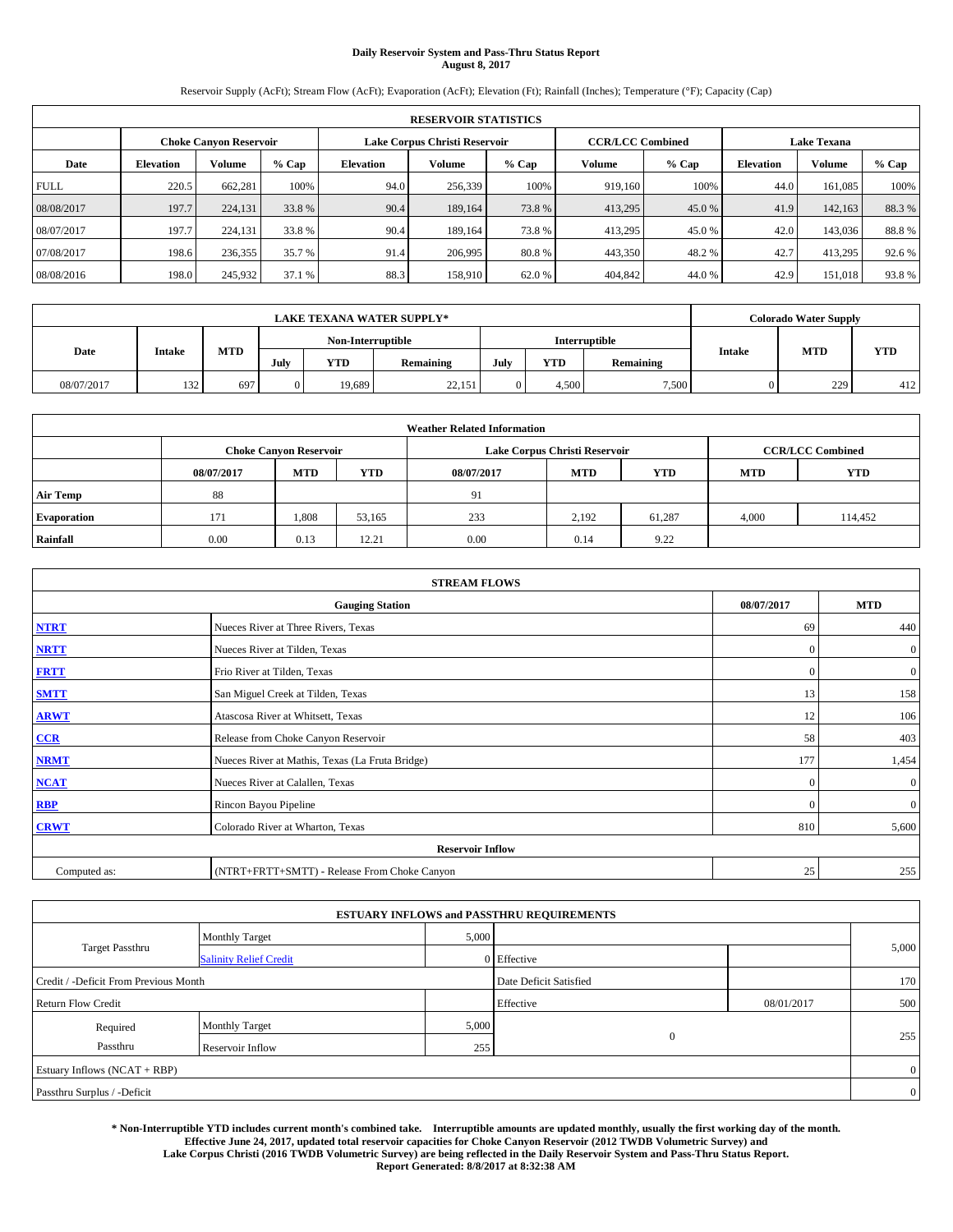# Daily Reservoir System and Pass-Thru Status Report
## August 8, 2017

Reservoir Supply (AcFt); Stream Flow (AcFt); Evaporation (AcFt); Elevation (Ft); Rainfall (Inches); Temperature (°F); Capacity (Cap)

| RESERVOIR STATISTICS | | | | | | | | | | | |
|---|---|---|---|---|---|---|---|---|---|---|---|
| | Choke Canyon Reservoir | | | Lake Corpus Christi Reservoir | | | CCR/LCC Combined | | Lake Texana | | |
| Date | Elevation | Volume | % Cap | Elevation | Volume | % Cap | Volume | % Cap | Elevation | Volume | % Cap |
| FULL | 220.5 | 662,281 | 100% | 94.0 | 256,339 | 100% | 919,160 | 100% | 44.0 | 161,085 | 100% |
| 08/08/2017 | 197.7 | 224,131 | 33.8 % | 90.4 | 189,164 | 73.8 % | 413,295 | 45.0 % | 41.9 | 142,163 | 88.3 % |
| 08/07/2017 | 197.7 | 224,131 | 33.8 % | 90.4 | 189,164 | 73.8 % | 413,295 | 45.0 % | 42.0 | 143,036 | 88.8 % |
| 07/08/2017 | 198.6 | 236,355 | 35.7 % | 91.4 | 206,995 | 80.8 % | 443,350 | 48.2 % | 42.7 | 413,295 | 92.6 % |
| 08/08/2016 | 198.0 | 245,932 | 37.1 % | 88.3 | 158,910 | 62.0 % | 404,842 | 44.0 % | 42.9 | 151,018 | 93.8 % |

| LAKE TEXANA WATER SUPPLY* | | | | | | | | | Colorado Water Supply | | |
|---|---|---|---|---|---|---|---|---|---|---|---|
| Date | Intake | MTD | Non-Interruptible | | | Interruptible | | | Intake | MTD | YTD |
| | | | July | YTD | Remaining | July | YTD | Remaining | | | |
| 08/07/2017 | 132 | 697 | 0 | 19,689 | 22,151 | 0 | 4,500 | 7,500 | 0 | 229 | 412 |

| Weather Related Information | | | | | | | | |
|---|---|---|---|---|---|---|---|---|
| | Choke Canyon Reservoir | | | Lake Corpus Christi Reservoir | | | CCR/LCC Combined | |
| | 08/07/2017 | MTD | YTD | 08/07/2017 | MTD | YTD | MTD | YTD |
| Air Temp | 88 | | | 91 | | | | |
| Evaporation | 171 | 1,808 | 53,165 | 233 | 2,192 | 61,287 | 4,000 | 114,452 |
| Rainfall | 0.00 | 0.13 | 12.21 | 0.00 | 0.14 | 9.22 | | |

| STREAM FLOWS | | | |
|---|---|---|---|
| | Gauging Station | 08/07/2017 | MTD |
| NTRT | Nueces River at Three Rivers, Texas | 69 | 440 |
| NRTT | Nueces River at Tilden, Texas | 0 | 0 |
| FRTT | Frio River at Tilden, Texas | 0 | 0 |
| SMTT | San Miguel Creek at Tilden, Texas | 13 | 158 |
| ARWT | Atascosa River at Whitsett, Texas | 12 | 106 |
| CCR | Release from Choke Canyon Reservoir | 58 | 403 |
| NRMT | Nueces River at Mathis, Texas (La Fruta Bridge) | 177 | 1,454 |
| NCAT | Nueces River at Calallen, Texas | 0 | 0 |
| RBP | Rincon Bayou Pipeline | 0 | 0 |
| CRWT | Colorado River at Wharton, Texas | 810 | 5,600 |
| Reservoir Inflow | | | |
| Computed as: | (NTRT+FRTT+SMTT) - Release From Choke Canyon | 25 | 255 |

| ESTUARY INFLOWS and PASSTHRU REQUIREMENTS | | | | | |
|---|---|---|---|---|---|
| Target Passthru | Monthly Target | 5,000 | | | 5,000 |
| | Salinity Relief Credit | 0 | Effective | | |
| Credit / -Deficit From Previous Month | | | Date Deficit Satisfied | | 170 |
| Return Flow Credit | | | Effective | 08/01/2017 | 500 |
| Required Passthru | Monthly Target | 5,000 | 0 | | 255 |
| | Reservoir Inflow | 255 | | | |
| Estuary Inflows (NCAT + RBP) | | | | | 0 |
| Passthru Surplus / -Deficit | | | | | 0 |

**\* Non-Interruptible YTD includes current month's combined take. Interruptible amounts are updated monthly, usually the first working day of the month. Effective June 24, 2017, updated total reservoir capacities for Choke Canyon Reservoir (2012 TWDB Volumetric Survey) and Lake Corpus Christi (2016 TWDB Volumetric Survey) are being reflected in the Daily Reservoir System and Pass-Thru Status Report. Report Generated: 8/8/2017 at 8:32:38 AM**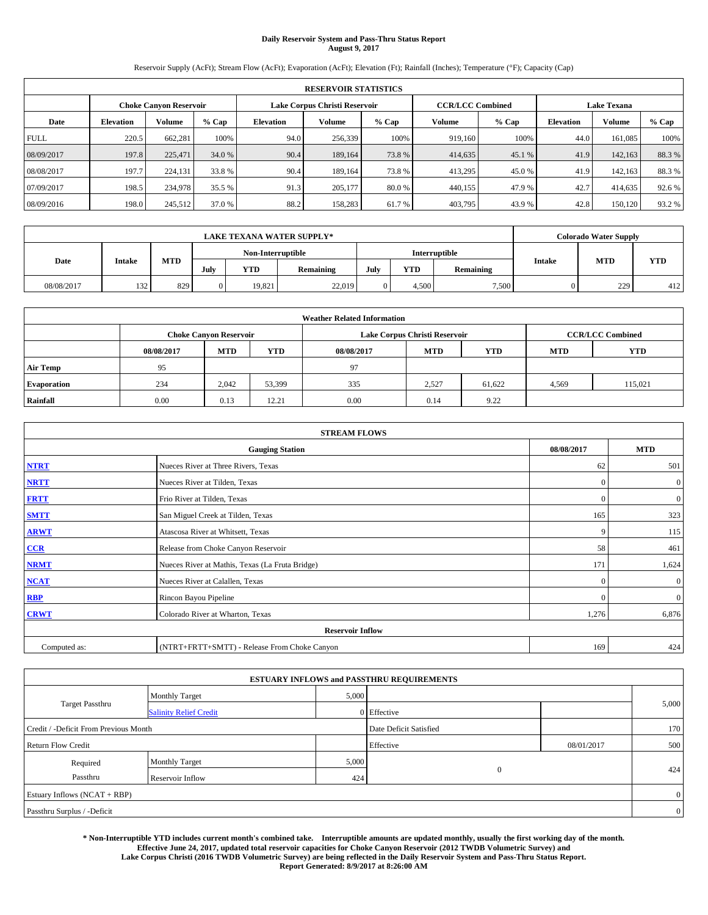**Daily Reservoir System and Pass-Thru Status Report**
**August 9, 2017**

Reservoir Supply (AcFt); Stream Flow (AcFt); Evaporation (AcFt); Elevation (Ft); Rainfall (Inches); Temperature (°F); Capacity (Cap)

| RESERVOIR STATISTICS | | | | | | | | | | | |
|---|---|---|---|---|---|---|---|---|---|---|---|
| | Choke Canyon Reservoir | | | Lake Corpus Christi Reservoir | | | CCR/LCC Combined | | Lake Texana | | |
| Date | Elevation | Volume | % Cap | Elevation | Volume | % Cap | Volume | % Cap | Elevation | Volume | % Cap |
| FULL | 220.5 | 662,281 | 100% | 94.0 | 256,339 | 100% | 919,160 | 100% | 44.0 | 161,085 | 100% |
| 08/09/2017 | 197.8 | 225,471 | 34.0 % | 90.4 | 189,164 | 73.8 % | 414,635 | 45.1 % | 41.9 | 142,163 | 88.3 % |
| 08/08/2017 | 197.7 | 224,131 | 33.8 % | 90.4 | 189,164 | 73.8 % | 413,295 | 45.0 % | 41.9 | 142,163 | 88.3 % |
| 07/09/2017 | 198.5 | 234,978 | 35.5 % | 91.3 | 205,177 | 80.0 % | 440,155 | 47.9 % | 42.7 | 414,635 | 92.6 % |
| 08/09/2016 | 198.0 | 245,512 | 37.0 % | 88.2 | 158,283 | 61.7 % | 403,795 | 43.9 % | 42.8 | 150,120 | 93.2 % |

| LAKE TEXANA WATER SUPPLY* | | | | | | | | | Colorado Water Supply | | |
|---|---|---|---|---|---|---|---|---|---|---|---|
| Date | Intake | MTD | Non-Interruptible | | | Interruptible | | | Intake | MTD | YTD |
| | | | July | YTD | Remaining | July | YTD | Remaining | | | |
| 08/08/2017 | 132 | 829 | 0 | 19,821 | 22,019 | 0 | 4,500 | 7,500 | 0 | 229 | 412 |

| Weather Related Information | | | | | | | | |
|---|---|---|---|---|---|---|---|---|
| | Choke Canyon Reservoir | | | Lake Corpus Christi Reservoir | | | CCR/LCC Combined | |
| | 08/08/2017 | MTD | YTD | 08/08/2017 | MTD | YTD | MTD | YTD |
| Air Temp | 95 | | | 97 | | | | |
| Evaporation | 234 | 2,042 | 53,399 | 335 | 2,527 | 61,622 | 4,569 | 115,021 |
| Rainfall | 0.00 | 0.13 | 12.21 | 0.00 | 0.14 | 9.22 | | |

| STREAM FLOWS | | | |
|---|---|---|---|
| | Gauging Station | 08/08/2017 | MTD |
| NTRT | Nueces River at Three Rivers, Texas | 62 | 501 |
| NRTT | Nueces River at Tilden, Texas | 0 | 0 |
| FRTT | Frio River at Tilden, Texas | 0 | 0 |
| SMTT | San Miguel Creek at Tilden, Texas | 165 | 323 |
| ARWT | Atascosa River at Whitsett, Texas | 9 | 115 |
| CCR | Release from Choke Canyon Reservoir | 58 | 461 |
| NRMT | Nueces River at Mathis, Texas (La Fruta Bridge) | 171 | 1,624 |
| NCAT | Nueces River at Calallen, Texas | 0 | 0 |
| RBP | Rincon Bayou Pipeline | 0 | 0 |
| CRWT | Colorado River at Wharton, Texas | 1,276 | 6,876 |
| Reservoir Inflow | | | |
| Computed as: | (NTRT+FRTT+SMTT) - Release From Choke Canyon | 169 | 424 |

| ESTUARY INFLOWS and PASSTHRU REQUIREMENTS | | | | | |
|---|---|---|---|---|---|
| Target Passthru | Monthly Target | 5,000 | | | 5,000 |
| | Salinity Relief Credit | 0 | Effective | | |
| Credit / -Deficit From Previous Month | | | Date Deficit Satisfied | | 170 |
| Return Flow Credit | | | Effective | 08/01/2017 | 500 |
| Required Passthru | Monthly Target | 5,000 | 0 | | 424 |
| | Reservoir Inflow | 424 | | | |
| Estuary Inflows (NCAT + RBP) | | | | | 0 |
| Passthru Surplus / -Deficit | | | | | 0 |

**\* Non-Interruptible YTD includes current month's combined take. Interruptible amounts are updated monthly, usually the first working day of the month. Effective June 24, 2017, updated total reservoir capacities for Choke Canyon Reservoir (2012 TWDB Volumetric Survey) and Lake Corpus Christi (2016 TWDB Volumetric Survey) are being reflected in the Daily Reservoir System and Pass-Thru Status Report. Report Generated: 8/9/2017 at 8:26:00 AM**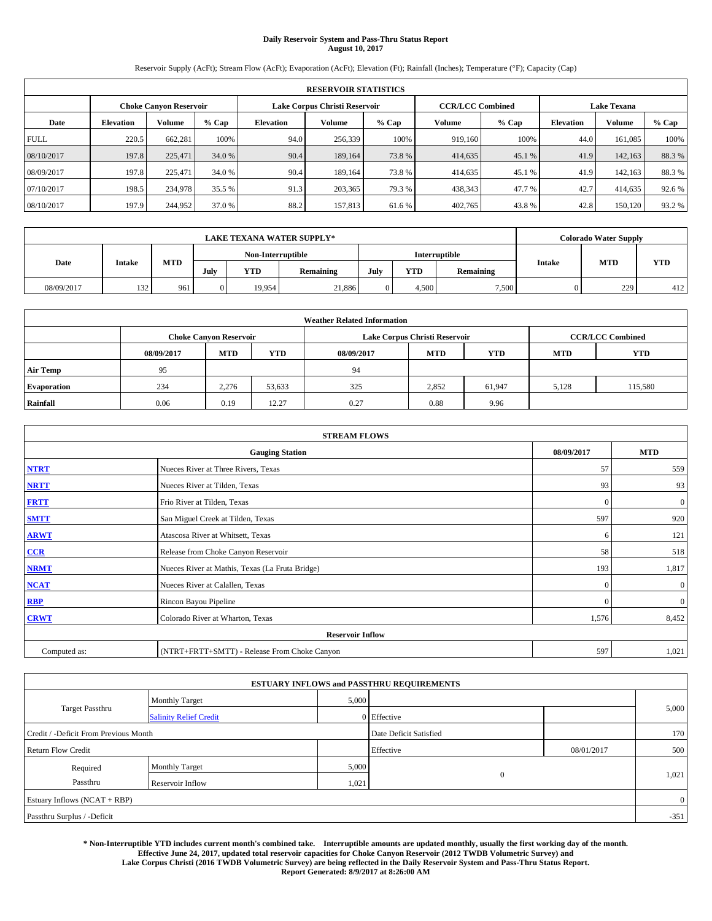# Daily Reservoir System and Pass-Thru Status Report
**August 10, 2017**

Reservoir Supply (AcFt); Stream Flow (AcFt); Evaporation (AcFt); Elevation (Ft); Rainfall (Inches); Temperature (°F); Capacity (Cap)

| RESERVOIR STATISTICS | | | | | | | | | | | |
|---|---|---|---|---|---|---|---|---|---|---|---|
| | Choke Canyon Reservoir | | | Lake Corpus Christi Reservoir | | | CCR/LCC Combined | | Lake Texana | | |
| Date | Elevation | Volume | % Cap | Elevation | Volume | % Cap | Volume | % Cap | Elevation | Volume | % Cap |
| FULL | 220.5 | 662,281 | 100% | 94.0 | 256,339 | 100% | 919,160 | 100% | 44.0 | 161,085 | 100% |
| 08/10/2017 | 197.8 | 225,471 | 34.0 % | 90.4 | 189,164 | 73.8 % | 414,635 | 45.1 % | 41.9 | 142,163 | 88.3 % |
| 08/09/2017 | 197.8 | 225,471 | 34.0 % | 90.4 | 189,164 | 73.8 % | 414,635 | 45.1 % | 41.9 | 142,163 | 88.3 % |
| 07/10/2017 | 198.5 | 234,978 | 35.5 % | 91.3 | 203,365 | 79.3 % | 438,343 | 47.7 % | 42.7 | 414,635 | 92.6 % |
| 08/10/2017 | 197.9 | 244,952 | 37.0 % | 88.2 | 157,813 | 61.6 % | 402,765 | 43.8 % | 42.8 | 150,120 | 93.2 % |

| LAKE TEXANA WATER SUPPLY* | | | | | | | | | Colorado Water Supply | | |
|---|---|---|---|---|---|---|---|---|---|---|---|
| Date | Intake | MTD | Non-Interruptible | | | Interruptible | | | Intake | MTD | YTD |
| | | | July | YTD | Remaining | July | YTD | Remaining | | | |
| 08/09/2017 | 132 | 961 | 0 | 19,954 | 21,886 | 0 | 4,500 | 7,500 | 0 | 229 | 412 |

| Weather Related Information | | | | | | | | |
|---|---|---|---|---|---|---|---|---|
| | Choke Canyon Reservoir | | | Lake Corpus Christi Reservoir | | | CCR/LCC Combined | |
| | 08/09/2017 | MTD | YTD | 08/09/2017 | MTD | YTD | MTD | YTD |
| Air Temp | 95 | | | 94 | | | | |
| Evaporation | 234 | 2,276 | 53,633 | 325 | 2,852 | 61,947 | 5,128 | 115,580 |
| Rainfall | 0.06 | 0.19 | 12.27 | 0.27 | 0.88 | 9.96 | | |

| STREAM FLOWS | | | |
|---|---|---|---|
| Gauging Station | | 08/09/2017 | MTD |
| NTRT | Nueces River at Three Rivers, Texas | 57 | 559 |
| NRTT | Nueces River at Tilden, Texas | 93 | 93 |
| FRTT | Frio River at Tilden, Texas | 0 | 0 |
| SMTT | San Miguel Creek at Tilden, Texas | 597 | 920 |
| ARWT | Atascosa River at Whitsett, Texas | 6 | 121 |
| CCR | Release from Choke Canyon Reservoir | 58 | 518 |
| NRMT | Nueces River at Mathis, Texas (La Fruta Bridge) | 193 | 1,817 |
| NCAT | Nueces River at Calallen, Texas | 0 | 0 |
| RBP | Rincon Bayou Pipeline | 0 | 0 |
| CRWT | Colorado River at Wharton, Texas | 1,576 | 8,452 |
| Reservoir Inflow | | | |
| Computed as: | (NTRT+FRTT+SMTT) - Release From Choke Canyon | 597 | 1,021 |

| ESTUARY INFLOWS and PASSTHRU REQUIREMENTS | | | | | |
|---|---|---|---|---|---|
| Target Passthru | Monthly Target | 5,000 | | | 5,000 |
| | Salinity Relief Credit | 0 | Effective | | |
| Credit / -Deficit From Previous Month | | | Date Deficit Satisfied | | 170 |
| Return Flow Credit | | | Effective | 08/01/2017 | 500 |
| Required Passthru | Monthly Target | 5,000 | 0 | | 1,021 |
| | Reservoir Inflow | 1,021 | | | |
| Estuary Inflows (NCAT + RBP) | | | | | 0 |
| Passthru Surplus / -Deficit | | | | | -351 |

**\* Non-Interruptible YTD includes current month's combined take. Interruptible amounts are updated monthly, usually the first working day of the month. Effective June 24, 2017, updated total reservoir capacities for Choke Canyon Reservoir (2012 TWDB Volumetric Survey) and Lake Corpus Christi (2016 TWDB Volumetric Survey) are being reflected in the Daily Reservoir System and Pass-Thru Status Report. Report Generated: 8/9/2017 at 8:26:00 AM**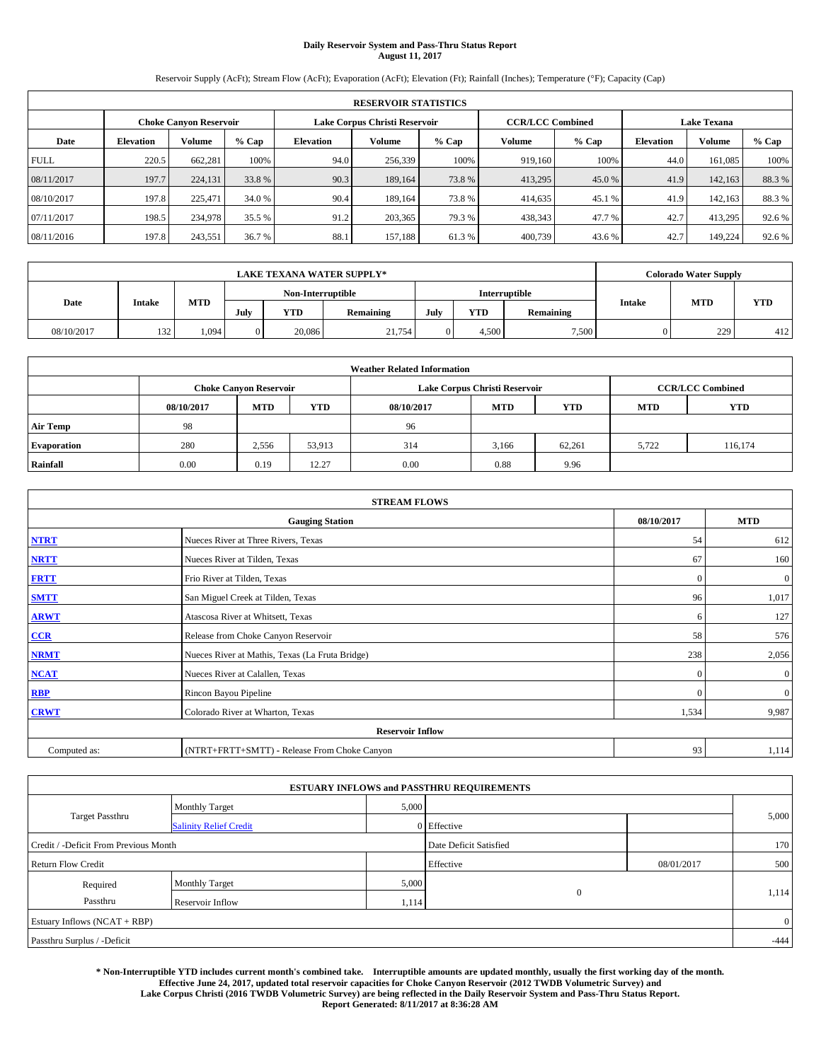# Daily Reservoir System and Pass-Thru Status Report
**August 11, 2017**

Reservoir Supply (AcFt); Stream Flow (AcFt); Evaporation (AcFt); Elevation (Ft); Rainfall (Inches); Temperature (°F); Capacity (Cap)

| RESERVOIR STATISTICS | | | | | | | | | | | |
|---|---|---|---|---|---|---|---|---|---|---|---|
| | Choke Canyon Reservoir | | | Lake Corpus Christi Reservoir | | | CCR/LCC Combined | | Lake Texana | | |
| Date | Elevation | Volume | % Cap | Elevation | Volume | % Cap | Volume | % Cap | Elevation | Volume | % Cap |
| FULL | 220.5 | 662,281 | 100% | 94.0 | 256,339 | 100% | 919,160 | 100% | 44.0 | 161,085 | 100% |
| 08/11/2017 | 197.7 | 224,131 | 33.8 % | 90.3 | 189,164 | 73.8 % | 413,295 | 45.0 % | 41.9 | 142,163 | 88.3 % |
| 08/10/2017 | 197.8 | 225,471 | 34.0 % | 90.4 | 189,164 | 73.8 % | 414,635 | 45.1 % | 41.9 | 142,163 | 88.3 % |
| 07/11/2017 | 198.5 | 234,978 | 35.5 % | 91.2 | 203,365 | 79.3 % | 438,343 | 47.7 % | 42.7 | 413,295 | 92.6 % |
| 08/11/2016 | 197.8 | 243,551 | 36.7 % | 88.1 | 157,188 | 61.3 % | 400,739 | 43.6 % | 42.7 | 149,224 | 92.6 % |

| LAKE TEXANA WATER SUPPLY* | | | | | | | | | Colorado Water Supply | | |
|---|---|---|---|---|---|---|---|---|---|---|---|
| Date | Intake | MTD | Non-Interruptible | | | Interruptible | | | Intake | MTD | YTD |
| | | | July | YTD | Remaining | July | YTD | Remaining | | | |
| 08/10/2017 | 132 | 1,094 | 0 | 20,086 | 21,754 | 0 | 4,500 | 7,500 | 0 | 229 | 412 |

| Weather Related Information | | | | | | | | |
|---|---|---|---|---|---|---|---|---|
| | Choke Canyon Reservoir | | | Lake Corpus Christi Reservoir | | | CCR/LCC Combined | |
| | 08/10/2017 | MTD | YTD | 08/10/2017 | MTD | YTD | MTD | YTD |
| Air Temp | 98 | | | 96 | | | | |
| Evaporation | 280 | 2,556 | 53,913 | 314 | 3,166 | 62,261 | 5,722 | 116,174 |
| Rainfall | 0.00 | 0.19 | 12.27 | 0.00 | 0.88 | 9.96 | | |

| STREAM FLOWS | | | |
|---|---|---|---|
| | Gauging Station | 08/10/2017 | MTD |
| NTRT | Nueces River at Three Rivers, Texas | 54 | 612 |
| NRTT | Nueces River at Tilden, Texas | 67 | 160 |
| FRTT | Frio River at Tilden, Texas | 0 | 0 |
| SMTT | San Miguel Creek at Tilden, Texas | 96 | 1,017 |
| ARWT | Atascosa River at Whitsett, Texas | 6 | 127 |
| CCR | Release from Choke Canyon Reservoir | 58 | 576 |
| NRMT | Nueces River at Mathis, Texas (La Fruta Bridge) | 238 | 2,056 |
| NCAT | Nueces River at Calallen, Texas | 0 | 0 |
| RBP | Rincon Bayou Pipeline | 0 | 0 |
| CRWT | Colorado River at Wharton, Texas | 1,534 | 9,987 |
| Reservoir Inflow | | | |
| Computed as: | (NTRT+FRTT+SMTT) - Release From Choke Canyon | 93 | 1,114 |

| ESTUARY INFLOWS and PASSTHRU REQUIREMENTS | | | | | |
|---|---|---|---|---|---|
| Target Passthru | Monthly Target | 5,000 | | | 5,000 |
| | Salinity Relief Credit | 0 | Effective | | |
| Credit / -Deficit From Previous Month | | | Date Deficit Satisfied | | 170 |
| Return Flow Credit | | | Effective | 08/01/2017 | 500 |
| Required Passthru | Monthly Target | 5,000 | 0 | | 1,114 |
| | Reservoir Inflow | 1,114 | | | |
| Estuary Inflows (NCAT + RBP) | | | | | 0 |
| Passthru Surplus / -Deficit | | | | | -444 |

**\* Non-Interruptible YTD includes current month's combined take. Interruptible amounts are updated monthly, usually the first working day of the month. Effective June 24, 2017, updated total reservoir capacities for Choke Canyon Reservoir (2012 TWDB Volumetric Survey) and Lake Corpus Christi (2016 TWDB Volumetric Survey) are being reflected in the Daily Reservoir System and Pass-Thru Status Report. Report Generated: 8/11/2017 at 8:36:28 AM**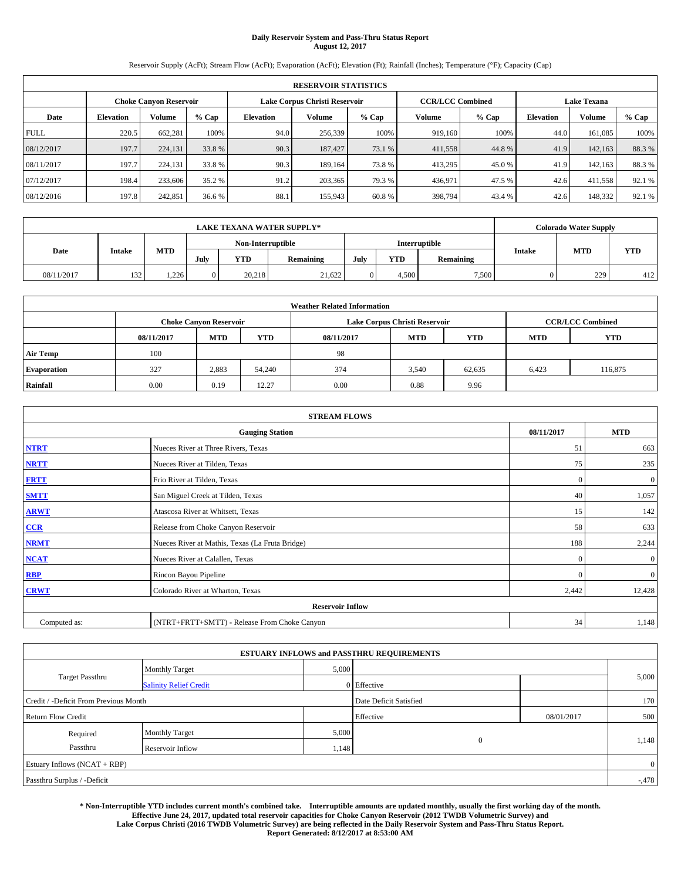# Daily Reservoir System and Pass-Thru Status Report
**August 12, 2017**

Reservoir Supply (AcFt); Stream Flow (AcFt); Evaporation (AcFt); Elevation (Ft); Rainfall (Inches); Temperature (°F); Capacity (Cap)

| RESERVOIR STATISTICS | | | | | | | | | | | |
|---|---|---|---|---|---|---|---|---|---|---|---|
| | Choke Canyon Reservoir | | | Lake Corpus Christi Reservoir | | | CCR/LCC Combined | | Lake Texana | | |
| Date | Elevation | Volume | % Cap | Elevation | Volume | % Cap | Volume | % Cap | Elevation | Volume | % Cap |
| FULL | 220.5 | 662,281 | 100% | 94.0 | 256,339 | 100% | 919,160 | 100% | 44.0 | 161,085 | 100% |
| 08/12/2017 | 197.7 | 224,131 | 33.8 % | 90.3 | 187,427 | 73.1 % | 411,558 | 44.8 % | 41.9 | 142,163 | 88.3 % |
| 08/11/2017 | 197.7 | 224,131 | 33.8 % | 90.3 | 189,164 | 73.8 % | 413,295 | 45.0 % | 41.9 | 142,163 | 88.3 % |
| 07/12/2017 | 198.4 | 233,606 | 35.2 % | 91.2 | 203,365 | 79.3 % | 436,971 | 47.5 % | 42.6 | 411,558 | 92.1 % |
| 08/12/2016 | 197.8 | 242,851 | 36.6 % | 88.1 | 155,943 | 60.8 % | 398,794 | 43.4 % | 42.6 | 148,332 | 92.1 % |

| LAKE TEXANA WATER SUPPLY* | | | | | | | | | Colorado Water Supply | | |
|---|---|---|---|---|---|---|---|---|---|---|---|
| Date | Intake | MTD | Non-Interruptible | | | Interruptible | | | Intake | MTD | YTD |
| | | | July | YTD | Remaining | July | YTD | Remaining | | | |
| 08/11/2017 | 132 | 1,226 | 0 | 20,218 | 21,622 | 0 | 4,500 | 7,500 | 0 | 229 | 412 |

| Weather Related Information | | | | | | | | |
|---|---|---|---|---|---|---|---|---|
| | Choke Canyon Reservoir | | | Lake Corpus Christi Reservoir | | | CCR/LCC Combined | |
| | 08/11/2017 | MTD | YTD | 08/11/2017 | MTD | YTD | MTD | YTD |
| Air Temp | 100 | | | 98 | | | | |
| Evaporation | 327 | 2,883 | 54,240 | 374 | 3,540 | 62,635 | 6,423 | 116,875 |
| Rainfall | 0.00 | 0.19 | 12.27 | 0.00 | 0.88 | 9.96 | | |

| STREAM FLOWS | | | |
|---|---|---|---|
| | Gauging Station | 08/11/2017 | MTD |
| NTRT | Nueces River at Three Rivers, Texas | 51 | 663 |
| NRTT | Nueces River at Tilden, Texas | 75 | 235 |
| FRTT | Frio River at Tilden, Texas | 0 | 0 |
| SMTT | San Miguel Creek at Tilden, Texas | 40 | 1,057 |
| ARWT | Atascosa River at Whitsett, Texas | 15 | 142 |
| CCR | Release from Choke Canyon Reservoir | 58 | 633 |
| NRMT | Nueces River at Mathis, Texas (La Fruta Bridge) | 188 | 2,244 |
| NCAT | Nueces River at Calallen, Texas | 0 | 0 |
| RBP | Rincon Bayou Pipeline | 0 | 0 |
| CRWT | Colorado River at Wharton, Texas | 2,442 | 12,428 |
| | Reservoir Inflow | | |
| Computed as: | (NTRT+FRTT+SMTT) - Release From Choke Canyon | 34 | 1,148 |

| ESTUARY INFLOWS and PASSTHRU REQUIREMENTS | | | | | |
|---|---|---|---|---|---|
| Target Passthru | Monthly Target | 5,000 | | | 5,000 |
| | Salinity Relief Credit | 0 | Effective | | |
| Credit / -Deficit From Previous Month | | | Date Deficit Satisfied | | 170 |
| Return Flow Credit | | | Effective | 08/01/2017 | 500 |
| Required Passthru | Monthly Target | 5,000 | 0 | | 1,148 |
| | Reservoir Inflow | 1,148 | | | |
| Estuary Inflows (NCAT + RBP) | | | | | 0 |
| Passthru Surplus / -Deficit | | | | | -478 |

**\* Non-Interruptible YTD includes current month's combined take. Interruptible amounts are updated monthly, usually the first working day of the month. Effective June 24, 2017, updated total reservoir capacities for Choke Canyon Reservoir (2012 TWDB Volumetric Survey) and Lake Corpus Christi (2016 TWDB Volumetric Survey) are being reflected in the Daily Reservoir System and Pass-Thru Status Report. Report Generated: 8/12/2017 at 8:53:00 AM**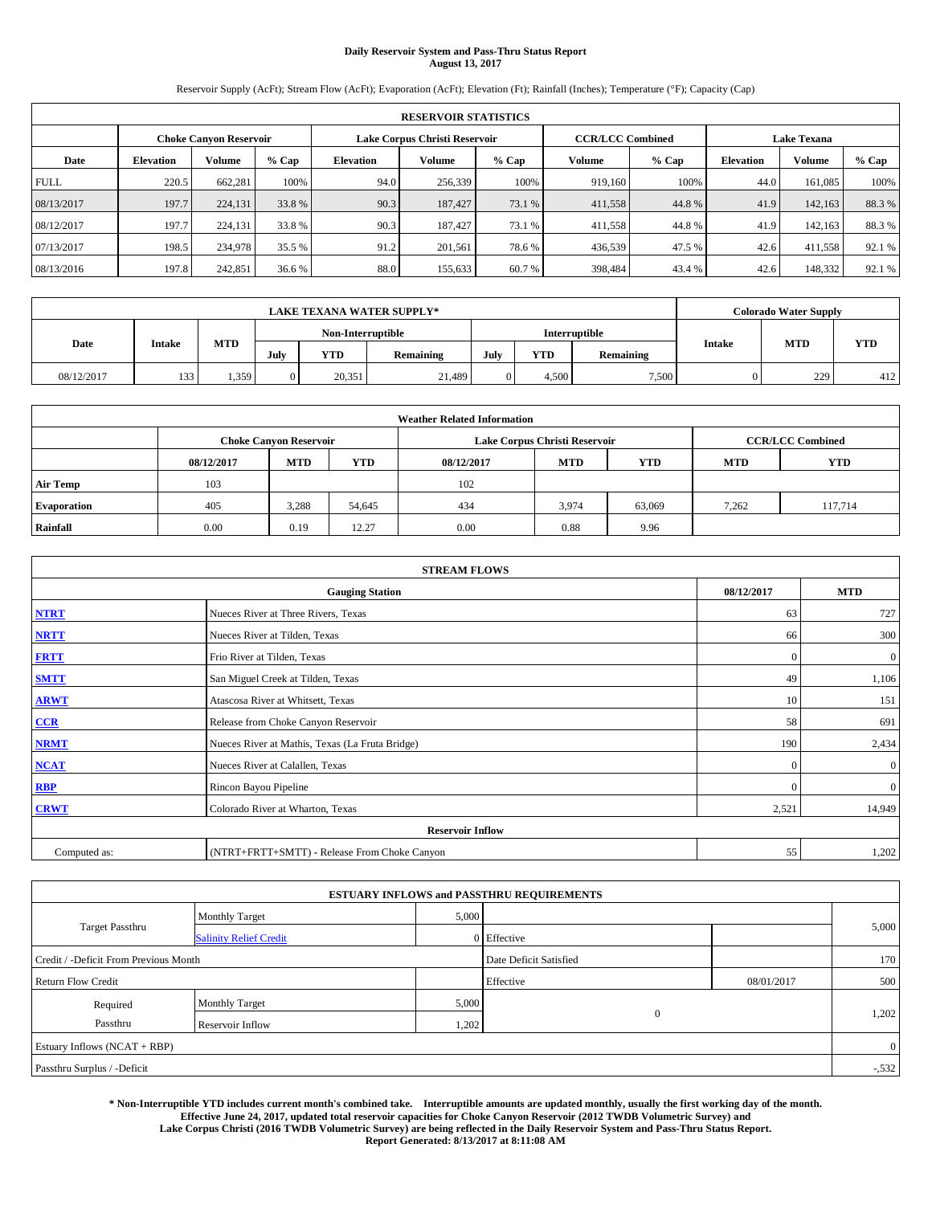# Daily Reservoir System and Pass-Thru Status Report
## August 13, 2017

Reservoir Supply (AcFt); Stream Flow (AcFt); Evaporation (AcFt); Elevation (Ft); Rainfall (Inches); Temperature (°F); Capacity (Cap)

| RESERVOIR STATISTICS | | | | | | | | | | | |
|---|---|---|---|---|---|---|---|---|---|---|---|
| | Choke Canyon Reservoir | | | Lake Corpus Christi Reservoir | | | CCR/LCC Combined | | Lake Texana | | |
| Date | Elevation | Volume | % Cap | Elevation | Volume | % Cap | Volume | % Cap | Elevation | Volume | % Cap |
| FULL | 220.5 | 662,281 | 100% | 94.0 | 256,339 | 100% | 919,160 | 100% | 44.0 | 161,085 | 100% |
| 08/13/2017 | 197.7 | 224,131 | 33.8 % | 90.3 | 187,427 | 73.1 % | 411,558 | 44.8 % | 41.9 | 142,163 | 88.3 % |
| 08/12/2017 | 197.7 | 224,131 | 33.8 % | 90.3 | 187,427 | 73.1 % | 411,558 | 44.8 % | 41.9 | 142,163 | 88.3 % |
| 07/13/2017 | 198.5 | 234,978 | 35.5 % | 91.2 | 201,561 | 78.6 % | 436,539 | 47.5 % | 42.6 | 411,558 | 92.1 % |
| 08/13/2016 | 197.8 | 242,851 | 36.6 % | 88.0 | 155,633 | 60.7 % | 398,484 | 43.4 % | 42.6 | 148,332 | 92.1 % |

| LAKE TEXANA WATER SUPPLY* | | | | | | | | | Colorado Water Supply | | |
|---|---|---|---|---|---|---|---|---|---|---|---|
| Date | Intake | MTD | Non-Interruptible | | | Interruptible | | | Intake | MTD | YTD |
| | | | July | YTD | Remaining | July | YTD | Remaining | | | |
| 08/12/2017 | 133 | 1,359 | 0 | 20,351 | 21,489 | 0 | 4,500 | 7,500 | 0 | 229 | 412 |

| Weather Related Information | | | | | | | | |
|---|---|---|---|---|---|---|---|---|
| | Choke Canyon Reservoir | | | Lake Corpus Christi Reservoir | | | CCR/LCC Combined | |
| | 08/12/2017 | MTD | YTD | 08/12/2017 | MTD | YTD | MTD | YTD |
| Air Temp | 103 | | | 102 | | | | |
| Evaporation | 405 | 3,288 | 54,645 | 434 | 3,974 | 63,069 | 7,262 | 117,714 |
| Rainfall | 0.00 | 0.19 | 12.27 | 0.00 | 0.88 | 9.96 | | |

| STREAM FLOWS | | | |
|---|---|---|---|
| | Gauging Station | 08/12/2017 | MTD |
| NTRT | Nueces River at Three Rivers, Texas | 63 | 727 |
| NRTT | Nueces River at Tilden, Texas | 66 | 300 |
| FRTT | Frio River at Tilden, Texas | 0 | 0 |
| SMTT | San Miguel Creek at Tilden, Texas | 49 | 1,106 |
| ARWT | Atascosa River at Whitsett, Texas | 10 | 151 |
| CCR | Release from Choke Canyon Reservoir | 58 | 691 |
| NRMT | Nueces River at Mathis, Texas (La Fruta Bridge) | 190 | 2,434 |
| NCAT | Nueces River at Calallen, Texas | 0 | 0 |
| RBP | Rincon Bayou Pipeline | 0 | 0 |
| CRWT | Colorado River at Wharton, Texas | 2,521 | 14,949 |
| Reservoir Inflow | | | |
| Computed as: | (NTRT+FRTT+SMTT) - Release From Choke Canyon | 55 | 1,202 |

| ESTUARY INFLOWS and PASSTHRU REQUIREMENTS | | | | | |
|---|---|---|---|---|---|
| Target Passthru | Monthly Target | 5,000 | | | 5,000 |
| | Salinity Relief Credit | 0 | Effective | | |
| Credit / -Deficit From Previous Month | | | Date Deficit Satisfied | | 170 |
| Return Flow Credit | | | Effective | 08/01/2017 | 500 |
| Required Passthru | Monthly Target | 5,000 | 0 | | 1,202 |
| | Reservoir Inflow | 1,202 | | | |
| Estuary Inflows (NCAT + RBP) | | | | | 0 |
| Passthru Surplus / -Deficit | | | | | -,532 |

**\* Non-Interruptible YTD includes current month's combined take. Interruptible amounts are updated monthly, usually the first working day of the month. Effective June 24, 2017, updated total reservoir capacities for Choke Canyon Reservoir (2012 TWDB Volumetric Survey) and Lake Corpus Christi (2016 TWDB Volumetric Survey) are being reflected in the Daily Reservoir System and Pass-Thru Status Report. Report Generated: 8/13/2017 at 8:11:08 AM**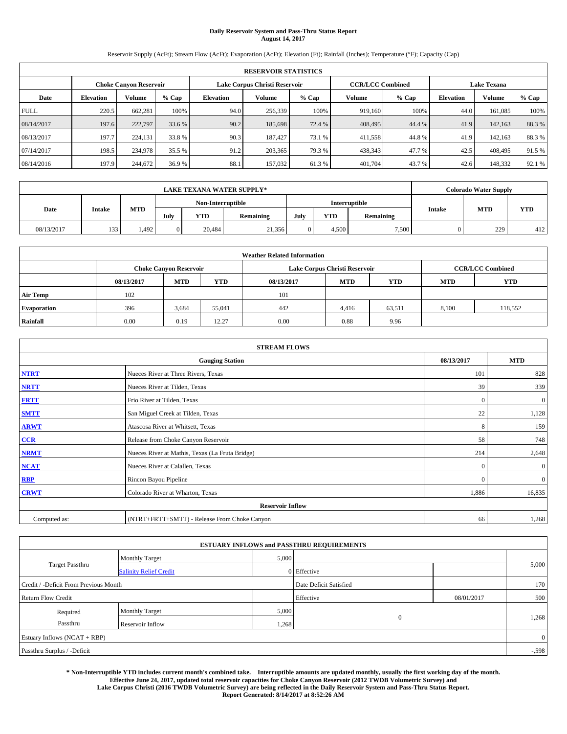# Daily Reservoir System and Pass-Thru Status Report
**August 14, 2017**

Reservoir Supply (AcFt); Stream Flow (AcFt); Evaporation (AcFt); Elevation (Ft); Rainfall (Inches); Temperature (°F); Capacity (Cap)

| RESERVOIR STATISTICS | | | | | | | | | | | |
|---|---|---|---|---|---|---|---|---|---|---|---|
| | Choke Canyon Reservoir | | | Lake Corpus Christi Reservoir | | | CCR/LCC Combined | | Lake Texana | | |
| Date | Elevation | Volume | % Cap | Elevation | Volume | % Cap | Volume | % Cap | Elevation | Volume | % Cap |
| FULL | 220.5 | 662,281 | 100% | 94.0 | 256,339 | 100% | 919,160 | 100% | 44.0 | 161,085 | 100% |
| 08/14/2017 | 197.6 | 222,797 | 33.6 % | 90.2 | 185,698 | 72.4 % | 408,495 | 44.4 % | 41.9 | 142,163 | 88.3 % |
| 08/13/2017 | 197.7 | 224,131 | 33.8 % | 90.3 | 187,427 | 73.1 % | 411,558 | 44.8 % | 41.9 | 142,163 | 88.3 % |
| 07/14/2017 | 198.5 | 234,978 | 35.5 % | 91.2 | 203,365 | 79.3 % | 438,343 | 47.7 % | 42.5 | 408,495 | 91.5 % |
| 08/14/2016 | 197.9 | 244,672 | 36.9 % | 88.1 | 157,032 | 61.3 % | 401,704 | 43.7 % | 42.6 | 148,332 | 92.1 % |

| LAKE TEXANA WATER SUPPLY* | | | | | | | | | Colorado Water Supply | | |
|---|---|---|---|---|---|---|---|---|---|---|---|
| Date | Intake | MTD | Non-Interruptible | | | Interruptible | | | Intake | MTD | YTD |
| | | | July | YTD | Remaining | July | YTD | Remaining | | | |
| 08/13/2017 | 133 | 1,492 | 0 | 20,484 | 21,356 | 0 | 4,500 | 7,500 | 0 | 229 | 412 |

| Weather Related Information | | | | | | | | |
|---|---|---|---|---|---|---|---|---|
| | Choke Canyon Reservoir | | | Lake Corpus Christi Reservoir | | | CCR/LCC Combined | |
| | 08/13/2017 | MTD | YTD | 08/13/2017 | MTD | YTD | MTD | YTD |
| Air Temp | 102 | | | 101 | | | | |
| Evaporation | 396 | 3,684 | 55,041 | 442 | 4,416 | 63,511 | 8,100 | 118,552 |
| Rainfall | 0.00 | 0.19 | 12.27 | 0.00 | 0.88 | 9.96 | | |

| STREAM FLOWS | | | |
|---|---|---|---|
| | Gauging Station | 08/13/2017 | MTD |
| NTRT | Nueces River at Three Rivers, Texas | 101 | 828 |
| NRTT | Nueces River at Tilden, Texas | 39 | 339 |
| FRTT | Frio River at Tilden, Texas | 0 | 0 |
| SMTT | San Miguel Creek at Tilden, Texas | 22 | 1,128 |
| ARWT | Atascosa River at Whitsett, Texas | 8 | 159 |
| CCR | Release from Choke Canyon Reservoir | 58 | 748 |
| NRMT | Nueces River at Mathis, Texas (La Fruta Bridge) | 214 | 2,648 |
| NCAT | Nueces River at Calallen, Texas | 0 | 0 |
| RBP | Rincon Bayou Pipeline | 0 | 0 |
| CRWT | Colorado River at Wharton, Texas | 1,886 | 16,835 |
| Reservoir Inflow | | | |
| Computed as: | (NTRT+FRTT+SMTT) - Release From Choke Canyon | 66 | 1,268 |

| ESTUARY INFLOWS and PASSTHRU REQUIREMENTS | | | | | |
|---|---|---|---|---|---|
| Target Passthru | Monthly Target | 5,000 | | | 5,000 |
| | Salinity Relief Credit | 0 | Effective | | |
| Credit / -Deficit From Previous Month | | | Date Deficit Satisfied | | 170 |
| Return Flow Credit | | | Effective | 08/01/2017 | 500 |
| Required Passthru | Monthly Target | 5,000 | 0 | | 1,268 |
| | Reservoir Inflow | 1,268 | | | |
| Estuary Inflows (NCAT + RBP) | | | | | 0 |
| Passthru Surplus / -Deficit | | | | | -,598 |

**\* Non-Interruptible YTD includes current month's combined take. Interruptible amounts are updated monthly, usually the first working day of the month. Effective June 24, 2017, updated total reservoir capacities for Choke Canyon Reservoir (2012 TWDB Volumetric Survey) and Lake Corpus Christi (2016 TWDB Volumetric Survey) are being reflected in the Daily Reservoir System and Pass-Thru Status Report. Report Generated: 8/14/2017 at 8:52:26 AM**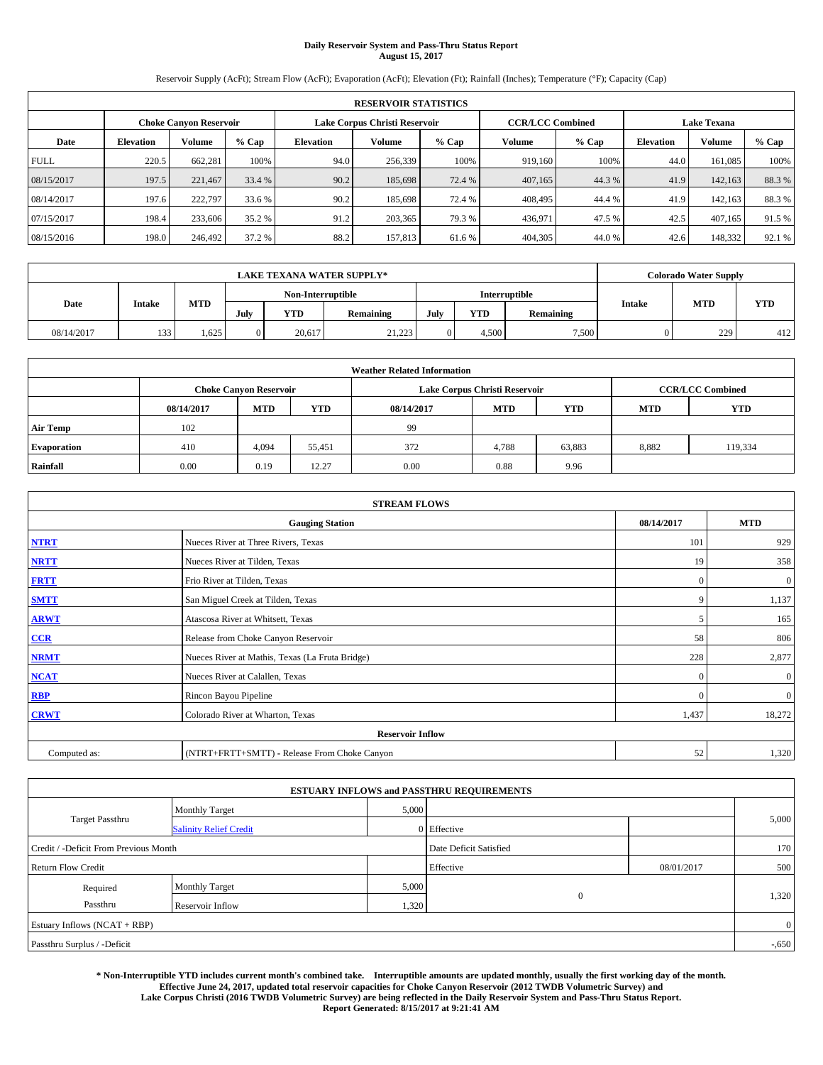# Daily Reservoir System and Pass-Thru Status Report
## August 15, 2017

Reservoir Supply (AcFt); Stream Flow (AcFt); Evaporation (AcFt); Elevation (Ft); Rainfall (Inches); Temperature (°F); Capacity (Cap)

| RESERVOIR STATISTICS | | | | | | | | | | | |
|---|---|---|---|---|---|---|---|---|---|---|---|
| | Choke Canyon Reservoir | | | Lake Corpus Christi Reservoir | | | CCR/LCC Combined | | Lake Texana | | |
| Date | Elevation | Volume | % Cap | Elevation | Volume | % Cap | Volume | % Cap | Elevation | Volume | % Cap |
| FULL | 220.5 | 662,281 | 100% | 94.0 | 256,339 | 100% | 919,160 | 100% | 44.0 | 161,085 | 100% |
| 08/15/2017 | 197.5 | 221,467 | 33.4 % | 90.2 | 185,698 | 72.4 % | 407,165 | 44.3 % | 41.9 | 142,163 | 88.3 % |
| 08/14/2017 | 197.6 | 222,797 | 33.6 % | 90.2 | 185,698 | 72.4 % | 408,495 | 44.4 % | 41.9 | 142,163 | 88.3 % |
| 07/15/2017 | 198.4 | 233,606 | 35.2 % | 91.2 | 203,365 | 79.3 % | 436,971 | 47.5 % | 42.5 | 407,165 | 91.5 % |
| 08/15/2016 | 198.0 | 246,492 | 37.2 % | 88.2 | 157,813 | 61.6 % | 404,305 | 44.0 % | 42.6 | 148,332 | 92.1 % |

| LAKE TEXANA WATER SUPPLY* | | | | | | | | | Colorado Water Supply | | |
|---|---|---|---|---|---|---|---|---|---|---|---|
| Date | Intake | MTD | Non-Interruptible | | | Interruptible | | | Intake | MTD | YTD |
| | | | July | YTD | Remaining | July | YTD | Remaining | | | |
| 08/14/2017 | 133 | 1,625 | 0 | 20,617 | 21,223 | 0 | 4,500 | 7,500 | 0 | 229 | 412 |

| Weather Related Information | | | | | | | | |
|---|---|---|---|---|---|---|---|---|
| | Choke Canyon Reservoir | | | Lake Corpus Christi Reservoir | | | CCR/LCC Combined | |
| | 08/14/2017 | MTD | YTD | 08/14/2017 | MTD | YTD | MTD | YTD |
| Air Temp | 102 | | | 99 | | | | |
| Evaporation | 410 | 4,094 | 55,451 | 372 | 4,788 | 63,883 | 8,882 | 119,334 |
| Rainfall | 0.00 | 0.19 | 12.27 | 0.00 | 0.88 | 9.96 | | |

| STREAM FLOWS | | | |
|---|---|---|---|
| | Gauging Station | 08/14/2017 | MTD |
| NTRT | Nueces River at Three Rivers, Texas | 101 | 929 |
| NRTT | Nueces River at Tilden, Texas | 19 | 358 |
| FRTT | Frio River at Tilden, Texas | 0 | 0 |
| SMTT | San Miguel Creek at Tilden, Texas | 9 | 1,137 |
| ARWT | Atascosa River at Whitsett, Texas | 5 | 165 |
| CCR | Release from Choke Canyon Reservoir | 58 | 806 |
| NRMT | Nueces River at Mathis, Texas (La Fruta Bridge) | 228 | 2,877 |
| NCAT | Nueces River at Calallen, Texas | 0 | 0 |
| RBP | Rincon Bayou Pipeline | 0 | 0 |
| CRWT | Colorado River at Wharton, Texas | 1,437 | 18,272 |
| Reservoir Inflow | | | |
| Computed as: | (NTRT+FRTT+SMTT) - Release From Choke Canyon | 52 | 1,320 |

| ESTUARY INFLOWS and PASSTHRU REQUIREMENTS | | | | | |
|---|---|---|---|---|---|
| Target Passthru | Monthly Target | 5,000 | | | 5,000 |
| | Salinity Relief Credit | 0 | Effective | | |
| Credit / -Deficit From Previous Month | | | Date Deficit Satisfied | | 170 |
| Return Flow Credit | | | Effective | 08/01/2017 | 500 |
| Required Passthru | Monthly Target | 5,000 | 0 | | 1,320 |
| | Reservoir Inflow | 1,320 | | | |
| Estuary Inflows (NCAT + RBP) | | | | | 0 |
| Passthru Surplus / -Deficit | | | | | -,650 |

**\* Non-Interruptible YTD includes current month's combined take. Interruptible amounts are updated monthly, usually the first working day of the month. Effective June 24, 2017, updated total reservoir capacities for Choke Canyon Reservoir (2012 TWDB Volumetric Survey) and Lake Corpus Christi (2016 TWDB Volumetric Survey) are being reflected in the Daily Reservoir System and Pass-Thru Status Report. Report Generated: 8/15/2017 at 9:21:41 AM**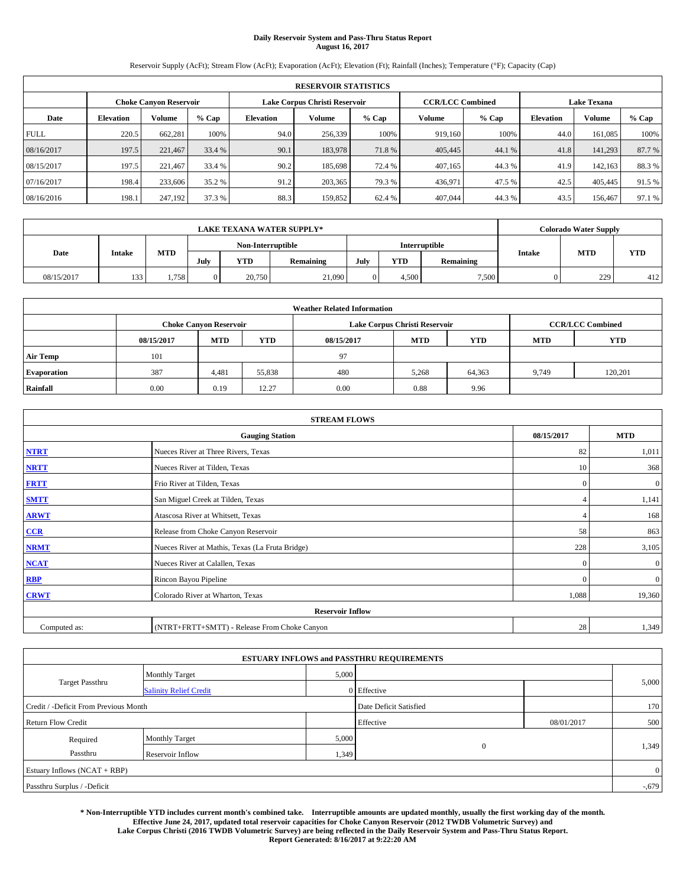# Daily Reservoir System and Pass-Thru Status Report
## August 16, 2017

Reservoir Supply (AcFt); Stream Flow (AcFt); Evaporation (AcFt); Elevation (Ft); Rainfall (Inches); Temperature (°F); Capacity (Cap)

| RESERVOIR STATISTICS | | | | | | | | | | | |
|---|---|---|---|---|---|---|---|---|---|---|---|
| | Choke Canyon Reservoir | | | Lake Corpus Christi Reservoir | | | CCR/LCC Combined | | Lake Texana | | |
| Date | Elevation | Volume | % Cap | Elevation | Volume | % Cap | Volume | % Cap | Elevation | Volume | % Cap |
| FULL | 220.5 | 662,281 | 100% | 94.0 | 256,339 | 100% | 919,160 | 100% | 44.0 | 161,085 | 100% |
| 08/16/2017 | 197.5 | 221,467 | 33.4 % | 90.1 | 183,978 | 71.8 % | 405,445 | 44.1 % | 41.8 | 141,293 | 87.7 % |
| 08/15/2017 | 197.5 | 221,467 | 33.4 % | 90.2 | 185,698 | 72.4 % | 407,165 | 44.3 % | 41.9 | 142,163 | 88.3 % |
| 07/16/2017 | 198.4 | 233,606 | 35.2 % | 91.2 | 203,365 | 79.3 % | 436,971 | 47.5 % | 42.5 | 405,445 | 91.5 % |
| 08/16/2016 | 198.1 | 247,192 | 37.3 % | 88.3 | 159,852 | 62.4 % | 407,044 | 44.3 % | 43.5 | 156,467 | 97.1 % |

| LAKE TEXANA WATER SUPPLY* | | | | | | | | | Colorado Water Supply | | |
|---|---|---|---|---|---|---|---|---|---|---|---|
| Date | Intake | MTD | Non-Interruptible | | | Interruptible | | | Intake | MTD | YTD |
| | | | July | YTD | Remaining | July | YTD | Remaining | | | |
| 08/15/2017 | 133 | 1,758 | 0 | 20,750 | 21,090 | 0 | 4,500 | 7,500 | 0 | 229 | 412 |

| Weather Related Information | | | | | | | | |
|---|---|---|---|---|---|---|---|---|
| | Choke Canyon Reservoir | | | Lake Corpus Christi Reservoir | | | CCR/LCC Combined | |
| | 08/15/2017 | MTD | YTD | 08/15/2017 | MTD | YTD | MTD | YTD |
| Air Temp | 101 | | | 97 | | | | |
| Evaporation | 387 | 4,481 | 55,838 | 480 | 5,268 | 64,363 | 9,749 | 120,201 |
| Rainfall | 0.00 | 0.19 | 12.27 | 0.00 | 0.88 | 9.96 | | |

| STREAM FLOWS | | | |
|---|---|---|---|
| | Gauging Station | 08/15/2017 | MTD |
| NTRT | Nueces River at Three Rivers, Texas | 82 | 1,011 |
| NRTT | Nueces River at Tilden, Texas | 10 | 368 |
| FRTT | Frio River at Tilden, Texas | 0 | 0 |
| SMTT | San Miguel Creek at Tilden, Texas | 4 | 1,141 |
| ARWT | Atascosa River at Whitsett, Texas | 4 | 168 |
| CCR | Release from Choke Canyon Reservoir | 58 | 863 |
| NRMT | Nueces River at Mathis, Texas (La Fruta Bridge) | 228 | 3,105 |
| NCAT | Nueces River at Calallen, Texas | 0 | 0 |
| RBP | Rincon Bayou Pipeline | 0 | 0 |
| CRWT | Colorado River at Wharton, Texas | 1,088 | 19,360 |
| Reservoir Inflow | | | |
| Computed as: | (NTRT+FRTT+SMTT) - Release From Choke Canyon | 28 | 1,349 |

| ESTUARY INFLOWS and PASSTHRU REQUIREMENTS | | | | | |
|---|---|---|---|---|---|
| Target Passthru | Monthly Target | 5,000 | | | 5,000 |
| | Salinity Relief Credit | 0 | Effective | | |
| Credit / -Deficit From Previous Month | | | Date Deficit Satisfied | | 170 |
| Return Flow Credit | | | Effective | 08/01/2017 | 500 |
| Required Passthru | Monthly Target | 5,000 | 0 | | 1,349 |
| | Reservoir Inflow | 1,349 | | | |
| Estuary Inflows (NCAT + RBP) | | | | | 0 |
| Passthru Surplus / -Deficit | | | | | -,679 |

**\* Non-Interruptible YTD includes current month's combined take. Interruptible amounts are updated monthly, usually the first working day of the month. Effective June 24, 2017, updated total reservoir capacities for Choke Canyon Reservoir (2012 TWDB Volumetric Survey) and Lake Corpus Christi (2016 TWDB Volumetric Survey) are being reflected in the Daily Reservoir System and Pass-Thru Status Report. Report Generated: 8/16/2017 at 9:22:20 AM**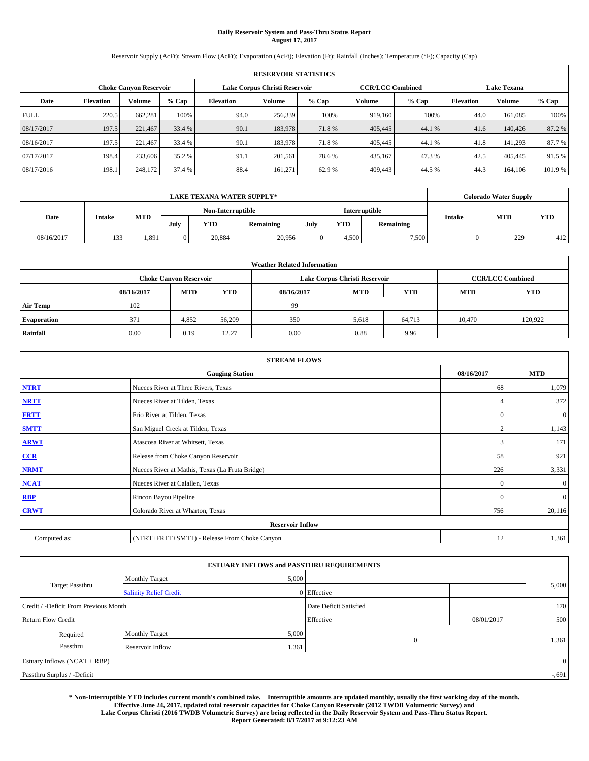# Daily Reservoir System and Pass-Thru Status Report
**August 17, 2017**

Reservoir Supply (AcFt); Stream Flow (AcFt); Evaporation (AcFt); Elevation (Ft); Rainfall (Inches); Temperature (°F); Capacity (Cap)

| RESERVOIR STATISTICS | | | | | | | | | | | |
|---|---|---|---|---|---|---|---|---|---|---|---|
| | Choke Canyon Reservoir | | | Lake Corpus Christi Reservoir | | | CCR/LCC Combined | | Lake Texana | | |
| Date | Elevation | Volume | % Cap | Elevation | Volume | % Cap | Volume | % Cap | Elevation | Volume | % Cap |
| FULL | 220.5 | 662,281 | 100% | 94.0 | 256,339 | 100% | 919,160 | 100% | 44.0 | 161,085 | 100% |
| 08/17/2017 | 197.5 | 221,467 | 33.4 % | 90.1 | 183,978 | 71.8 % | 405,445 | 44.1 % | 41.6 | 140,426 | 87.2 % |
| 08/16/2017 | 197.5 | 221,467 | 33.4 % | 90.1 | 183,978 | 71.8 % | 405,445 | 44.1 % | 41.8 | 141,293 | 87.7 % |
| 07/17/2017 | 198.4 | 233,606 | 35.2 % | 91.1 | 201,561 | 78.6 % | 435,167 | 47.3 % | 42.5 | 405,445 | 91.5 % |
| 08/17/2016 | 198.1 | 248,172 | 37.4 % | 88.4 | 161,271 | 62.9 % | 409,443 | 44.5 % | 44.3 | 164,106 | 101.9 % |

| LAKE TEXANA WATER SUPPLY* | | | | | | | | | Colorado Water Supply | | |
|---|---|---|---|---|---|---|---|---|---|---|---|
| | | | Non-Interruptible | | | Interruptible | | | | | |
| Date | Intake | MTD | July | YTD | Remaining | July | YTD | Remaining | Intake | MTD | YTD |
| 08/16/2017 | 133 | 1,891 | 0 | 20,884 | 20,956 | 0 | 4,500 | 7,500 | 0 | 229 | 412 |

| Weather Related Information | | | | | | | | |
|---|---|---|---|---|---|---|---|---|
| | Choke Canyon Reservoir | | | Lake Corpus Christi Reservoir | | | CCR/LCC Combined | |
| | 08/16/2017 | MTD | YTD | 08/16/2017 | MTD | YTD | MTD | YTD |
| Air Temp | 102 | | | 99 | | | | |
| Evaporation | 371 | 4,852 | 56,209 | 350 | 5,618 | 64,713 | 10,470 | 120,922 |
| Rainfall | 0.00 | 0.19 | 12.27 | 0.00 | 0.88 | 9.96 | | |

| STREAM FLOWS | | | |
|---|---|---|---|
| Gauging Station | | 08/16/2017 | MTD |
| NTRT | Nueces River at Three Rivers, Texas | 68 | 1,079 |
| NRTT | Nueces River at Tilden, Texas | 4 | 372 |
| FRTT | Frio River at Tilden, Texas | 0 | 0 |
| SMTT | San Miguel Creek at Tilden, Texas | 2 | 1,143 |
| ARWT | Atascosa River at Whitsett, Texas | 3 | 171 |
| CCR | Release from Choke Canyon Reservoir | 58 | 921 |
| NRMT | Nueces River at Mathis, Texas (La Fruta Bridge) | 226 | 3,331 |
| NCAT | Nueces River at Calallen, Texas | 0 | 0 |
| RBP | Rincon Bayou Pipeline | 0 | 0 |
| CRWT | Colorado River at Wharton, Texas | 756 | 20,116 |
| Reservoir Inflow | | | |
| Computed as: | (NTRT+FRTT+SMTT) - Release From Choke Canyon | 12 | 1,361 |

| ESTUARY INFLOWS and PASSTHRU REQUIREMENTS | | | | | |
|---|---|---|---|---|---|
| Target Passthru | Monthly Target | 5,000 | | | 5,000 |
| | Salinity Relief Credit | 0 | Effective | | |
| Credit / -Deficit From Previous Month | | | Date Deficit Satisfied | | 170 |
| Return Flow Credit | | | Effective | 08/01/2017 | 500 |
| Required Passthru | Monthly Target | 5,000 | 0 | | 1,361 |
| | Reservoir Inflow | 1,361 | | | |
| Estuary Inflows (NCAT + RBP) | | | | | 0 |
| Passthru Surplus / -Deficit | | | | | -691 |

**\* Non-Interruptible YTD includes current month's combined take. Interruptible amounts are updated monthly, usually the first working day of the month. Effective June 24, 2017, updated total reservoir capacities for Choke Canyon Reservoir (2012 TWDB Volumetric Survey) and Lake Corpus Christi (2016 TWDB Volumetric Survey) are being reflected in the Daily Reservoir System and Pass-Thru Status Report. Report Generated: 8/17/2017 at 9:12:23 AM**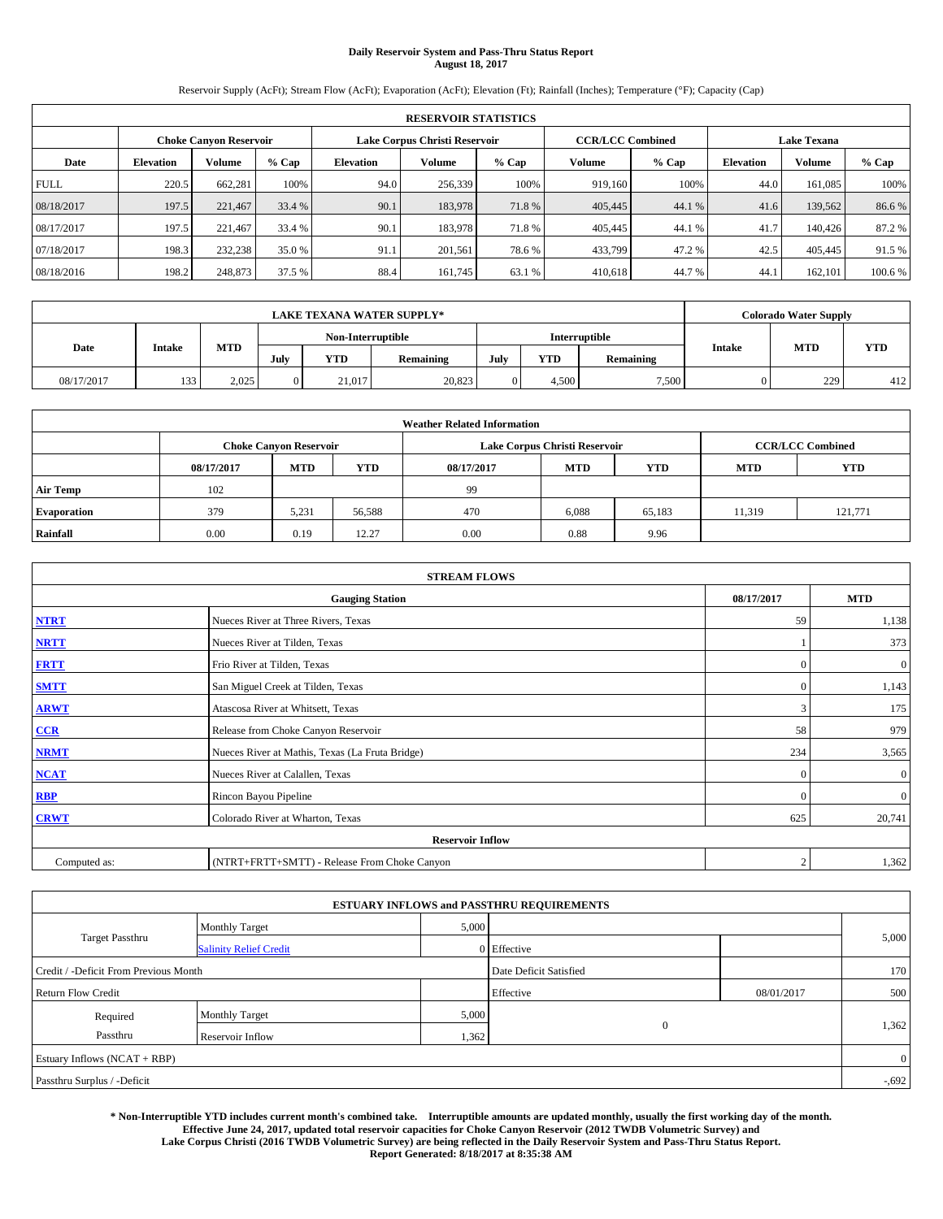# Daily Reservoir System and Pass-Thru Status Report
**August 18, 2017**

Reservoir Supply (AcFt); Stream Flow (AcFt); Evaporation (AcFt); Elevation (Ft); Rainfall (Inches); Temperature (°F); Capacity (Cap)

| RESERVOIR STATISTICS | | | | | | | | | | | |
|---|---|---|---|---|---|---|---|---|---|---|---|
| | Choke Canyon Reservoir | | | Lake Corpus Christi Reservoir | | | CCR/LCC Combined | | Lake Texana | | |
| Date | Elevation | Volume | % Cap | Elevation | Volume | % Cap | Volume | % Cap | Elevation | Volume | % Cap |
| FULL | 220.5 | 662,281 | 100% | 94.0 | 256,339 | 100% | 919,160 | 100% | 44.0 | 161,085 | 100% |
| 08/18/2017 | 197.5 | 221,467 | 33.4 % | 90.1 | 183,978 | 71.8 % | 405,445 | 44.1 % | 41.6 | 139,562 | 86.6 % |
| 08/17/2017 | 197.5 | 221,467 | 33.4 % | 90.1 | 183,978 | 71.8 % | 405,445 | 44.1 % | 41.7 | 140,426 | 87.2 % |
| 07/18/2017 | 198.3 | 232,238 | 35.0 % | 91.1 | 201,561 | 78.6 % | 433,799 | 47.2 % | 42.5 | 405,445 | 91.5 % |
| 08/18/2016 | 198.2 | 248,873 | 37.5 % | 88.4 | 161,745 | 63.1 % | 410,618 | 44.7 % | 44.1 | 162,101 | 100.6 % |

| LAKE TEXANA WATER SUPPLY* | | | | | | | | | Colorado Water Supply | | |
|---|---|---|---|---|---|---|---|---|---|---|---|
| Date | Intake | MTD | Non-Interruptible | | | Interruptible | | | Intake | MTD | YTD |
| | | | July | YTD | Remaining | July | YTD | Remaining | | | |
| 08/17/2017 | 133 | 2,025 | 0 | 21,017 | 20,823 | 0 | 4,500 | 7,500 | 0 | 229 | 412 |

| Weather Related Information | | | | | | | | |
|---|---|---|---|---|---|---|---|---|
| | Choke Canyon Reservoir | | | Lake Corpus Christi Reservoir | | | CCR/LCC Combined | |
| | 08/17/2017 | MTD | YTD | 08/17/2017 | MTD | YTD | MTD | YTD |
| Air Temp | 102 | | | 99 | | | | |
| Evaporation | 379 | 5,231 | 56,588 | 470 | 6,088 | 65,183 | 11,319 | 121,771 |
| Rainfall | 0.00 | 0.19 | 12.27 | 0.00 | 0.88 | 9.96 | | |

| STREAM FLOWS | | | |
|---|---|---|---|
| | Gauging Station | 08/17/2017 | MTD |
| NTRT | Nueces River at Three Rivers, Texas | 59 | 1,138 |
| NRTT | Nueces River at Tilden, Texas | 1 | 373 |
| FRTT | Frio River at Tilden, Texas | 0 | 0 |
| SMTT | San Miguel Creek at Tilden, Texas | 0 | 1,143 |
| ARWT | Atascosa River at Whitsett, Texas | 3 | 175 |
| CCR | Release from Choke Canyon Reservoir | 58 | 979 |
| NRMT | Nueces River at Mathis, Texas (La Fruta Bridge) | 234 | 3,565 |
| NCAT | Nueces River at Calallen, Texas | 0 | 0 |
| RBP | Rincon Bayou Pipeline | 0 | 0 |
| CRWT | Colorado River at Wharton, Texas | 625 | 20,741 |
| **Reservoir Inflow** | | | |
| Computed as: | (NTRT+FRTT+SMTT) - Release From Choke Canyon | 2 | 1,362 |

| ESTUARY INFLOWS and PASSTHRU REQUIREMENTS | | | | | |
|---|---|---|---|---|---|
| Target Passthru | Monthly Target | 5,000 | | | 5,000 |
| | Salinity Relief Credit | 0 | Effective | | |
| Credit / -Deficit From Previous Month | | | Date Deficit Satisfied | | 170 |
| Return Flow Credit | | | Effective | 08/01/2017 | 500 |
| Required Passthru | Monthly Target | 5,000 | 0 | | 1,362 |
| | Reservoir Inflow | 1,362 | | | |
| Estuary Inflows (NCAT + RBP) | | | | | 0 |
| Passthru Surplus / -Deficit | | | | | -,692 |

**\* Non-Interruptible YTD includes current month's combined take. Interruptible amounts are updated monthly, usually the first working day of the month. Effective June 24, 2017, updated total reservoir capacities for Choke Canyon Reservoir (2012 TWDB Volumetric Survey) and Lake Corpus Christi (2016 TWDB Volumetric Survey) are being reflected in the Daily Reservoir System and Pass-Thru Status Report. Report Generated: 8/18/2017 at 8:35:38 AM**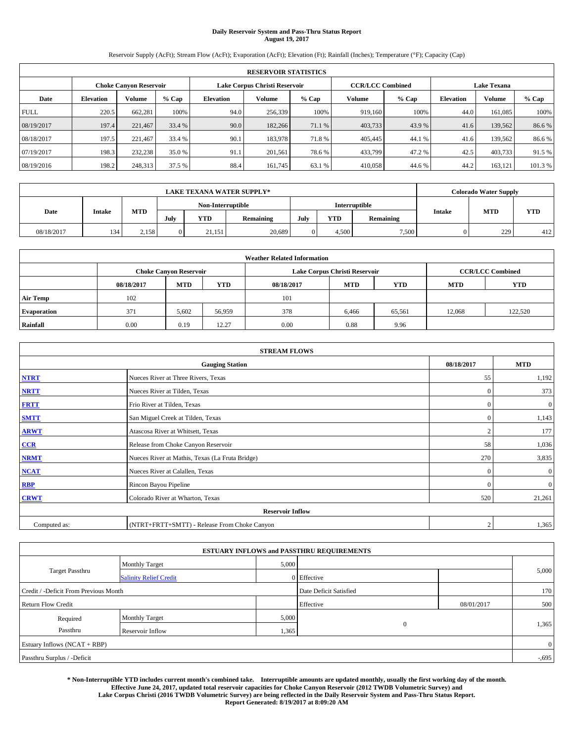**Daily Reservoir System and Pass-Thru Status Report**
**August 19, 2017**

Reservoir Supply (AcFt); Stream Flow (AcFt); Evaporation (AcFt); Elevation (Ft); Rainfall (Inches); Temperature (°F); Capacity (Cap)

| RESERVOIR STATISTICS | | | | | | | | | | | |
|---|---|---|---|---|---|---|---|---|---|---|---|
| | Choke Canyon Reservoir | | | Lake Corpus Christi Reservoir | | | CCR/LCC Combined | | Lake Texana | | |
| Date | Elevation | Volume | % Cap | Elevation | Volume | % Cap | Volume | % Cap | Elevation | Volume | % Cap |
| FULL | 220.5 | 662,281 | 100% | 94.0 | 256,339 | 100% | 919,160 | 100% | 44.0 | 161,085 | 100% |
| 08/19/2017 | 197.4 | 221,467 | 33.4 % | 90.0 | 182,266 | 71.1 % | 403,733 | 43.9 % | 41.6 | 139,562 | 86.6 % |
| 08/18/2017 | 197.5 | 221,467 | 33.4 % | 90.1 | 183,978 | 71.8 % | 405,445 | 44.1 % | 41.6 | 139,562 | 86.6 % |
| 07/19/2017 | 198.3 | 232,238 | 35.0 % | 91.1 | 201,561 | 78.6 % | 433,799 | 47.2 % | 42.5 | 403,733 | 91.5 % |
| 08/19/2016 | 198.2 | 248,313 | 37.5 % | 88.4 | 161,745 | 63.1 % | 410,058 | 44.6 % | 44.2 | 163,121 | 101.3 % |

| LAKE TEXANA WATER SUPPLY* | | | | | | | | | Colorado Water Supply | | |
|---|---|---|---|---|---|---|---|---|---|---|---|
| Date | Intake | MTD | Non-Interruptible | | | Interruptible | | | Intake | MTD | YTD |
| | | | July | YTD | Remaining | July | YTD | Remaining | | | |
| 08/18/2017 | 134 | 2,158 | 0 | 21,151 | 20,689 | 0 | 4,500 | 7,500 | 0 | 229 | 412 |

| Weather Related Information | | | | | | | | |
|---|---|---|---|---|---|---|---|---|
| | Choke Canyon Reservoir | | | Lake Corpus Christi Reservoir | | | CCR/LCC Combined | |
| | 08/18/2017 | MTD | YTD | 08/18/2017 | MTD | YTD | MTD | YTD |
| Air Temp | 102 | | | 101 | | | | |
| Evaporation | 371 | 5,602 | 56,959 | 378 | 6,466 | 65,561 | 12,068 | 122,520 |
| Rainfall | 0.00 | 0.19 | 12.27 | 0.00 | 0.88 | 9.96 | | |

| STREAM FLOWS | | | |
|---|---|---|---|
| | Gauging Station | 08/18/2017 | MTD |
| NTRT | Nueces River at Three Rivers, Texas | 55 | 1,192 |
| NRTT | Nueces River at Tilden, Texas | 0 | 373 |
| FRTT | Frio River at Tilden, Texas | 0 | 0 |
| SMTT | San Miguel Creek at Tilden, Texas | 0 | 1,143 |
| ARWT | Atascosa River at Whitsett, Texas | 2 | 177 |
| CCR | Release from Choke Canyon Reservoir | 58 | 1,036 |
| NRMT | Nueces River at Mathis, Texas (La Fruta Bridge) | 270 | 3,835 |
| NCAT | Nueces River at Calallen, Texas | 0 | 0 |
| RBP | Rincon Bayou Pipeline | 0 | 0 |
| CRWT | Colorado River at Wharton, Texas | 520 | 21,261 |
| Reservoir Inflow | | | |
| Computed as: | (NTRT+FRTT+SMTT) - Release From Choke Canyon | 2 | 1,365 |

| ESTUARY INFLOWS and PASSTHRU REQUIREMENTS | | | | | |
|---|---|---|---|---|---|
| Target Passthru | Monthly Target | 5,000 | | | 5,000 |
| | Salinity Relief Credit | 0 | Effective | | |
| Credit / -Deficit From Previous Month | | | Date Deficit Satisfied | | 170 |
| Return Flow Credit | | | Effective | 08/01/2017 | 500 |
| Required Passthru | Monthly Target | 5,000 | 0 | | 1,365 |
| | Reservoir Inflow | 1,365 | | | |
| Estuary Inflows (NCAT + RBP) | | | | | 0 |
| Passthru Surplus / -Deficit | | | | | -,695 |

**\* Non-Interruptible YTD includes current month's combined take. Interruptible amounts are updated monthly, usually the first working day of the month. Effective June 24, 2017, updated total reservoir capacities for Choke Canyon Reservoir (2012 TWDB Volumetric Survey) and Lake Corpus Christi (2016 TWDB Volumetric Survey) are being reflected in the Daily Reservoir System and Pass-Thru Status Report. Report Generated: 8/19/2017 at 8:09:20 AM**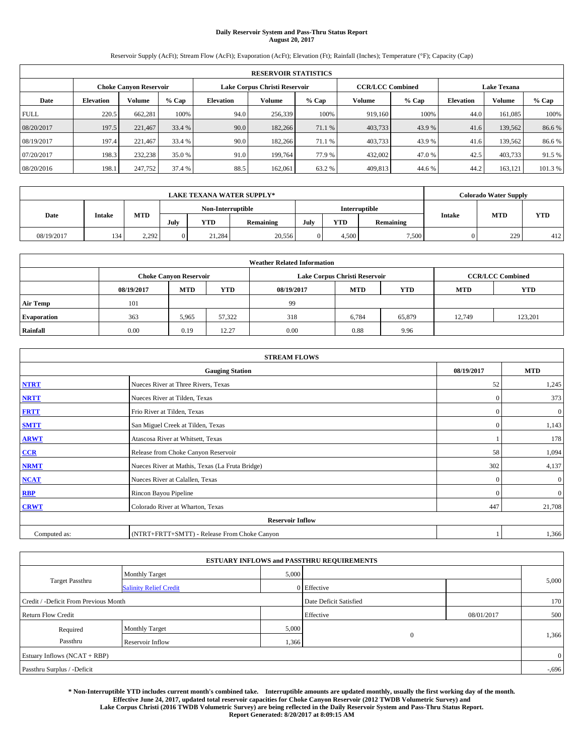# Daily Reservoir System and Pass-Thru Status Report
**August 20, 2017**

Reservoir Supply (AcFt); Stream Flow (AcFt); Evaporation (AcFt); Elevation (Ft); Rainfall (Inches); Temperature (°F); Capacity (Cap)

| RESERVOIR STATISTICS | | | | | | | | | | | |
|---|---|---|---|---|---|---|---|---|---|---|---|
| | Choke Canyon Reservoir | | | Lake Corpus Christi Reservoir | | | CCR/LCC Combined | | Lake Texana | | |
| Date | Elevation | Volume | % Cap | Elevation | Volume | % Cap | Volume | % Cap | Elevation | Volume | % Cap |
| FULL | 220.5 | 662,281 | 100% | 94.0 | 256,339 | 100% | 919,160 | 100% | 44.0 | 161,085 | 100% |
| 08/20/2017 | 197.5 | 221,467 | 33.4 % | 90.0 | 182,266 | 71.1 % | 403,733 | 43.9 % | 41.6 | 139,562 | 86.6 % |
| 08/19/2017 | 197.4 | 221,467 | 33.4 % | 90.0 | 182,266 | 71.1 % | 403,733 | 43.9 % | 41.6 | 139,562 | 86.6 % |
| 07/20/2017 | 198.3 | 232,238 | 35.0 % | 91.0 | 199,764 | 77.9 % | 432,002 | 47.0 % | 42.5 | 403,733 | 91.5 % |
| 08/20/2016 | 198.1 | 247,752 | 37.4 % | 88.5 | 162,061 | 63.2 % | 409,813 | 44.6 % | 44.2 | 163,121 | 101.3 % |

| LAKE TEXANA WATER SUPPLY* | | | | | | | | | Colorado Water Supply | | |
|---|---|---|---|---|---|---|---|---|---|---|---|
| Date | Intake | MTD | Non-Interruptible | | | Interruptible | | | Intake | MTD | YTD |
| | | | July | YTD | Remaining | July | YTD | Remaining | | | |
| 08/19/2017 | 134 | 2,292 | 0 | 21,284 | 20,556 | 0 | 4,500 | 7,500 | 0 | 229 | 412 |

| Weather Related Information | | | | | | | | |
|---|---|---|---|---|---|---|---|---|
| | Choke Canyon Reservoir | | | Lake Corpus Christi Reservoir | | | CCR/LCC Combined | |
| | 08/19/2017 | MTD | YTD | 08/19/2017 | MTD | YTD | MTD | YTD |
| Air Temp | 101 | | | 99 | | | | |
| Evaporation | 363 | 5,965 | 57,322 | 318 | 6,784 | 65,879 | 12,749 | 123,201 |
| Rainfall | 0.00 | 0.19 | 12.27 | 0.00 | 0.88 | 9.96 | | |

| STREAM FLOWS | | | |
|---|---|---|---|
| | Gauging Station | 08/19/2017 | MTD |
| NTRT | Nueces River at Three Rivers, Texas | 52 | 1,245 |
| NRTT | Nueces River at Tilden, Texas | 0 | 373 |
| FRTT | Frio River at Tilden, Texas | 0 | 0 |
| SMTT | San Miguel Creek at Tilden, Texas | 0 | 1,143 |
| ARWT | Atascosa River at Whitsett, Texas | 1 | 178 |
| CCR | Release from Choke Canyon Reservoir | 58 | 1,094 |
| NRMT | Nueces River at Mathis, Texas (La Fruta Bridge) | 302 | 4,137 |
| NCAT | Nueces River at Calallen, Texas | 0 | 0 |
| RBP | Rincon Bayou Pipeline | 0 | 0 |
| CRWT | Colorado River at Wharton, Texas | 447 | 21,708 |
| Reservoir Inflow | | | |
| Computed as: | (NTRT+FRTT+SMTT) - Release From Choke Canyon | 1 | 1,366 |

| ESTUARY INFLOWS and PASSTHRU REQUIREMENTS | | | | | |
|---|---|---|---|---|---|
| Target Passthru | Monthly Target | 5,000 | | | 5,000 |
| | Salinity Relief Credit | 0 | Effective | | |
| Credit / -Deficit From Previous Month | | | Date Deficit Satisfied | | 170 |
| Return Flow Credit | | | Effective | 08/01/2017 | 500 |
| Required Passthru | Monthly Target | 5,000 | 0 | | 1,366 |
| | Reservoir Inflow | 1,366 | | | |
| Estuary Inflows (NCAT + RBP) | | | | | 0 |
| Passthru Surplus / -Deficit | | | | | -,696 |

**\* Non-Interruptible YTD includes current month's combined take. Interruptible amounts are updated monthly, usually the first working day of the month. Effective June 24, 2017, updated total reservoir capacities for Choke Canyon Reservoir (2012 TWDB Volumetric Survey) and Lake Corpus Christi (2016 TWDB Volumetric Survey) are being reflected in the Daily Reservoir System and Pass-Thru Status Report. Report Generated: 8/20/2017 at 8:09:15 AM**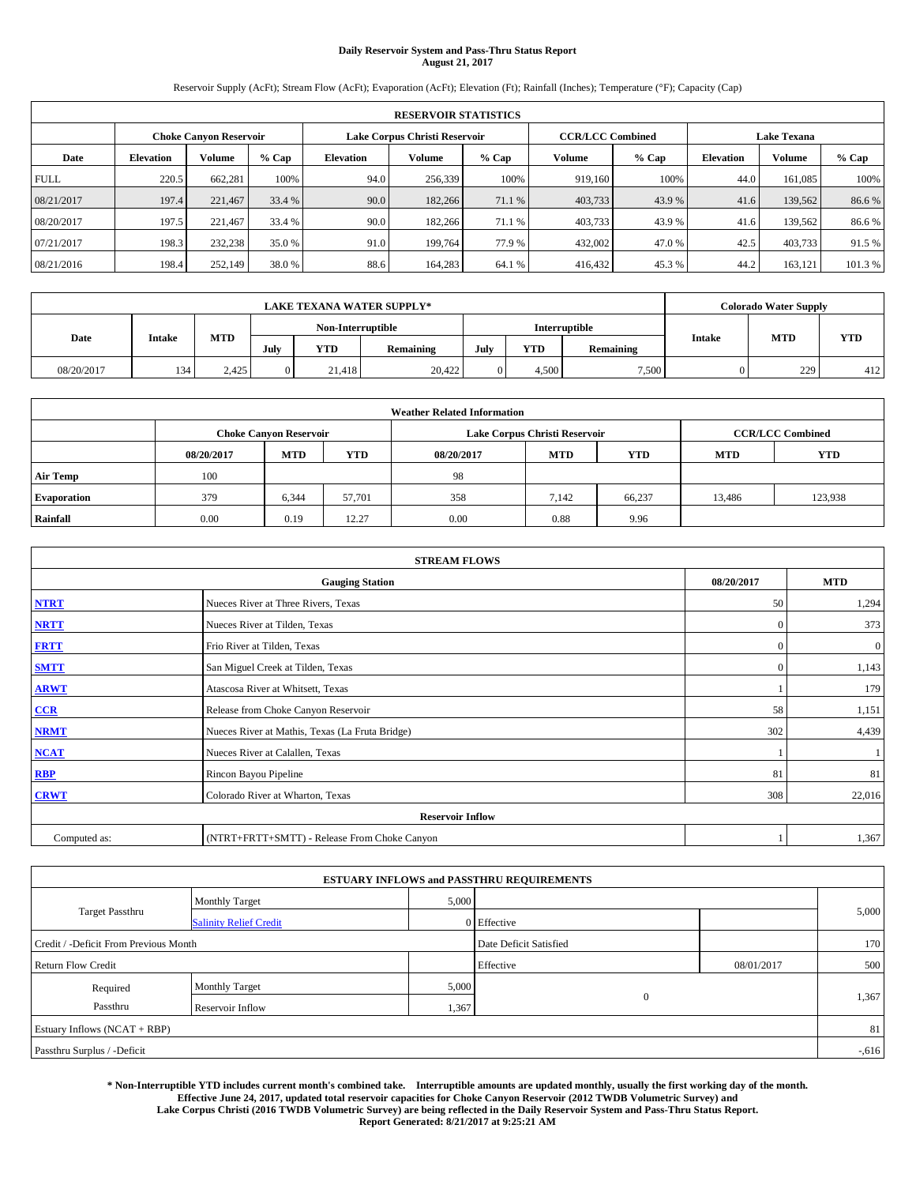# Daily Reservoir System and Pass-Thru Status Report
## August 21, 2017

Reservoir Supply (AcFt); Stream Flow (AcFt); Evaporation (AcFt); Elevation (Ft); Rainfall (Inches); Temperature (°F); Capacity (Cap)

| RESERVOIR STATISTICS | | | | | | | | | | | |
|---|---|---|---|---|---|---|---|---|---|---|---|
| | Choke Canyon Reservoir | | | Lake Corpus Christi Reservoir | | | CCR/LCC Combined | | Lake Texana | | |
| Date | Elevation | Volume | % Cap | Elevation | Volume | % Cap | Volume | % Cap | Elevation | Volume | % Cap |
| FULL | 220.5 | 662,281 | 100% | 94.0 | 256,339 | 100% | 919,160 | 100% | 44.0 | 161,085 | 100% |
| 08/21/2017 | 197.4 | 221,467 | 33.4 % | 90.0 | 182,266 | 71.1 % | 403,733 | 43.9 % | 41.6 | 139,562 | 86.6 % |
| 08/20/2017 | 197.5 | 221,467 | 33.4 % | 90.0 | 182,266 | 71.1 % | 403,733 | 43.9 % | 41.6 | 139,562 | 86.6 % |
| 07/21/2017 | 198.3 | 232,238 | 35.0 % | 91.0 | 199,764 | 77.9 % | 432,002 | 47.0 % | 42.5 | 403,733 | 91.5 % |
| 08/21/2016 | 198.4 | 252,149 | 38.0 % | 88.6 | 164,283 | 64.1 % | 416,432 | 45.3 % | 44.2 | 163,121 | 101.3 % |

| LAKE TEXANA WATER SUPPLY* | | | | | | | | | Colorado Water Supply | | |
|---|---|---|---|---|---|---|---|---|---|---|---|
| Date | Intake | MTD | Non-Interruptible | | | Interruptible | | | Intake | MTD | YTD |
| | | | July | YTD | Remaining | July | YTD | Remaining | | | |
| 08/20/2017 | 134 | 2,425 | 0 | 21,418 | 20,422 | 0 | 4,500 | 7,500 | 0 | 229 | 412 |

| Weather Related Information | | | | | | | | |
|---|---|---|---|---|---|---|---|---|
| | Choke Canyon Reservoir | | | Lake Corpus Christi Reservoir | | | CCR/LCC Combined | |
| | 08/20/2017 | MTD | YTD | 08/20/2017 | MTD | YTD | MTD | YTD |
| Air Temp | 100 | | | 98 | | | | |
| Evaporation | 379 | 6,344 | 57,701 | 358 | 7,142 | 66,237 | 13,486 | 123,938 |
| Rainfall | 0.00 | 0.19 | 12.27 | 0.00 | 0.88 | 9.96 | | |

| STREAM FLOWS | | | |
|---|---|---|---|
| | Gauging Station | 08/20/2017 | MTD |
| NTRT | Nueces River at Three Rivers, Texas | 50 | 1,294 |
| NRTT | Nueces River at Tilden, Texas | 0 | 373 |
| FRTT | Frio River at Tilden, Texas | 0 | 0 |
| SMTT | San Miguel Creek at Tilden, Texas | 0 | 1,143 |
| ARWT | Atascosa River at Whitsett, Texas | 1 | 179 |
| CCR | Release from Choke Canyon Reservoir | 58 | 1,151 |
| NRMT | Nueces River at Mathis, Texas (La Fruta Bridge) | 302 | 4,439 |
| NCAT | Nueces River at Calallen, Texas | 1 | 1 |
| RBP | Rincon Bayou Pipeline | 81 | 81 |
| CRWT | Colorado River at Wharton, Texas | 308 | 22,016 |
| | Reservoir Inflow | | |
| Computed as: | (NTRT+FRTT+SMTT) - Release From Choke Canyon | 1 | 1,367 |

| ESTUARY INFLOWS and PASSTHRU REQUIREMENTS | | | | | |
|---|---|---|---|---|---|
| Target Passthru | Monthly Target | 5,000 | | | 5,000 |
| | Salinity Relief Credit | 0 | Effective | | |
| Credit / -Deficit From Previous Month | | | Date Deficit Satisfied | | 170 |
| Return Flow Credit | | | Effective | 08/01/2017 | 500 |
| Required Passthru | Monthly Target | 5,000 | 0 | | 1,367 |
| | Reservoir Inflow | 1,367 | | | |
| Estuary Inflows (NCAT + RBP) | | | | | 81 |
| Passthru Surplus / -Deficit | | | | | -,616 |

**\* Non-Interruptible YTD includes current month's combined take. Interruptible amounts are updated monthly, usually the first working day of the month. Effective June 24, 2017, updated total reservoir capacities for Choke Canyon Reservoir (2012 TWDB Volumetric Survey) and Lake Corpus Christi (2016 TWDB Volumetric Survey) are being reflected in the Daily Reservoir System and Pass-Thru Status Report. Report Generated: 8/21/2017 at 9:25:21 AM**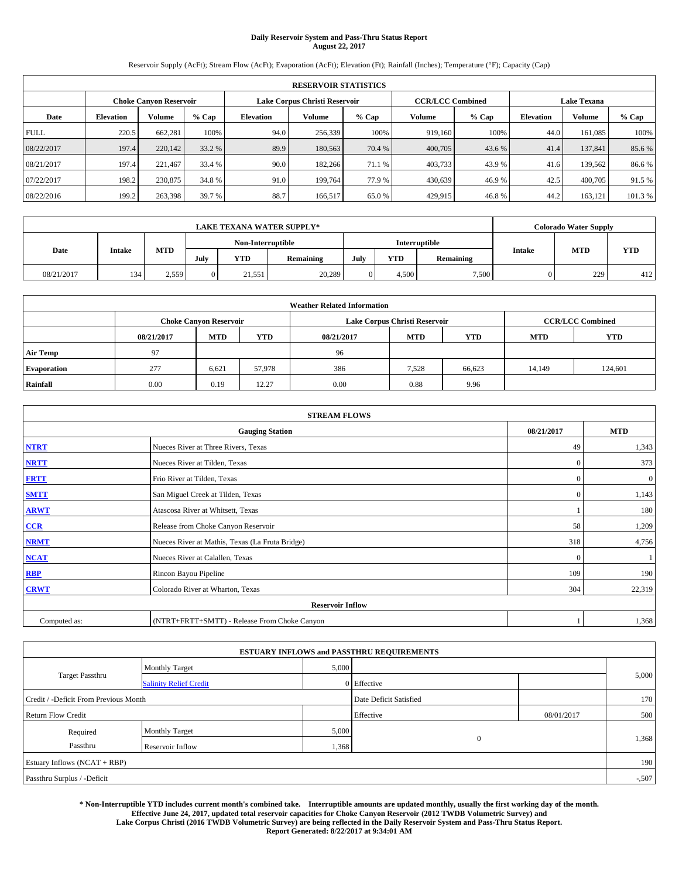# Daily Reservoir System and Pass-Thru Status Report
## August 22, 2017

Reservoir Supply (AcFt); Stream Flow (AcFt); Evaporation (AcFt); Elevation (Ft); Rainfall (Inches); Temperature (°F); Capacity (Cap)

| RESERVOIR STATISTICS | | | | | | | | | | | |
|---|---|---|---|---|---|---|---|---|---|---|---|
| | Choke Canyon Reservoir | | | Lake Corpus Christi Reservoir | | | CCR/LCC Combined | | Lake Texana | | |
| Date | Elevation | Volume | % Cap | Elevation | Volume | % Cap | Volume | % Cap | Elevation | Volume | % Cap |
| FULL | 220.5 | 662,281 | 100% | 94.0 | 256,339 | 100% | 919,160 | 100% | 44.0 | 161,085 | 100% |
| 08/22/2017 | 197.4 | 220,142 | 33.2 % | 89.9 | 180,563 | 70.4 % | 400,705 | 43.6 % | 41.4 | 137,841 | 85.6 % |
| 08/21/2017 | 197.4 | 221,467 | 33.4 % | 90.0 | 182,266 | 71.1 % | 403,733 | 43.9 % | 41.6 | 139,562 | 86.6 % |
| 07/22/2017 | 198.2 | 230,875 | 34.8 % | 91.0 | 199,764 | 77.9 % | 430,639 | 46.9 % | 42.5 | 400,705 | 91.5 % |
| 08/22/2016 | 199.2 | 263,398 | 39.7 % | 88.7 | 166,517 | 65.0 % | 429,915 | 46.8 % | 44.2 | 163,121 | 101.3 % |

| LAKE TEXANA WATER SUPPLY* | | | | | | | | | Colorado Water Supply | | |
|---|---|---|---|---|---|---|---|---|---|---|---|
| Date | Intake | MTD | Non-Interruptible | | | Interruptible | | | Intake | MTD | YTD |
| | | | July | YTD | Remaining | July | YTD | Remaining | | | |
| 08/21/2017 | 134 | 2,559 | 0 | 21,551 | 20,289 | 0 | 4,500 | 7,500 | 0 | 229 | 412 |

| Weather Related Information | | | | | | | | |
|---|---|---|---|---|---|---|---|---|
| | Choke Canyon Reservoir | | | Lake Corpus Christi Reservoir | | | CCR/LCC Combined | |
| | 08/21/2017 | MTD | YTD | 08/21/2017 | MTD | YTD | MTD | YTD |
| Air Temp | 97 | | | 96 | | | | |
| Evaporation | 277 | 6,621 | 57,978 | 386 | 7,528 | 66,623 | 14,149 | 124,601 |
| Rainfall | 0.00 | 0.19 | 12.27 | 0.00 | 0.88 | 9.96 | | |

| STREAM FLOWS | | | |
|---|---|---|---|
| | Gauging Station | 08/21/2017 | MTD |
| NTRT | Nueces River at Three Rivers, Texas | 49 | 1,343 |
| NRTT | Nueces River at Tilden, Texas | 0 | 373 |
| FRTT | Frio River at Tilden, Texas | 0 | 0 |
| SMTT | San Miguel Creek at Tilden, Texas | 0 | 1,143 |
| ARWT | Atascosa River at Whitsett, Texas | 1 | 180 |
| CCR | Release from Choke Canyon Reservoir | 58 | 1,209 |
| NRMT | Nueces River at Mathis, Texas (La Fruta Bridge) | 318 | 4,756 |
| NCAT | Nueces River at Calallen, Texas | 0 | 1 |
| RBP | Rincon Bayou Pipeline | 109 | 190 |
| CRWT | Colorado River at Wharton, Texas | 304 | 22,319 |
| | Reservoir Inflow | | |
| Computed as: | (NTRT+FRTT+SMTT) - Release From Choke Canyon | 1 | 1,368 |

| ESTUARY INFLOWS and PASSTHRU REQUIREMENTS | | | | | |
|---|---|---|---|---|---|
| Target Passthru | Monthly Target | 5,000 | | | 5,000 |
| | Salinity Relief Credit | 0 | Effective | | |
| Credit / -Deficit From Previous Month | | | Date Deficit Satisfied | | 170 |
| Return Flow Credit | | | Effective | 08/01/2017 | 500 |
| Required Passthru | Monthly Target | 5,000 | 0 | | 1,368 |
| | Reservoir Inflow | 1,368 | | | |
| Estuary Inflows (NCAT + RBP) | | | | | 190 |
| Passthru Surplus / -Deficit | | | | | -,507 |

**\* Non-Interruptible YTD includes current month's combined take. Interruptible amounts are updated monthly, usually the first working day of the month. Effective June 24, 2017, updated total reservoir capacities for Choke Canyon Reservoir (2012 TWDB Volumetric Survey) and Lake Corpus Christi (2016 TWDB Volumetric Survey) are being reflected in the Daily Reservoir System and Pass-Thru Status Report. Report Generated: 8/22/2017 at 9:34:01 AM**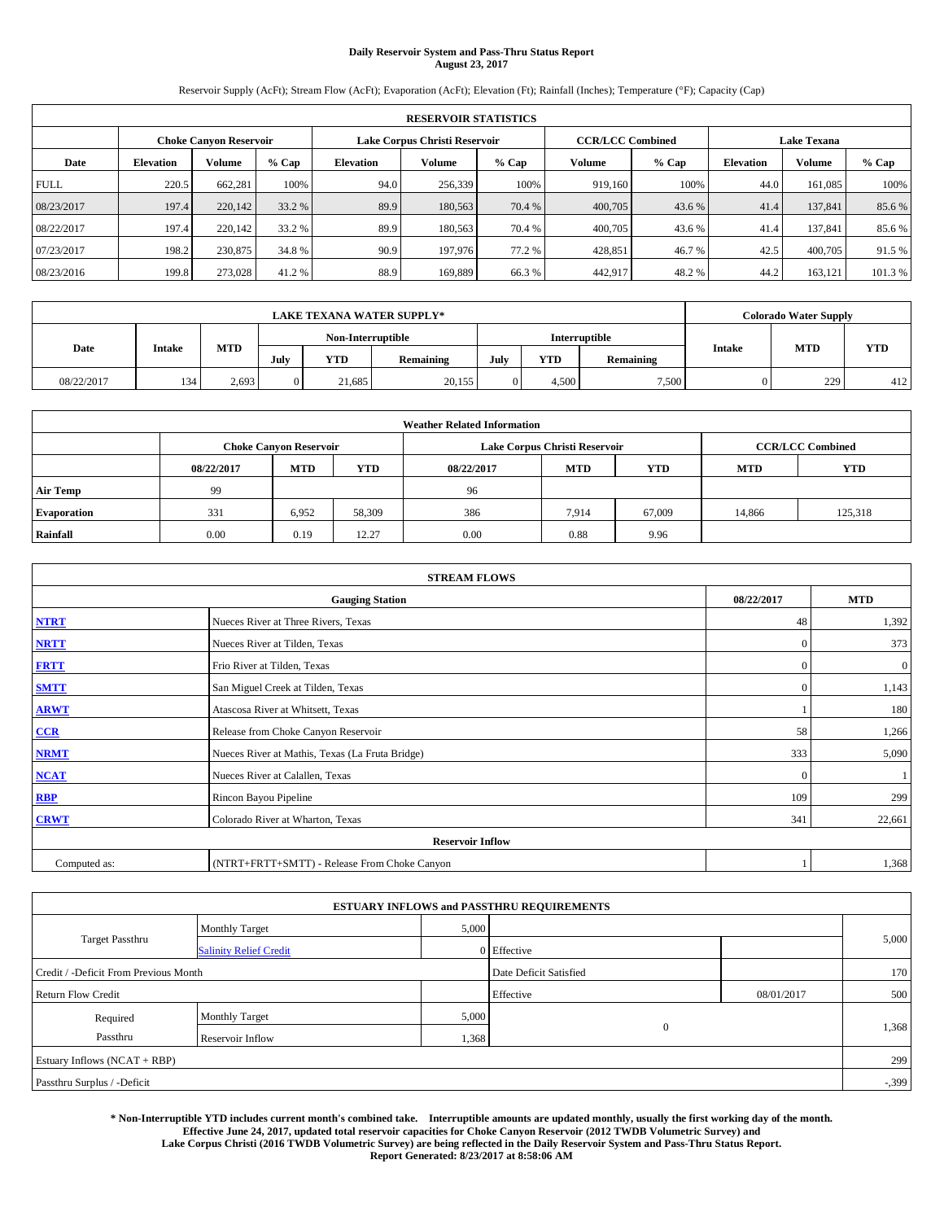# Daily Reservoir System and Pass-Thru Status Report
**August 23, 2017**

Reservoir Supply (AcFt); Stream Flow (AcFt); Evaporation (AcFt); Elevation (Ft); Rainfall (Inches); Temperature (°F); Capacity (Cap)

| RESERVOIR STATISTICS | | | | | | | | | | | |
|---|---|---|---|---|---|---|---|---|---|---|---|
| | Choke Canyon Reservoir | | | Lake Corpus Christi Reservoir | | | CCR/LCC Combined | | Lake Texana | | |
| Date | Elevation | Volume | % Cap | Elevation | Volume | % Cap | Volume | % Cap | Elevation | Volume | % Cap |
| FULL | 220.5 | 662,281 | 100% | 94.0 | 256,339 | 100% | 919,160 | 100% | 44.0 | 161,085 | 100% |
| 08/23/2017 | 197.4 | 220,142 | 33.2 % | 89.9 | 180,563 | 70.4 % | 400,705 | 43.6 % | 41.4 | 137,841 | 85.6 % |
| 08/22/2017 | 197.4 | 220,142 | 33.2 % | 89.9 | 180,563 | 70.4 % | 400,705 | 43.6 % | 41.4 | 137,841 | 85.6 % |
| 07/23/2017 | 198.2 | 230,875 | 34.8 % | 90.9 | 197,976 | 77.2 % | 428,851 | 46.7 % | 42.5 | 400,705 | 91.5 % |
| 08/23/2016 | 199.8 | 273,028 | 41.2 % | 88.9 | 169,889 | 66.3 % | 442,917 | 48.2 % | 44.2 | 163,121 | 101.3 % |

| LAKE TEXANA WATER SUPPLY* | | | | | | | | | Colorado Water Supply | | |
|---|---|---|---|---|---|---|---|---|---|---|---|
| Date | Intake | MTD | Non-Interruptible | | | Interruptible | | | Intake | MTD | YTD |
| | | | July | YTD | Remaining | July | YTD | Remaining | | | |
| 08/22/2017 | 134 | 2,693 | 0 | 21,685 | 20,155 | 0 | 4,500 | 7,500 | 0 | 229 | 412 |

| Weather Related Information | | | | | | | | |
|---|---|---|---|---|---|---|---|---|
| | Choke Canyon Reservoir | | | Lake Corpus Christi Reservoir | | | CCR/LCC Combined | |
| | 08/22/2017 | MTD | YTD | 08/22/2017 | MTD | YTD | MTD | YTD |
| Air Temp | 99 | | | 96 | | | | |
| Evaporation | 331 | 6,952 | 58,309 | 386 | 7,914 | 67,009 | 14,866 | 125,318 |
| Rainfall | 0.00 | 0.19 | 12.27 | 0.00 | 0.88 | 9.96 | | |

| STREAM FLOWS | | | |
|---|---|---|---|
| Gauging Station | | 08/22/2017 | MTD |
| NTRT | Nueces River at Three Rivers, Texas | 48 | 1,392 |
| NRTT | Nueces River at Tilden, Texas | 0 | 373 |
| FRTT | Frio River at Tilden, Texas | 0 | 0 |
| SMTT | San Miguel Creek at Tilden, Texas | 0 | 1,143 |
| ARWT | Atascosa River at Whitsett, Texas | 1 | 180 |
| CCR | Release from Choke Canyon Reservoir | 58 | 1,266 |
| NRMT | Nueces River at Mathis, Texas (La Fruta Bridge) | 333 | 5,090 |
| NCAT | Nueces River at Calallen, Texas | 0 | 1 |
| RBP | Rincon Bayou Pipeline | 109 | 299 |
| CRWT | Colorado River at Wharton, Texas | 341 | 22,661 |
| Reservoir Inflow | | | |
| Computed as: | (NTRT+FRTT+SMTT) - Release From Choke Canyon | 1 | 1,368 |

| ESTUARY INFLOWS and PASSTHRU REQUIREMENTS | | | | | |
|---|---|---|---|---|---|
| Target Passthru | Monthly Target | 5,000 | | | 5,000 |
| | Salinity Relief Credit | 0 | Effective | | |
| Credit / -Deficit From Previous Month | | | Date Deficit Satisfied | | 170 |
| Return Flow Credit | | | Effective | 08/01/2017 | 500 |
| Required Passthru | Monthly Target | 5,000 | 0 | | 1,368 |
| | Reservoir Inflow | 1,368 | | | |
| Estuary Inflows (NCAT + RBP) | | | | | 299 |
| Passthru Surplus / -Deficit | | | | | -,399 |

**\* Non-Interruptible YTD includes current month's combined take. Interruptible amounts are updated monthly, usually the first working day of the month. Effective June 24, 2017, updated total reservoir capacities for Choke Canyon Reservoir (2012 TWDB Volumetric Survey) and Lake Corpus Christi (2016 TWDB Volumetric Survey) are being reflected in the Daily Reservoir System and Pass-Thru Status Report. Report Generated: 8/23/2017 at 8:58:06 AM**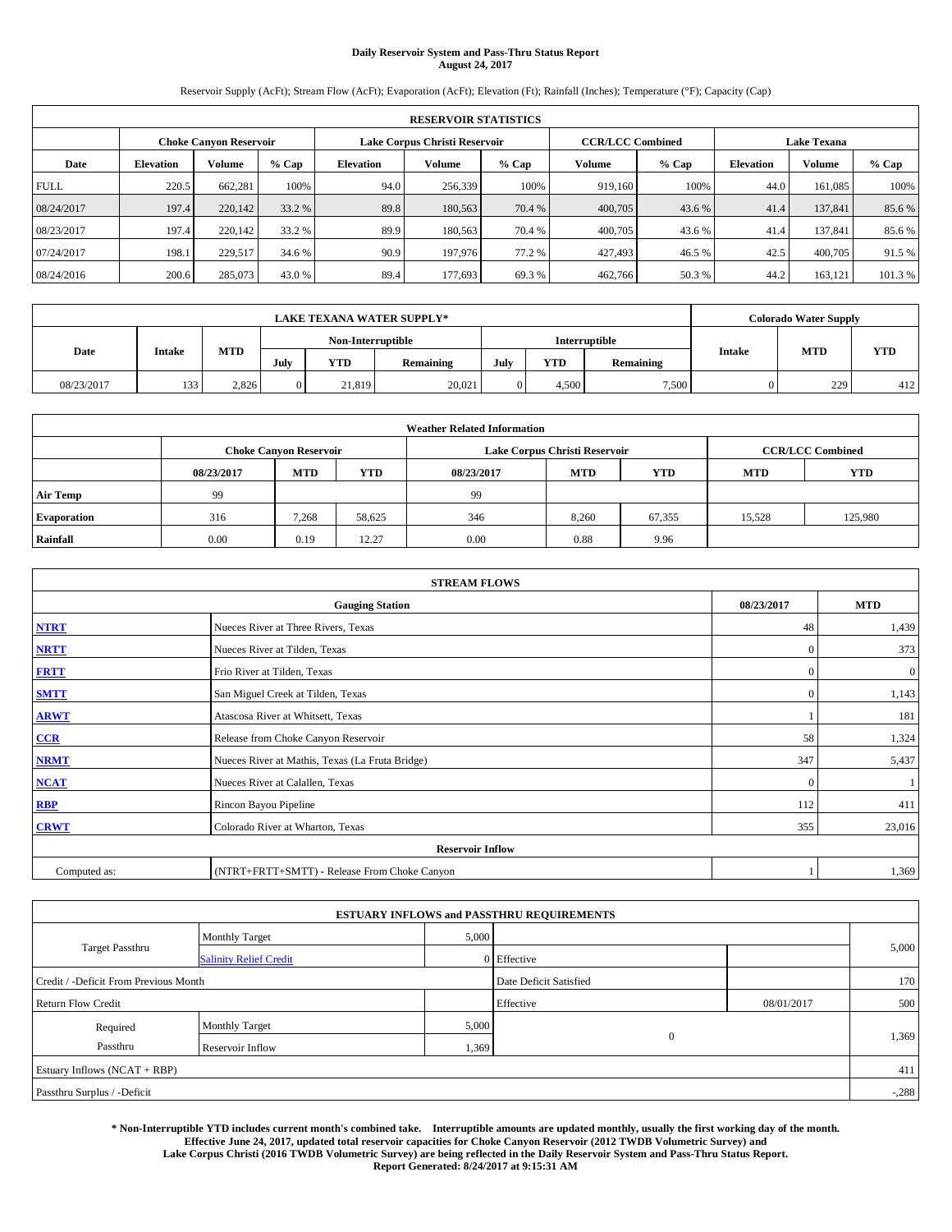# Daily Reservoir System and Pass-Thru Status Report
## August 24, 2017

Reservoir Supply (AcFt); Stream Flow (AcFt); Evaporation (AcFt); Elevation (Ft); Rainfall (Inches); Temperature (°F); Capacity (Cap)

| RESERVOIR STATISTICS | | | | | | | | | | | |
|---|---|---|---|---|---|---|---|---|---|---|---|
| | Choke Canyon Reservoir | | | Lake Corpus Christi Reservoir | | | CCR/LCC Combined | | Lake Texana | | |
| Date | Elevation | Volume | % Cap | Elevation | Volume | % Cap | Volume | % Cap | Elevation | Volume | % Cap |
| FULL | 220.5 | 662,281 | 100% | 94.0 | 256,339 | 100% | 919,160 | 100% | 44.0 | 161,085 | 100% |
| 08/24/2017 | 197.4 | 220,142 | 33.2 % | 89.8 | 180,563 | 70.4 % | 400,705 | 43.6 % | 41.4 | 137,841 | 85.6 % |
| 08/23/2017 | 197.4 | 220,142 | 33.2 % | 89.9 | 180,563 | 70.4 % | 400,705 | 43.6 % | 41.4 | 137,841 | 85.6 % |
| 07/24/2017 | 198.1 | 229,517 | 34.6 % | 90.9 | 197,976 | 77.2 % | 427,493 | 46.5 % | 42.5 | 400,705 | 91.5 % |
| 08/24/2016 | 200.6 | 285,073 | 43.0 % | 89.4 | 177,693 | 69.3 % | 462,766 | 50.3 % | 44.2 | 163,121 | 101.3 % |

| LAKE TEXANA WATER SUPPLY* | | | | | | | | | Colorado Water Supply | | |
|---|---|---|---|---|---|---|---|---|---|---|---|
| Date | Intake | MTD | Non-Interruptible | | | Interruptible | | | Intake | MTD | YTD |
| | | | July | YTD | Remaining | July | YTD | Remaining | | | |
| 08/23/2017 | 133 | 2,826 | 0 | 21,819 | 20,021 | 0 | 4,500 | 7,500 | 0 | 229 | 412 |

| Weather Related Information | | | | | | | | |
|---|---|---|---|---|---|---|---|---|
| | Choke Canyon Reservoir | | | Lake Corpus Christi Reservoir | | | CCR/LCC Combined | |
| | 08/23/2017 | MTD | YTD | 08/23/2017 | MTD | YTD | MTD | YTD |
| Air Temp | 99 | | | 99 | | | | |
| Evaporation | 316 | 7,268 | 58,625 | 346 | 8,260 | 67,355 | 15,528 | 125,980 |
| Rainfall | 0.00 | 0.19 | 12.27 | 0.00 | 0.88 | 9.96 | | |

| STREAM FLOWS | | | |
|---|---|---|---|
| | Gauging Station | 08/23/2017 | MTD |
| NTRT | Nueces River at Three Rivers, Texas | 48 | 1,439 |
| NRTT | Nueces River at Tilden, Texas | 0 | 373 |
| FRTT | Frio River at Tilden, Texas | 0 | 0 |
| SMTT | San Miguel Creek at Tilden, Texas | 0 | 1,143 |
| ARWT | Atascosa River at Whitsett, Texas | 1 | 181 |
| CCR | Release from Choke Canyon Reservoir | 58 | 1,324 |
| NRMT | Nueces River at Mathis, Texas (La Fruta Bridge) | 347 | 5,437 |
| NCAT | Nueces River at Calallen, Texas | 0 | 1 |
| RBP | Rincon Bayou Pipeline | 112 | 411 |
| CRWT | Colorado River at Wharton, Texas | 355 | 23,016 |
| | Reservoir Inflow | | |
| Computed as: | (NTRT+FRTT+SMTT) - Release From Choke Canyon | 1 | 1,369 |

| ESTUARY INFLOWS and PASSTHRU REQUIREMENTS | | | | | |
|---|---|---|---|---|---|
| Target Passthru | Monthly Target | 5,000 | | | 5,000 |
| | Salinity Relief Credit | 0 | Effective | | |
| Credit / -Deficit From Previous Month | | | Date Deficit Satisfied | | 170 |
| Return Flow Credit | | | Effective | 08/01/2017 | 500 |
| Required Passthru | Monthly Target | 5,000 | 0 | | 1,369 |
| | Reservoir Inflow | 1,369 | | | |
| Estuary Inflows (NCAT + RBP) | | | | | 411 |
| Passthru Surplus / -Deficit | | | | | -,288 |

**\* Non-Interruptible YTD includes current month's combined take. Interruptible amounts are updated monthly, usually the first working day of the month. Effective June 24, 2017, updated total reservoir capacities for Choke Canyon Reservoir (2012 TWDB Volumetric Survey) and Lake Corpus Christi (2016 TWDB Volumetric Survey) are being reflected in the Daily Reservoir System and Pass-Thru Status Report. Report Generated: 8/24/2017 at 9:15:31 AM**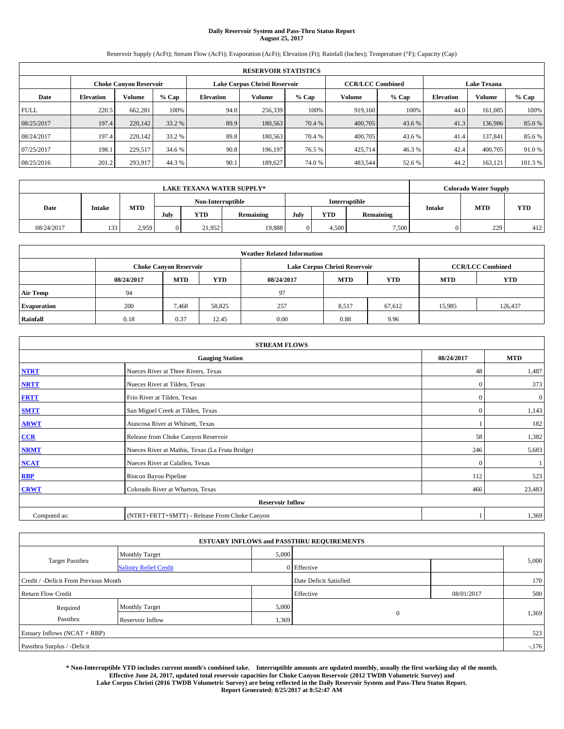**Daily Reservoir System and Pass-Thru Status Report**
**August 25, 2017**

Reservoir Supply (AcFt); Stream Flow (AcFt); Evaporation (AcFt); Elevation (Ft); Rainfall (Inches); Temperature (°F); Capacity (Cap)

| RESERVOIR STATISTICS | | | | | | | | | | | |
|---|---|---|---|---|---|---|---|---|---|---|---|
| | Choke Canyon Reservoir | | | Lake Corpus Christi Reservoir | | | CCR/LCC Combined | | Lake Texana | | |
| Date | Elevation | Volume | % Cap | Elevation | Volume | % Cap | Volume | % Cap | Elevation | Volume | % Cap |
| FULL | 220.5 | 662,281 | 100% | 94.0 | 256,339 | 100% | 919,160 | 100% | 44.0 | 161,085 | 100% |
| 08/25/2017 | 197.4 | 220,142 | 33.2 % | 89.9 | 180,563 | 70.4 % | 400,705 | 43.6 % | 41.3 | 136,986 | 85.0 % |
| 08/24/2017 | 197.4 | 220,142 | 33.2 % | 89.8 | 180,563 | 70.4 % | 400,705 | 43.6 % | 41.4 | 137,841 | 85.6 % |
| 07/25/2017 | 198.1 | 229,517 | 34.6 % | 90.8 | 196,197 | 76.5 % | 425,714 | 46.3 % | 42.4 | 400,705 | 91.0 % |
| 08/25/2016 | 201.2 | 293,917 | 44.3 % | 90.1 | 189,627 | 74.0 % | 483,544 | 52.6 % | 44.2 | 163,121 | 101.3 % |

| LAKE TEXANA WATER SUPPLY* | | | | | | | | | Colorado Water Supply | | |
|---|---|---|---|---|---|---|---|---|---|---|---|
| Date | Intake | MTD | Non-Interruptible | | | Interruptible | | | Intake | MTD | YTD |
| | | | July | YTD | Remaining | July | YTD | Remaining | | | |
| 08/24/2017 | 133 | 2,959 | 0 | 21,952 | 19,888 | 0 | 4,500 | 7,500 | 0 | 229 | 412 |

| Weather Related Information | | | | | | | | |
|---|---|---|---|---|---|---|---|---|
| | Choke Canyon Reservoir | | | Lake Corpus Christi Reservoir | | | CCR/LCC Combined | |
| | 08/24/2017 | MTD | YTD | 08/24/2017 | MTD | YTD | MTD | YTD |
| Air Temp | 94 | | | 97 | | | | |
| Evaporation | 200 | 7,468 | 58,825 | 257 | 8,517 | 67,612 | 15,985 | 126,437 |
| Rainfall | 0.18 | 0.37 | 12.45 | 0.00 | 0.88 | 9.96 | | |

| STREAM FLOWS | | | |
|---|---|---|---|
| Gauging Station | | 08/24/2017 | MTD |
| NTRT | Nueces River at Three Rivers, Texas | 48 | 1,487 |
| NRTT | Nueces River at Tilden, Texas | 0 | 373 |
| FRTT | Frio River at Tilden, Texas | 0 | 0 |
| SMTT | San Miguel Creek at Tilden, Texas | 0 | 1,143 |
| ARWT | Atascosa River at Whitsett, Texas | 1 | 182 |
| CCR | Release from Choke Canyon Reservoir | 58 | 1,382 |
| NRMT | Nueces River at Mathis, Texas (La Fruta Bridge) | 246 | 5,683 |
| NCAT | Nueces River at Calallen, Texas | 0 | 1 |
| RBP | Rincon Bayou Pipeline | 112 | 523 |
| CRWT | Colorado River at Wharton, Texas | 466 | 23,483 |
| Reservoir Inflow | | | |
| Computed as: | (NTRT+FRTT+SMTT) - Release From Choke Canyon | 1 | 1,369 |

| ESTUARY INFLOWS and PASSTHRU REQUIREMENTS | | | | | |
|---|---|---|---|---|---|
| Target Passthru | Monthly Target | 5,000 | | | 5,000 |
| | Salinity Relief Credit | 0 | Effective | | |
| Credit / -Deficit From Previous Month | | | Date Deficit Satisfied | | 170 |
| Return Flow Credit | | | Effective | 08/01/2017 | 500 |
| Required Passthru | Monthly Target | 5,000 | 0 | | 1,369 |
| | Reservoir Inflow | 1,369 | | | |
| Estuary Inflows (NCAT + RBP) | | | | | 523 |
| Passthru Surplus / -Deficit | | | | | -,176 |

**\* Non-Interruptible YTD includes current month's combined take. Interruptible amounts are updated monthly, usually the first working day of the month. Effective June 24, 2017, updated total reservoir capacities for Choke Canyon Reservoir (2012 TWDB Volumetric Survey) and Lake Corpus Christi (2016 TWDB Volumetric Survey) are being reflected in the Daily Reservoir System and Pass-Thru Status Report. Report Generated: 8/25/2017 at 8:52:47 AM**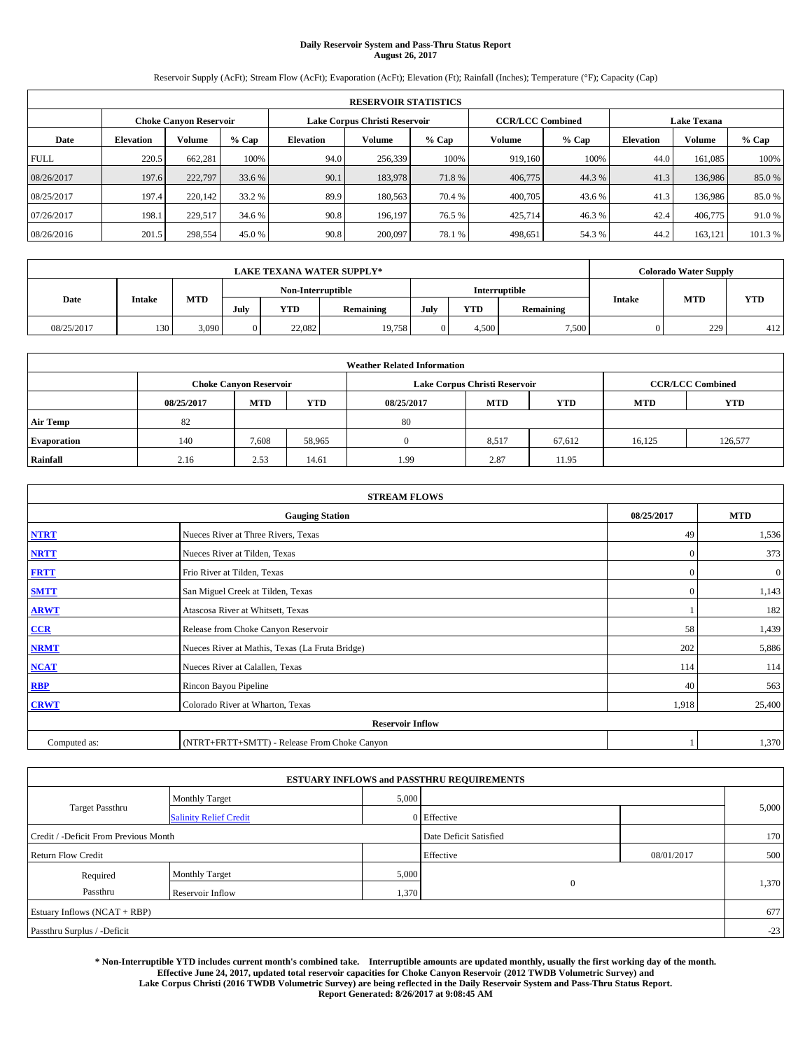# Daily Reservoir System and Pass-Thru Status Report
## August 26, 2017

Reservoir Supply (AcFt); Stream Flow (AcFt); Evaporation (AcFt); Elevation (Ft); Rainfall (Inches); Temperature (°F); Capacity (Cap)

| RESERVOIR STATISTICS | | | | | | | | | | | |
|---|---|---|---|---|---|---|---|---|---|---|---|
| | Choke Canyon Reservoir | | | Lake Corpus Christi Reservoir | | | CCR/LCC Combined | | Lake Texana | | |
| Date | Elevation | Volume | % Cap | Elevation | Volume | % Cap | Volume | % Cap | Elevation | Volume | % Cap |
| FULL | 220.5 | 662,281 | 100% | 94.0 | 256,339 | 100% | 919,160 | 100% | 44.0 | 161,085 | 100% |
| 08/26/2017 | 197.6 | 222,797 | 33.6 % | 90.1 | 183,978 | 71.8 % | 406,775 | 44.3 % | 41.3 | 136,986 | 85.0 % |
| 08/25/2017 | 197.4 | 220,142 | 33.2 % | 89.9 | 180,563 | 70.4 % | 400,705 | 43.6 % | 41.3 | 136,986 | 85.0 % |
| 07/26/2017 | 198.1 | 229,517 | 34.6 % | 90.8 | 196,197 | 76.5 % | 425,714 | 46.3 % | 42.4 | 406,775 | 91.0 % |
| 08/26/2016 | 201.5 | 298,554 | 45.0 % | 90.8 | 200,097 | 78.1 % | 498,651 | 54.3 % | 44.2 | 163,121 | 101.3 % |

| LAKE TEXANA WATER SUPPLY* | | | | | | | | | Colorado Water Supply | | |
|---|---|---|---|---|---|---|---|---|---|---|---|
| Date | Intake | MTD | Non-Interruptible | | | Interruptible | | | Intake | MTD | YTD |
| | | | July | YTD | Remaining | July | YTD | Remaining | | | |
| 08/25/2017 | 130 | 3,090 | 0 | 22,082 | 19,758 | 0 | 4,500 | 7,500 | 0 | 229 | 412 |

| Weather Related Information | | | | | | | | |
|---|---|---|---|---|---|---|---|---|
| | Choke Canyon Reservoir | | | Lake Corpus Christi Reservoir | | | CCR/LCC Combined | |
| | 08/25/2017 | MTD | YTD | 08/25/2017 | MTD | YTD | MTD | YTD |
| Air Temp | 82 | | | 80 | | | | |
| Evaporation | 140 | 7,608 | 58,965 | 0 | 8,517 | 67,612 | 16,125 | 126,577 |
| Rainfall | 2.16 | 2.53 | 14.61 | 1.99 | 2.87 | 11.95 | | |

| STREAM FLOWS | | | |
|---|---|---|---|
| | Gauging Station | 08/25/2017 | MTD |
| NTRT | Nueces River at Three Rivers, Texas | 49 | 1,536 |
| NRTT | Nueces River at Tilden, Texas | 0 | 373 |
| FRTT | Frio River at Tilden, Texas | 0 | 0 |
| SMTT | San Miguel Creek at Tilden, Texas | 0 | 1,143 |
| ARWT | Atascosa River at Whitsett, Texas | 1 | 182 |
| CCR | Release from Choke Canyon Reservoir | 58 | 1,439 |
| NRMT | Nueces River at Mathis, Texas (La Fruta Bridge) | 202 | 5,886 |
| NCAT | Nueces River at Calallen, Texas | 114 | 114 |
| RBP | Rincon Bayou Pipeline | 40 | 563 |
| CRWT | Colorado River at Wharton, Texas | 1,918 | 25,400 |
| | Reservoir Inflow | | |
| Computed as: | (NTRT+FRTT+SMTT) - Release From Choke Canyon | 1 | 1,370 |

| ESTUARY INFLOWS and PASSTHRU REQUIREMENTS | | | | | |
|---|---|---|---|---|---|
| Target Passthru | Monthly Target | 5,000 | | | 5,000 |
| | Salinity Relief Credit | 0 | Effective | | |
| Credit / -Deficit From Previous Month | | | Date Deficit Satisfied | | 170 |
| Return Flow Credit | | | Effective | 08/01/2017 | 500 |
| Required Passthru | Monthly Target | 5,000 | 0 | | 1,370 |
| | Reservoir Inflow | 1,370 | | | |
| Estuary Inflows (NCAT + RBP) | | | | | 677 |
| Passthru Surplus / -Deficit | | | | | -23 |

**\* Non-Interruptible YTD includes current month's combined take. Interruptible amounts are updated monthly, usually the first working day of the month. Effective June 24, 2017, updated total reservoir capacities for Choke Canyon Reservoir (2012 TWDB Volumetric Survey) and Lake Corpus Christi (2016 TWDB Volumetric Survey) are being reflected in the Daily Reservoir System and Pass-Thru Status Report. Report Generated: 8/26/2017 at 9:08:45 AM**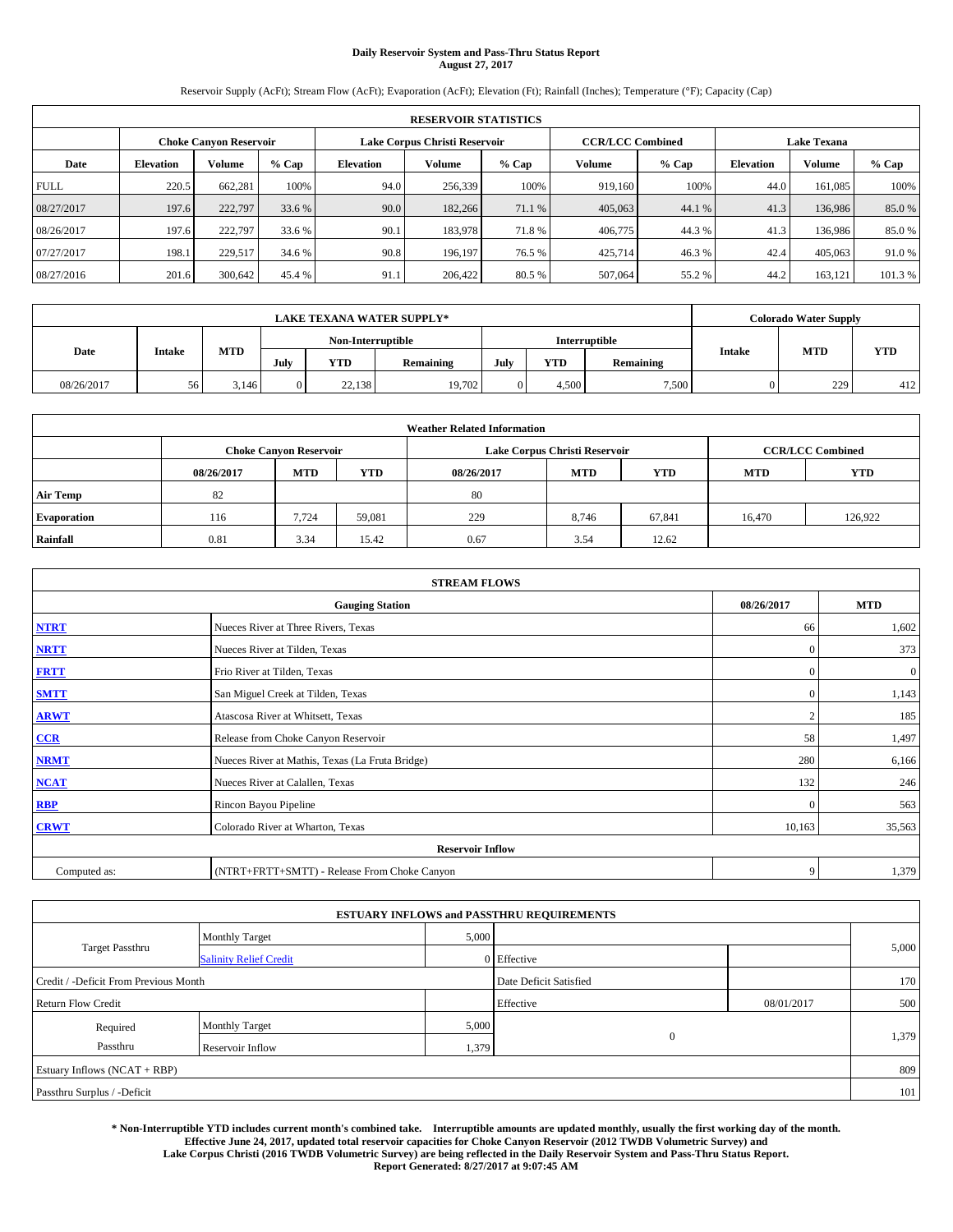# Daily Reservoir System and Pass-Thru Status Report
## August 27, 2017

Reservoir Supply (AcFt); Stream Flow (AcFt); Evaporation (AcFt); Elevation (Ft); Rainfall (Inches); Temperature (°F); Capacity (Cap)

| RESERVOIR STATISTICS | | | | | | | | | | | |
|---|---|---|---|---|---|---|---|---|---|---|---|
| | Choke Canyon Reservoir | | | Lake Corpus Christi Reservoir | | | CCR/LCC Combined | | Lake Texana | | |
| Date | Elevation | Volume | % Cap | Elevation | Volume | % Cap | Volume | % Cap | Elevation | Volume | % Cap |
| FULL | 220.5 | 662,281 | 100% | 94.0 | 256,339 | 100% | 919,160 | 100% | 44.0 | 161,085 | 100% |
| 08/27/2017 | 197.6 | 222,797 | 33.6 % | 90.0 | 182,266 | 71.1 % | 405,063 | 44.1 % | 41.3 | 136,986 | 85.0 % |
| 08/26/2017 | 197.6 | 222,797 | 33.6 % | 90.1 | 183,978 | 71.8 % | 406,775 | 44.3 % | 41.3 | 136,986 | 85.0 % |
| 07/27/2017 | 198.1 | 229,517 | 34.6 % | 90.8 | 196,197 | 76.5 % | 425,714 | 46.3 % | 42.4 | 405,063 | 91.0 % |
| 08/27/2016 | 201.6 | 300,642 | 45.4 % | 91.1 | 206,422 | 80.5 % | 507,064 | 55.2 % | 44.2 | 163,121 | 101.3 % |

| LAKE TEXANA WATER SUPPLY* | | | | | | | | | Colorado Water Supply | | |
|---|---|---|---|---|---|---|---|---|---|---|---|
| Date | Intake | MTD | Non-Interruptible | | | Interruptible | | | Intake | MTD | YTD |
| | | | July | YTD | Remaining | July | YTD | Remaining | | | |
| 08/26/2017 | 56 | 3,146 | 0 | 22,138 | 19,702 | 0 | 4,500 | 7,500 | 0 | 229 | 412 |

| Weather Related Information | | | | | | | | |
|---|---|---|---|---|---|---|---|---|
| | Choke Canyon Reservoir | | | Lake Corpus Christi Reservoir | | | CCR/LCC Combined | |
| | 08/26/2017 | MTD | YTD | 08/26/2017 | MTD | YTD | MTD | YTD |
| Air Temp | 82 | | | 80 | | | | |
| Evaporation | 116 | 7,724 | 59,081 | 229 | 8,746 | 67,841 | 16,470 | 126,922 |
| Rainfall | 0.81 | 3.34 | 15.42 | 0.67 | 3.54 | 12.62 | | |

| STREAM FLOWS | | | |
|---|---|---|---|
| Gauging Station | | 08/26/2017 | MTD |
| NTRT | Nueces River at Three Rivers, Texas | 66 | 1,602 |
| NRTT | Nueces River at Tilden, Texas | 0 | 373 |
| FRTT | Frio River at Tilden, Texas | 0 | 0 |
| SMTT | San Miguel Creek at Tilden, Texas | 0 | 1,143 |
| ARWT | Atascosa River at Whitsett, Texas | 2 | 185 |
| CCR | Release from Choke Canyon Reservoir | 58 | 1,497 |
| NRMT | Nueces River at Mathis, Texas (La Fruta Bridge) | 280 | 6,166 |
| NCAT | Nueces River at Calallen, Texas | 132 | 246 |
| RBP | Rincon Bayou Pipeline | 0 | 563 |
| CRWT | Colorado River at Wharton, Texas | 10,163 | 35,563 |
| Reservoir Inflow | | | |
| Computed as: | (NTRT+FRTT+SMTT) - Release From Choke Canyon | 9 | 1,379 |

| ESTUARY INFLOWS and PASSTHRU REQUIREMENTS | | | | | |
|---|---|---|---|---|---|
| Target Passthru | Monthly Target | 5,000 | | | 5,000 |
| | Salinity Relief Credit | 0 | Effective | | |
| Credit / -Deficit From Previous Month | | | Date Deficit Satisfied | | 170 |
| Return Flow Credit | | | Effective | 08/01/2017 | 500 |
| Required Passthru | Monthly Target | 5,000 | 0 | | 1,379 |
| | Reservoir Inflow | 1,379 | | | |
| Estuary Inflows (NCAT + RBP) | | | | | 809 |
| Passthru Surplus / -Deficit | | | | | 101 |

**\* Non-Interruptible YTD includes current month's combined take. Interruptible amounts are updated monthly, usually the first working day of the month. Effective June 24, 2017, updated total reservoir capacities for Choke Canyon Reservoir (2012 TWDB Volumetric Survey) and Lake Corpus Christi (2016 TWDB Volumetric Survey) are being reflected in the Daily Reservoir System and Pass-Thru Status Report. Report Generated: 8/27/2017 at 9:07:45 AM**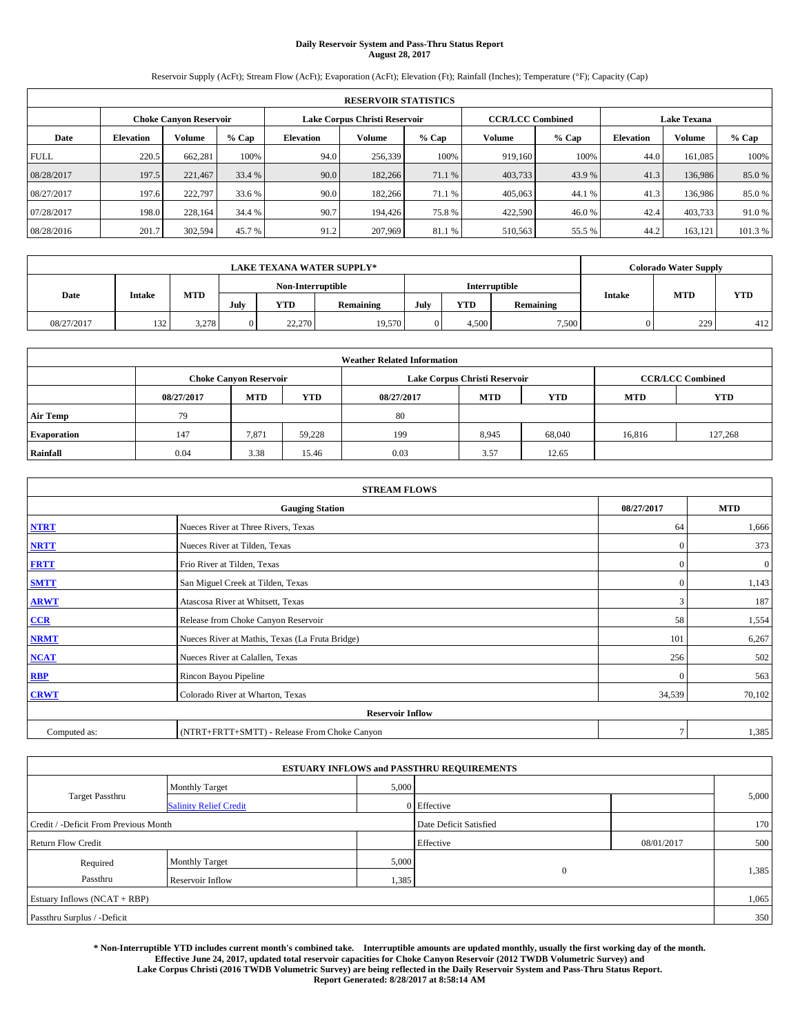# Daily Reservoir System and Pass-Thru Status Report
## August 28, 2017

Reservoir Supply (AcFt); Stream Flow (AcFt); Evaporation (AcFt); Elevation (Ft); Rainfall (Inches); Temperature (°F); Capacity (Cap)

| RESERVOIR STATISTICS | | | | | | | | | | | |
|---|---|---|---|---|---|---|---|---|---|---|---|
| | Choke Canyon Reservoir | | | Lake Corpus Christi Reservoir | | | CCR/LCC Combined | | Lake Texana | | |
| Date | Elevation | Volume | % Cap | Elevation | Volume | % Cap | Volume | % Cap | Elevation | Volume | % Cap |
| FULL | 220.5 | 662,281 | 100% | 94.0 | 256,339 | 100% | 919,160 | 100% | 44.0 | 161,085 | 100% |
| 08/28/2017 | 197.5 | 221,467 | 33.4 % | 90.0 | 182,266 | 71.1 % | 403,733 | 43.9 % | 41.3 | 136,986 | 85.0 % |
| 08/27/2017 | 197.6 | 222,797 | 33.6 % | 90.0 | 182,266 | 71.1 % | 405,063 | 44.1 % | 41.3 | 136,986 | 85.0 % |
| 07/28/2017 | 198.0 | 228,164 | 34.4 % | 90.7 | 194,426 | 75.8 % | 422,590 | 46.0 % | 42.4 | 403,733 | 91.0 % |
| 08/28/2016 | 201.7 | 302,594 | 45.7 % | 91.2 | 207,969 | 81.1 % | 510,563 | 55.5 % | 44.2 | 163,121 | 101.3 % |

| LAKE TEXANA WATER SUPPLY* | | | | | | | | | Colorado Water Supply | | |
|---|---|---|---|---|---|---|---|---|---|---|---|
| Date | Intake | MTD | Non-Interruptible | | | Interruptible | | | Intake | MTD | YTD |
| | | | July | YTD | Remaining | July | YTD | Remaining | | | |
| 08/27/2017 | 132 | 3,278 | 0 | 22,270 | 19,570 | 0 | 4,500 | 7,500 | 0 | 229 | 412 |

| Weather Related Information | | | | | | | | |
|---|---|---|---|---|---|---|---|---|
| | Choke Canyon Reservoir | | | Lake Corpus Christi Reservoir | | | CCR/LCC Combined | |
| | 08/27/2017 | MTD | YTD | 08/27/2017 | MTD | YTD | MTD | YTD |
| Air Temp | 79 | | | 80 | | | | |
| Evaporation | 147 | 7,871 | 59,228 | 199 | 8,945 | 68,040 | 16,816 | 127,268 |
| Rainfall | 0.04 | 3.38 | 15.46 | 0.03 | 3.57 | 12.65 | | |

| STREAM FLOWS | | | |
|---|---|---|---|
| Gauging Station | | 08/27/2017 | MTD |
| NTRT | Nueces River at Three Rivers, Texas | 64 | 1,666 |
| NRTT | Nueces River at Tilden, Texas | 0 | 373 |
| FRTT | Frio River at Tilden, Texas | 0 | 0 |
| SMTT | San Miguel Creek at Tilden, Texas | 0 | 1,143 |
| ARWT | Atascosa River at Whitsett, Texas | 3 | 187 |
| CCR | Release from Choke Canyon Reservoir | 58 | 1,554 |
| NRMT | Nueces River at Mathis, Texas (La Fruta Bridge) | 101 | 6,267 |
| NCAT | Nueces River at Calallen, Texas | 256 | 502 |
| RBP | Rincon Bayou Pipeline | 0 | 563 |
| CRWT | Colorado River at Wharton, Texas | 34,539 | 70,102 |
| Reservoir Inflow | | | |
| Computed as: | (NTRT+FRTT+SMTT) - Release From Choke Canyon | 7 | 1,385 |

| ESTUARY INFLOWS and PASSTHRU REQUIREMENTS | | | | | |
|---|---|---|---|---|---|
| Target Passthru | Monthly Target | 5,000 | | | 5,000 |
| | Salinity Relief Credit | 0 | Effective | | |
| Credit / -Deficit From Previous Month | | | Date Deficit Satisfied | | 170 |
| Return Flow Credit | | | Effective | 08/01/2017 | 500 |
| Required Passthru | Monthly Target | 5,000 | 0 | | 1,385 |
| | Reservoir Inflow | 1,385 | | | |
| Estuary Inflows (NCAT + RBP) | | | | | 1,065 |
| Passthru Surplus / -Deficit | | | | | 350 |

**\* Non-Interruptible YTD includes current month's combined take. Interruptible amounts are updated monthly, usually the first working day of the month. Effective June 24, 2017, updated total reservoir capacities for Choke Canyon Reservoir (2012 TWDB Volumetric Survey) and Lake Corpus Christi (2016 TWDB Volumetric Survey) are being reflected in the Daily Reservoir System and Pass-Thru Status Report. Report Generated: 8/28/2017 at 8:58:14 AM**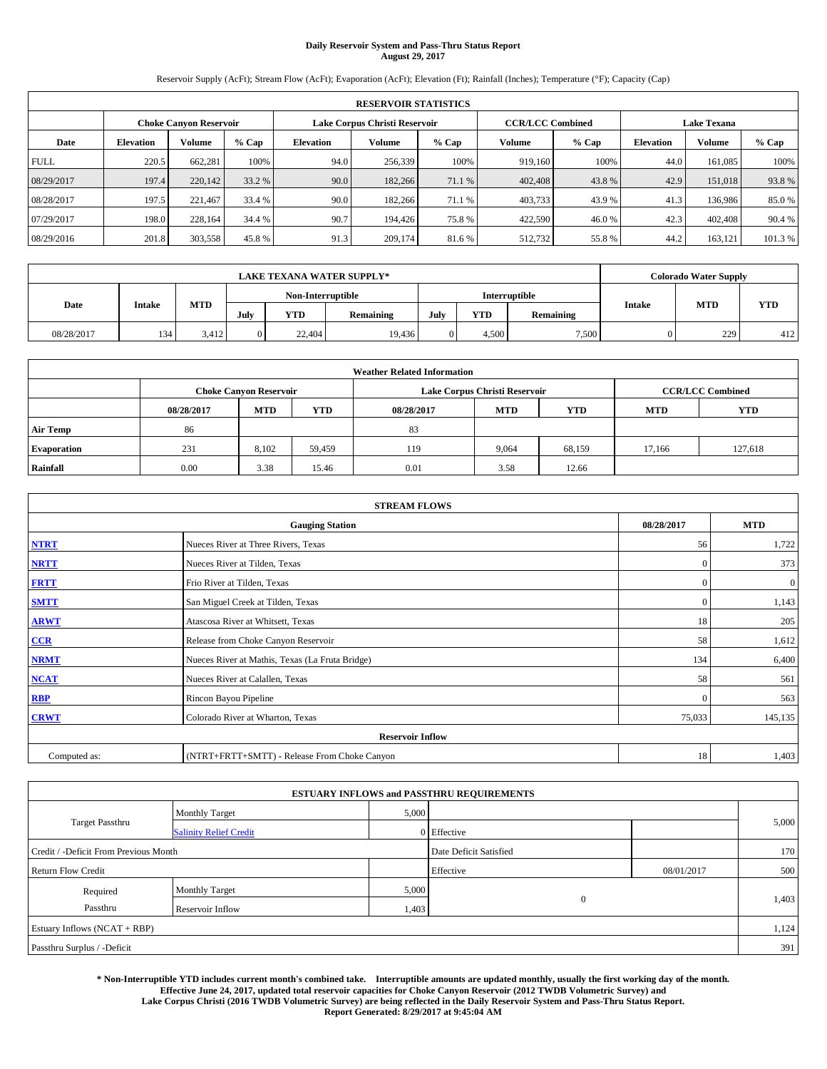# Daily Reservoir System and Pass-Thru Status Report
## August 29, 2017

Reservoir Supply (AcFt); Stream Flow (AcFt); Evaporation (AcFt); Elevation (Ft); Rainfall (Inches); Temperature (°F); Capacity (Cap)

| RESERVOIR STATISTICS | | | | | | | | | | | |
|---|---|---|---|---|---|---|---|---|---|---|---|
| | Choke Canyon Reservoir | | | Lake Corpus Christi Reservoir | | | CCR/LCC Combined | | Lake Texana | | |
| Date | Elevation | Volume | % Cap | Elevation | Volume | % Cap | Volume | % Cap | Elevation | Volume | % Cap |
| FULL | 220.5 | 662,281 | 100% | 94.0 | 256,339 | 100% | 919,160 | 100% | 44.0 | 161,085 | 100% |
| 08/29/2017 | 197.4 | 220,142 | 33.2 % | 90.0 | 182,266 | 71.1 % | 402,408 | 43.8 % | 42.9 | 151,018 | 93.8 % |
| 08/28/2017 | 197.5 | 221,467 | 33.4 % | 90.0 | 182,266 | 71.1 % | 403,733 | 43.9 % | 41.3 | 136,986 | 85.0 % |
| 07/29/2017 | 198.0 | 228,164 | 34.4 % | 90.7 | 194,426 | 75.8 % | 422,590 | 46.0 % | 42.3 | 402,408 | 90.4 % |
| 08/29/2016 | 201.8 | 303,558 | 45.8 % | 91.3 | 209,174 | 81.6 % | 512,732 | 55.8 % | 44.2 | 163,121 | 101.3 % |

| LAKE TEXANA WATER SUPPLY* | | | | | | | | | Colorado Water Supply | | |
|---|---|---|---|---|---|---|---|---|---|---|---|
| Date | Intake | MTD | Non-Interruptible | | | Interruptible | | | Intake | MTD | YTD |
| | | | July | YTD | Remaining | July | YTD | Remaining | | | |
| 08/28/2017 | 134 | 3,412 | 0 | 22,404 | 19,436 | 0 | 4,500 | 7,500 | 0 | 229 | 412 |

| Weather Related Information | | | | | | | | |
|---|---|---|---|---|---|---|---|---|
| | Choke Canyon Reservoir | | | Lake Corpus Christi Reservoir | | | CCR/LCC Combined | |
| | 08/28/2017 | MTD | YTD | 08/28/2017 | MTD | YTD | MTD | YTD |
| Air Temp | 86 | | | 83 | | | | |
| Evaporation | 231 | 8,102 | 59,459 | 119 | 9,064 | 68,159 | 17,166 | 127,618 |
| Rainfall | 0.00 | 3.38 | 15.46 | 0.01 | 3.58 | 12.66 | | |

| STREAM FLOWS | | | |
|---|---|---|---|
| Gauging Station | | 08/28/2017 | MTD |
| NTRT | Nueces River at Three Rivers, Texas | 56 | 1,722 |
| NRTT | Nueces River at Tilden, Texas | 0 | 373 |
| FRTT | Frio River at Tilden, Texas | 0 | 0 |
| SMTT | San Miguel Creek at Tilden, Texas | 0 | 1,143 |
| ARWT | Atascosa River at Whitsett, Texas | 18 | 205 |
| CCR | Release from Choke Canyon Reservoir | 58 | 1,612 |
| NRMT | Nueces River at Mathis, Texas (La Fruta Bridge) | 134 | 6,400 |
| NCAT | Nueces River at Calallen, Texas | 58 | 561 |
| RBP | Rincon Bayou Pipeline | 0 | 563 |
| CRWT | Colorado River at Wharton, Texas | 75,033 | 145,135 |
| Reservoir Inflow | | | |
| Computed as: | (NTRT+FRTT+SMTT) - Release From Choke Canyon | 18 | 1,403 |

| ESTUARY INFLOWS and PASSTHRU REQUIREMENTS | | | | | |
|---|---|---|---|---|---|
| Target Passthru | Monthly Target | 5,000 | | | 5,000 |
| | Salinity Relief Credit | 0 | Effective | | |
| Credit / -Deficit From Previous Month | | | Date Deficit Satisfied | | 170 |
| Return Flow Credit | | | Effective | 08/01/2017 | 500 |
| Required Passthru | Monthly Target | 5,000 | 0 | | 1,403 |
| | Reservoir Inflow | 1,403 | | | |
| Estuary Inflows (NCAT + RBP) | | | | | 1,124 |
| Passthru Surplus / -Deficit | | | | | 391 |

**\* Non-Interruptible YTD includes current month's combined take. Interruptible amounts are updated monthly, usually the first working day of the month. Effective June 24, 2017, updated total reservoir capacities for Choke Canyon Reservoir (2012 TWDB Volumetric Survey) and Lake Corpus Christi (2016 TWDB Volumetric Survey) are being reflected in the Daily Reservoir System and Pass-Thru Status Report. Report Generated: 8/29/2017 at 9:45:04 AM**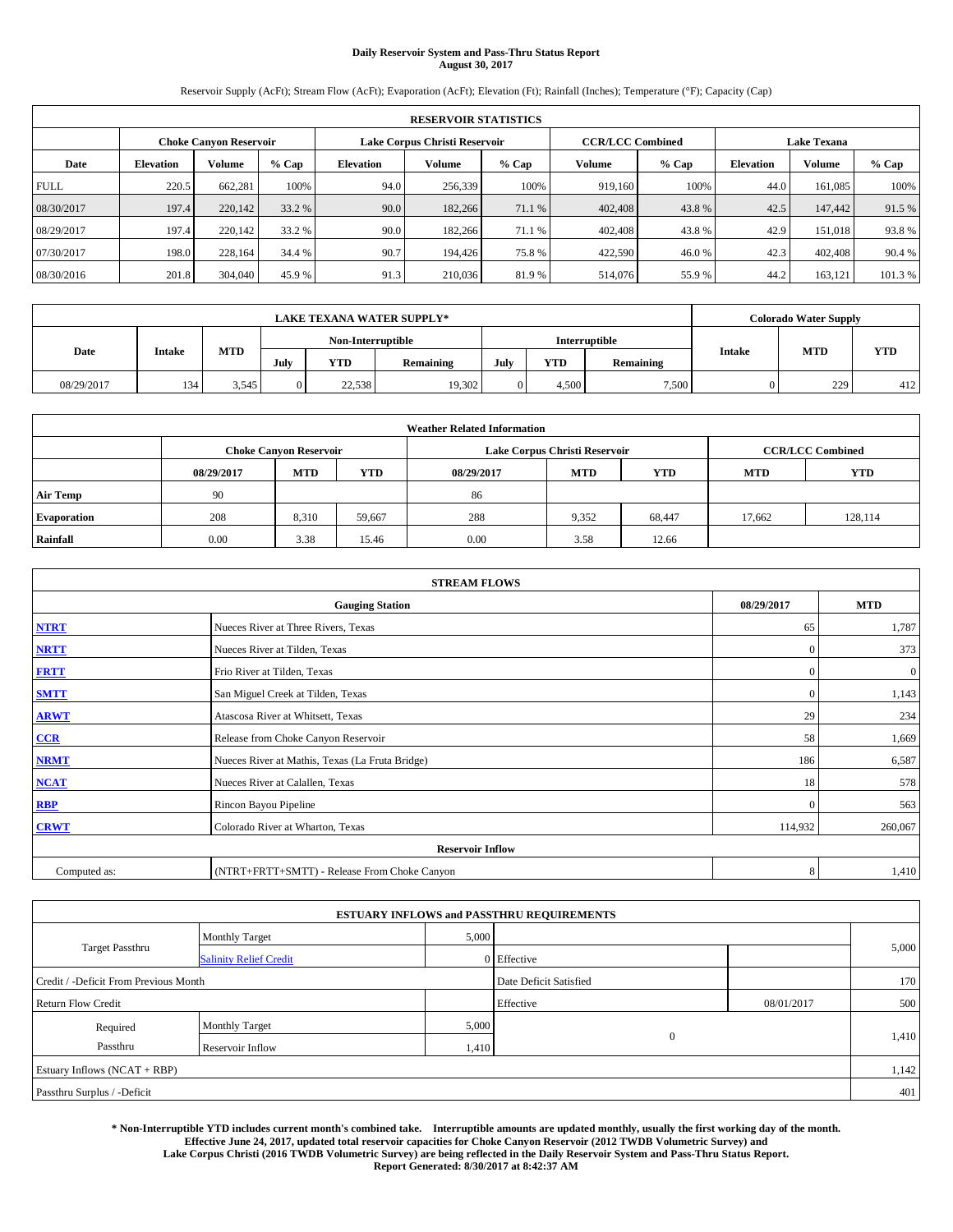# Daily Reservoir System and Pass-Thru Status Report
## August 30, 2017

Reservoir Supply (AcFt); Stream Flow (AcFt); Evaporation (AcFt); Elevation (Ft); Rainfall (Inches); Temperature (°F); Capacity (Cap)

| RESERVOIR STATISTICS | | | | | | | | | | | |
|---|---|---|---|---|---|---|---|---|---|---|---|
| | Choke Canyon Reservoir | | | Lake Corpus Christi Reservoir | | | CCR/LCC Combined | | Lake Texana | | |
| Date | Elevation | Volume | % Cap | Elevation | Volume | % Cap | Volume | % Cap | Elevation | Volume | % Cap |
| FULL | 220.5 | 662,281 | 100% | 94.0 | 256,339 | 100% | 919,160 | 100% | 44.0 | 161,085 | 100% |
| 08/30/2017 | 197.4 | 220,142 | 33.2 % | 90.0 | 182,266 | 71.1 % | 402,408 | 43.8 % | 42.5 | 147,442 | 91.5 % |
| 08/29/2017 | 197.4 | 220,142 | 33.2 % | 90.0 | 182,266 | 71.1 % | 402,408 | 43.8 % | 42.9 | 151,018 | 93.8 % |
| 07/30/2017 | 198.0 | 228,164 | 34.4 % | 90.7 | 194,426 | 75.8 % | 422,590 | 46.0 % | 42.3 | 402,408 | 90.4 % |
| 08/30/2016 | 201.8 | 304,040 | 45.9 % | 91.3 | 210,036 | 81.9 % | 514,076 | 55.9 % | 44.2 | 163,121 | 101.3 % |

| LAKE TEXANA WATER SUPPLY* | | | | | | | | | Colorado Water Supply | | |
|---|---|---|---|---|---|---|---|---|---|---|---|
| Date | Intake | MTD | Non-Interruptible | | | Interruptible | | | Intake | MTD | YTD |
| | | | July | YTD | Remaining | July | YTD | Remaining | | | |
| 08/29/2017 | 134 | 3,545 | 0 | 22,538 | 19,302 | 0 | 4,500 | 7,500 | 0 | 229 | 412 |

| Weather Related Information | | | | | | | | |
|---|---|---|---|---|---|---|---|---|
| | Choke Canyon Reservoir | | | Lake Corpus Christi Reservoir | | | CCR/LCC Combined | |
| | 08/29/2017 | MTD | YTD | 08/29/2017 | MTD | YTD | MTD | YTD |
| Air Temp | 90 | | | 86 | | | | |
| Evaporation | 208 | 8,310 | 59,667 | 288 | 9,352 | 68,447 | 17,662 | 128,114 |
| Rainfall | 0.00 | 3.38 | 15.46 | 0.00 | 3.58 | 12.66 | | |

| STREAM FLOWS | | | |
|---|---|---|---|
| Gauging Station | | 08/29/2017 | MTD |
| NTRT | Nueces River at Three Rivers, Texas | 65 | 1,787 |
| NRTT | Nueces River at Tilden, Texas | 0 | 373 |
| FRTT | Frio River at Tilden, Texas | 0 | 0 |
| SMTT | San Miguel Creek at Tilden, Texas | 0 | 1,143 |
| ARWT | Atascosa River at Whitsett, Texas | 29 | 234 |
| CCR | Release from Choke Canyon Reservoir | 58 | 1,669 |
| NRMT | Nueces River at Mathis, Texas (La Fruta Bridge) | 186 | 6,587 |
| NCAT | Nueces River at Calallen, Texas | 18 | 578 |
| RBP | Rincon Bayou Pipeline | 0 | 563 |
| CRWT | Colorado River at Wharton, Texas | 114,932 | 260,067 |
| Reservoir Inflow | | | |
| Computed as: | (NTRT+FRTT+SMTT) - Release From Choke Canyon | 8 | 1,410 |

| ESTUARY INFLOWS and PASSTHRU REQUIREMENTS | | | | | |
|---|---|---|---|---|---|
| Target Passthru | Monthly Target | 5,000 | | | 5,000 |
| | Salinity Relief Credit | 0 | Effective | | |
| Credit / -Deficit From Previous Month | | | Date Deficit Satisfied | | 170 |
| Return Flow Credit | | | Effective | 08/01/2017 | 500 |
| Required Passthru | Monthly Target | 5,000 | 0 | | 1,410 |
| | Reservoir Inflow | 1,410 | | | |
| Estuary Inflows (NCAT + RBP) | | | | | 1,142 |
| Passthru Surplus / -Deficit | | | | | 401 |

**\* Non-Interruptible YTD includes current month's combined take. Interruptible amounts are updated monthly, usually the first working day of the month. Effective June 24, 2017, updated total reservoir capacities for Choke Canyon Reservoir (2012 TWDB Volumetric Survey) and Lake Corpus Christi (2016 TWDB Volumetric Survey) are being reflected in the Daily Reservoir System and Pass-Thru Status Report. Report Generated: 8/30/2017 at 8:42:37 AM**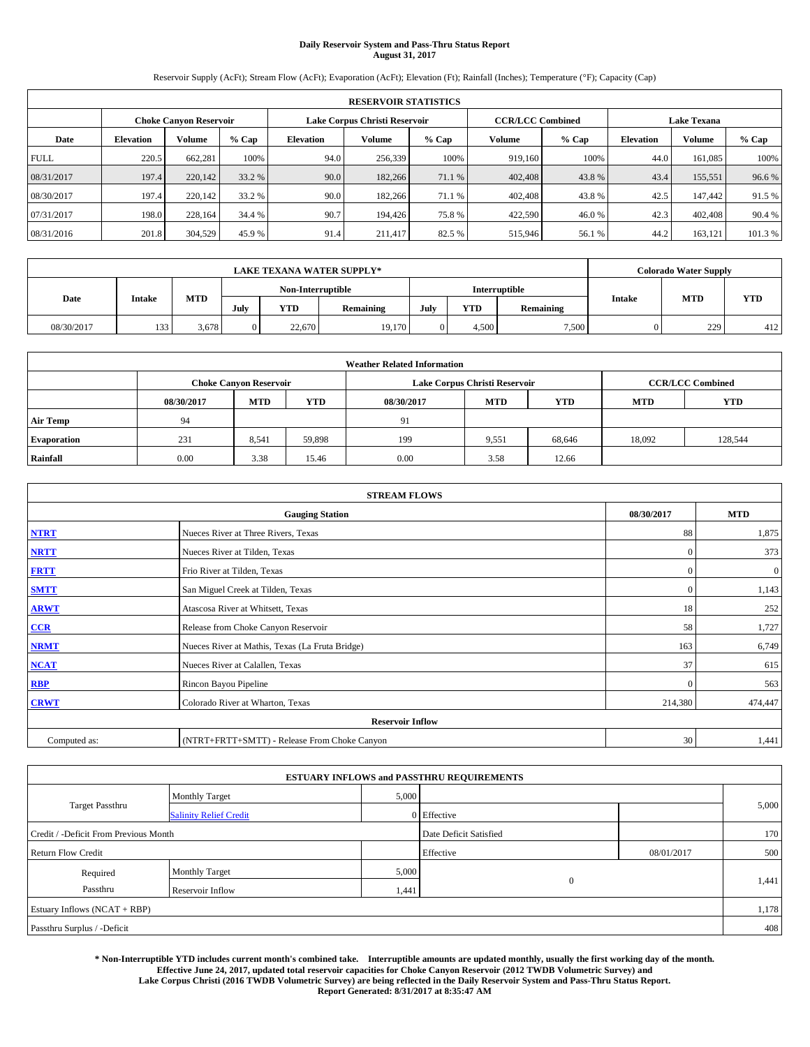# Daily Reservoir System and Pass-Thru Status Report
## August 31, 2017

Reservoir Supply (AcFt); Stream Flow (AcFt); Evaporation (AcFt); Elevation (Ft); Rainfall (Inches); Temperature (°F); Capacity (Cap)

| RESERVOIR STATISTICS | | | | | | | | | | | |
|---|---|---|---|---|---|---|---|---|---|---|---|
| | Choke Canyon Reservoir | | | Lake Corpus Christi Reservoir | | | CCR/LCC Combined | | Lake Texana | | |
| Date | Elevation | Volume | % Cap | Elevation | Volume | % Cap | Volume | % Cap | Elevation | Volume | % Cap |
| FULL | 220.5 | 662,281 | 100% | 94.0 | 256,339 | 100% | 919,160 | 100% | 44.0 | 161,085 | 100% |
| 08/31/2017 | 197.4 | 220,142 | 33.2 % | 90.0 | 182,266 | 71.1 % | 402,408 | 43.8 % | 43.4 | 155,551 | 96.6 % |
| 08/30/2017 | 197.4 | 220,142 | 33.2 % | 90.0 | 182,266 | 71.1 % | 402,408 | 43.8 % | 42.5 | 147,442 | 91.5 % |
| 07/31/2017 | 198.0 | 228,164 | 34.4 % | 90.7 | 194,426 | 75.8 % | 422,590 | 46.0 % | 42.3 | 402,408 | 90.4 % |
| 08/31/2016 | 201.8 | 304,529 | 45.9 % | 91.4 | 211,417 | 82.5 % | 515,946 | 56.1 % | 44.2 | 163,121 | 101.3 % |

| LAKE TEXANA WATER SUPPLY* | | | | | | | | | Colorado Water Supply | | |
|---|---|---|---|---|---|---|---|---|---|---|---|
| Date | Intake | MTD | Non-Interruptible | | | Interruptible | | | Intake | MTD | YTD |
| | | | July | YTD | Remaining | July | YTD | Remaining | | | |
| 08/30/2017 | 133 | 3,678 | 0 | 22,670 | 19,170 | 0 | 4,500 | 7,500 | 0 | 229 | 412 |

| Weather Related Information | | | | | | | | |
|---|---|---|---|---|---|---|---|---|
| | Choke Canyon Reservoir | | | Lake Corpus Christi Reservoir | | | CCR/LCC Combined | |
| | 08/30/2017 | MTD | YTD | 08/30/2017 | MTD | YTD | MTD | YTD |
| Air Temp | 94 | | | 91 | | | | |
| Evaporation | 231 | 8,541 | 59,898 | 199 | 9,551 | 68,646 | 18,092 | 128,544 |
| Rainfall | 0.00 | 3.38 | 15.46 | 0.00 | 3.58 | 12.66 | | |

| STREAM FLOWS | | | |
|---|---|---|---|
| | Gauging Station | 08/30/2017 | MTD |
| NTRT | Nueces River at Three Rivers, Texas | 88 | 1,875 |
| NRTT | Nueces River at Tilden, Texas | 0 | 373 |
| FRTT | Frio River at Tilden, Texas | 0 | 0 |
| SMTT | San Miguel Creek at Tilden, Texas | 0 | 1,143 |
| ARWT | Atascosa River at Whitsett, Texas | 18 | 252 |
| CCR | Release from Choke Canyon Reservoir | 58 | 1,727 |
| NRMT | Nueces River at Mathis, Texas (La Fruta Bridge) | 163 | 6,749 |
| NCAT | Nueces River at Calallen, Texas | 37 | 615 |
| RBP | Rincon Bayou Pipeline | 0 | 563 |
| CRWT | Colorado River at Wharton, Texas | 214,380 | 474,447 |
| | Reservoir Inflow | | |
| Computed as: | (NTRT+FRTT+SMTT) - Release From Choke Canyon | 30 | 1,441 |

| ESTUARY INFLOWS and PASSTHRU REQUIREMENTS | | | | | |
|---|---|---|---|---|---|
| Target Passthru | Monthly Target | 5,000 | | | 5,000 |
| | Salinity Relief Credit | 0 | Effective | | |
| Credit / -Deficit From Previous Month | | | Date Deficit Satisfied | | 170 |
| Return Flow Credit | | | Effective | 08/01/2017 | 500 |
| Required Passthru | Monthly Target | 5,000 | 0 | | 1,441 |
| | Reservoir Inflow | 1,441 | | | |
| Estuary Inflows (NCAT + RBP) | | | | | 1,178 |
| Passthru Surplus / -Deficit | | | | | 408 |

**\* Non-Interruptible YTD includes current month's combined take. Interruptible amounts are updated monthly, usually the first working day of the month. Effective June 24, 2017, updated total reservoir capacities for Choke Canyon Reservoir (2012 TWDB Volumetric Survey) and Lake Corpus Christi (2016 TWDB Volumetric Survey) are being reflected in the Daily Reservoir System and Pass-Thru Status Report. Report Generated: 8/31/2017 at 8:35:47 AM**